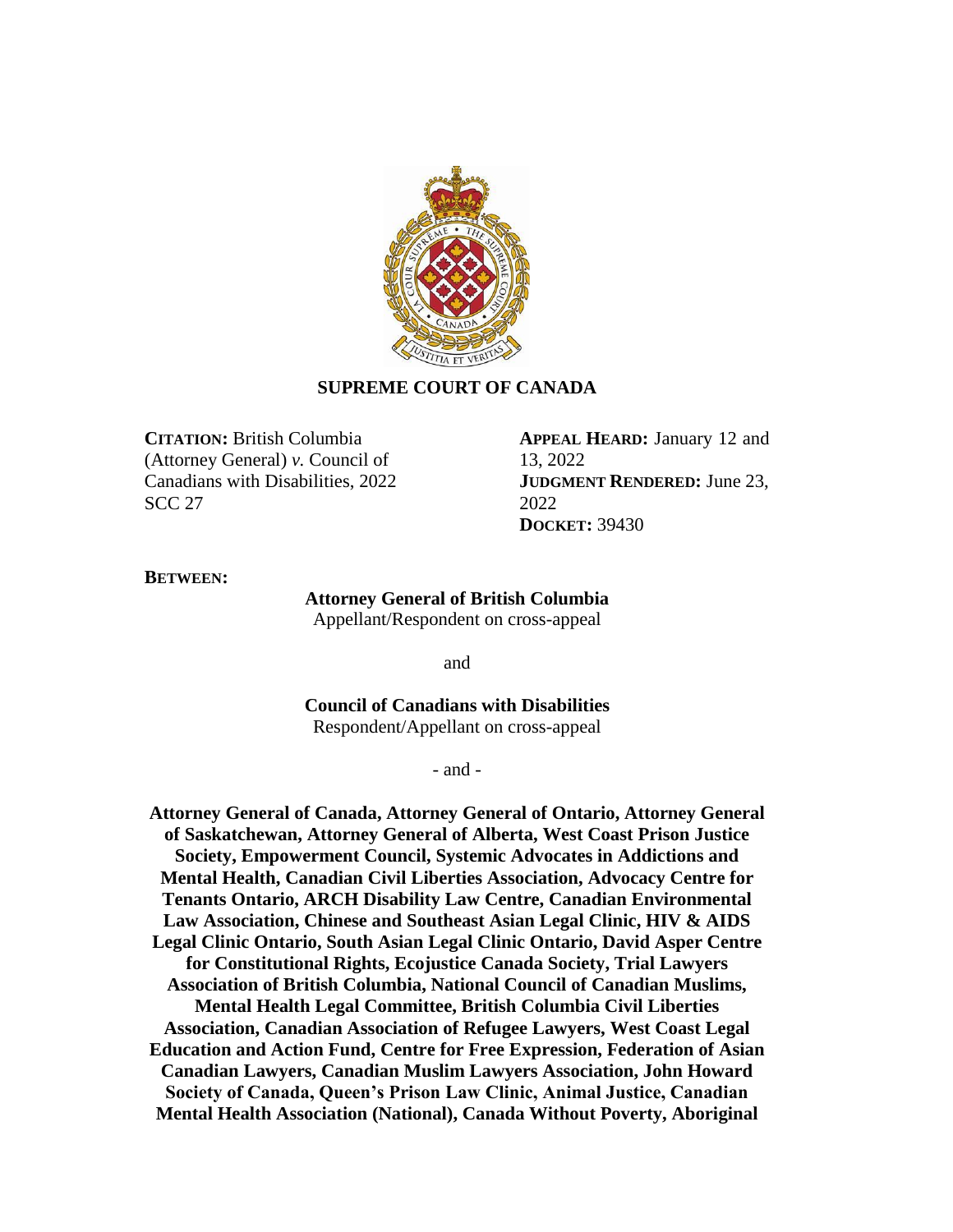**SUPREME COURT OF CANADA**

**CITATION:** British Columbia (Attorney General) *v.* Council of Canadians with Disabilities, 2022 SCC 27

**APPEAL HEARD:** January 12 and 13, 2022
**JUDGMENT RENDERED:** June 23, 2022
**DOCKET:** 39430

**BETWEEN:**

**Attorney General of British Columbia**
Appellant/Respondent on cross-appeal

and

**Council of Canadians with Disabilities**
Respondent/Appellant on cross-appeal

- and -

**Attorney General of Canada, Attorney General of Ontario, Attorney General of Saskatchewan, Attorney General of Alberta, West Coast Prison Justice Society, Empowerment Council, Systemic Advocates in Addictions and Mental Health, Canadian Civil Liberties Association, Advocacy Centre for Tenants Ontario, ARCH Disability Law Centre, Canadian Environmental Law Association, Chinese and Southeast Asian Legal Clinic, HIV & AIDS Legal Clinic Ontario, South Asian Legal Clinic Ontario, David Asper Centre for Constitutional Rights, Ecojustice Canada Society, Trial Lawyers Association of British Columbia, National Council of Canadian Muslims, Mental Health Legal Committee, British Columbia Civil Liberties Association, Canadian Association of Refugee Lawyers, West Coast Legal Education and Action Fund, Centre for Free Expression, Federation of Asian Canadian Lawyers, Canadian Muslim Lawyers Association, John Howard Society of Canada, Queen's Prison Law Clinic, Animal Justice, Canadian Mental Health Association (National), Canada Without Poverty, Aboriginal**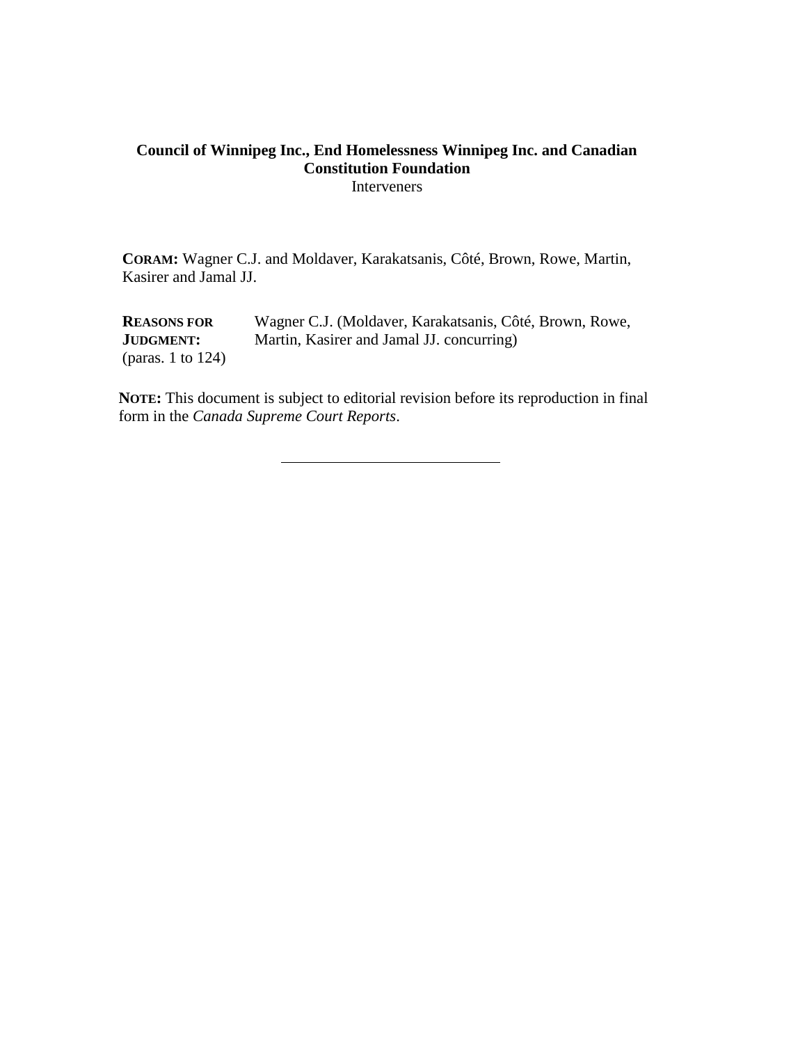**Council of Winnipeg Inc., End Homelessness Winnipeg Inc. and Canadian Constitution Foundation**
Interveners

**CORAM:** Wagner C.J. and Moldaver, Karakatsanis, Côté, Brown, Rowe, Martin, Kasirer and Jamal JJ.

| | |
|---|---|
| **REASONS FOR JUDGMENT:** (paras. 1 to 124) | Wagner C.J. (Moldaver, Karakatsanis, Côté, Brown, Rowe, Martin, Kasirer and Jamal JJ. concurring) |

**NOTE:** This document is subject to editorial revision before its reproduction in final form in the *Canada Supreme Court Reports*.

---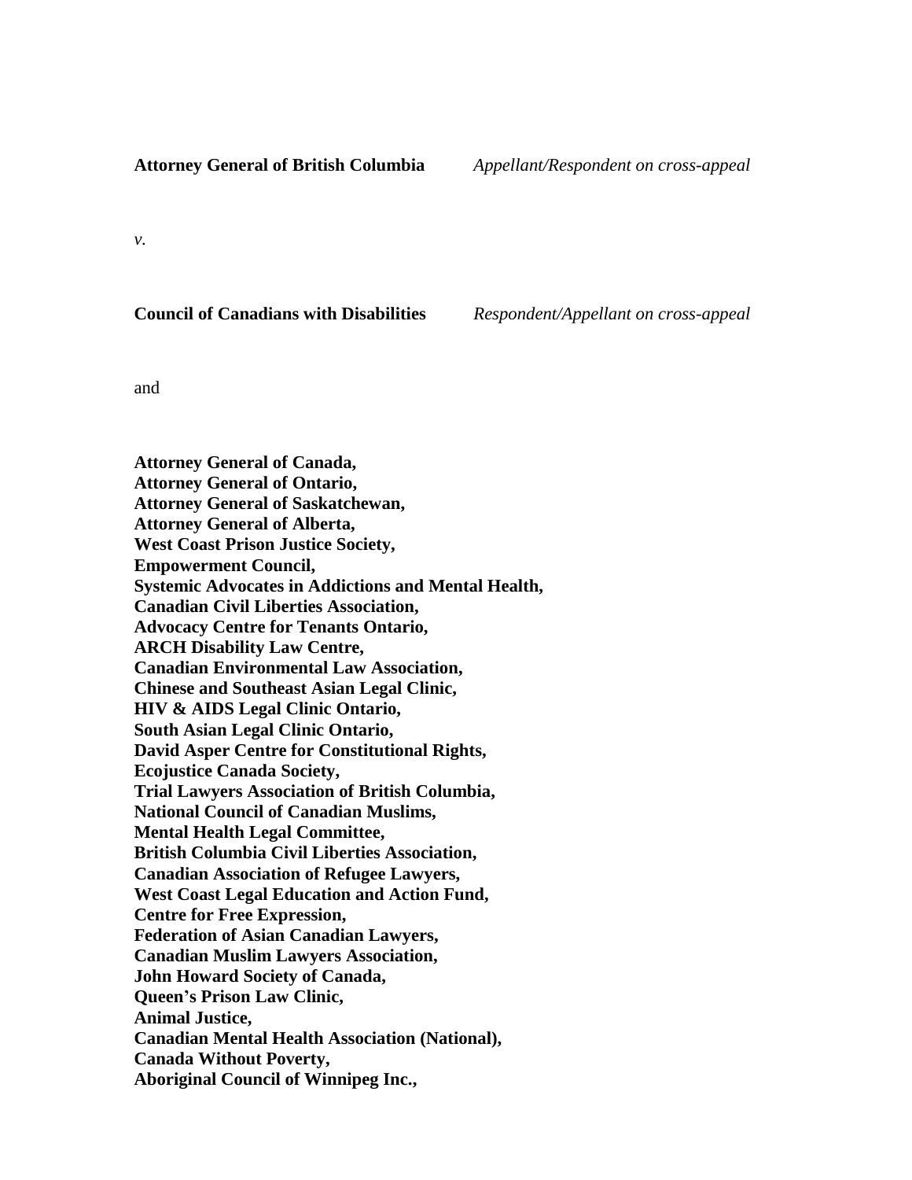**Attorney General of British Columbia** *Appellant/Respondent on cross-appeal*

*v.*

**Council of Canadians with Disabilities** *Respondent/Appellant on cross-appeal*

and

**Attorney General of Canada,**
**Attorney General of Ontario,**
**Attorney General of Saskatchewan,**
**Attorney General of Alberta,**
**West Coast Prison Justice Society,**
**Empowerment Council,**
**Systemic Advocates in Addictions and Mental Health,**
**Canadian Civil Liberties Association,**
**Advocacy Centre for Tenants Ontario,**
**ARCH Disability Law Centre,**
**Canadian Environmental Law Association,**
**Chinese and Southeast Asian Legal Clinic,**
**HIV & AIDS Legal Clinic Ontario,**
**South Asian Legal Clinic Ontario,**
**David Asper Centre for Constitutional Rights,**
**Ecojustice Canada Society,**
**Trial Lawyers Association of British Columbia,**
**National Council of Canadian Muslims,**
**Mental Health Legal Committee,**
**British Columbia Civil Liberties Association,**
**Canadian Association of Refugee Lawyers,**
**West Coast Legal Education and Action Fund,**
**Centre for Free Expression,**
**Federation of Asian Canadian Lawyers,**
**Canadian Muslim Lawyers Association,**
**John Howard Society of Canada,**
**Queen's Prison Law Clinic,**
**Animal Justice,**
**Canadian Mental Health Association (National),**
**Canada Without Poverty,**
**Aboriginal Council of Winnipeg Inc.,**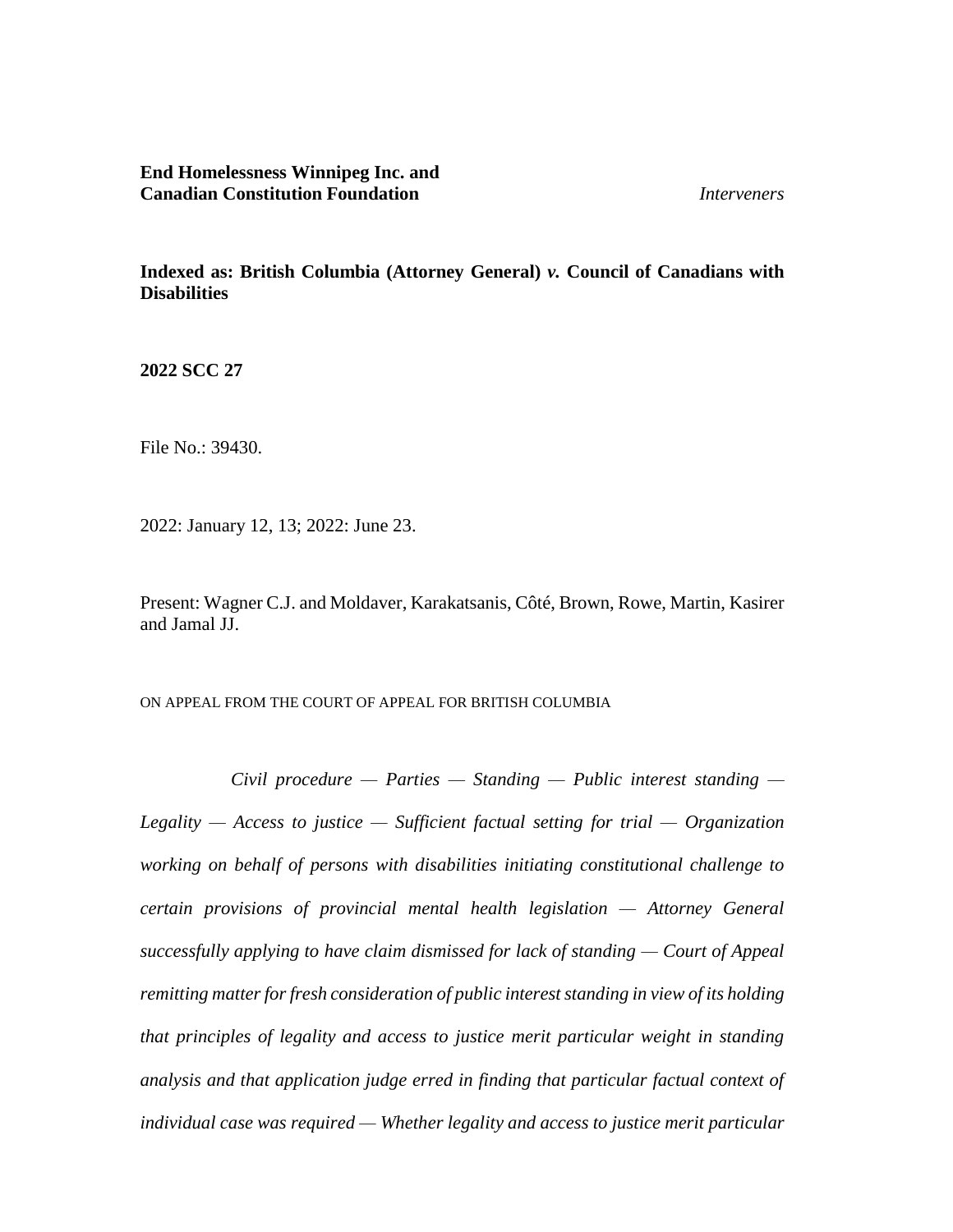**End Homelessness Winnipeg Inc. and Canadian Constitution Foundation** *Interveners*

**Indexed as: British Columbia (Attorney General) *v.* Council of Canadians with Disabilities**

**2022 SCC 27**

File No.: 39430.

2022: January 12, 13; 2022: June 23.

Present: Wagner C.J. and Moldaver, Karakatsanis, Côté, Brown, Rowe, Martin, Kasirer and Jamal JJ.

ON APPEAL FROM THE COURT OF APPEAL FOR BRITISH COLUMBIA

*Civil procedure — Parties — Standing — Public interest standing — Legality — Access to justice — Sufficient factual setting for trial — Organization working on behalf of persons with disabilities initiating constitutional challenge to certain provisions of provincial mental health legislation — Attorney General successfully applying to have claim dismissed for lack of standing — Court of Appeal remitting matter for fresh consideration of public interest standing in view of its holding that principles of legality and access to justice merit particular weight in standing analysis and that application judge erred in finding that particular factual context of individual case was required — Whether legality and access to justice merit particular*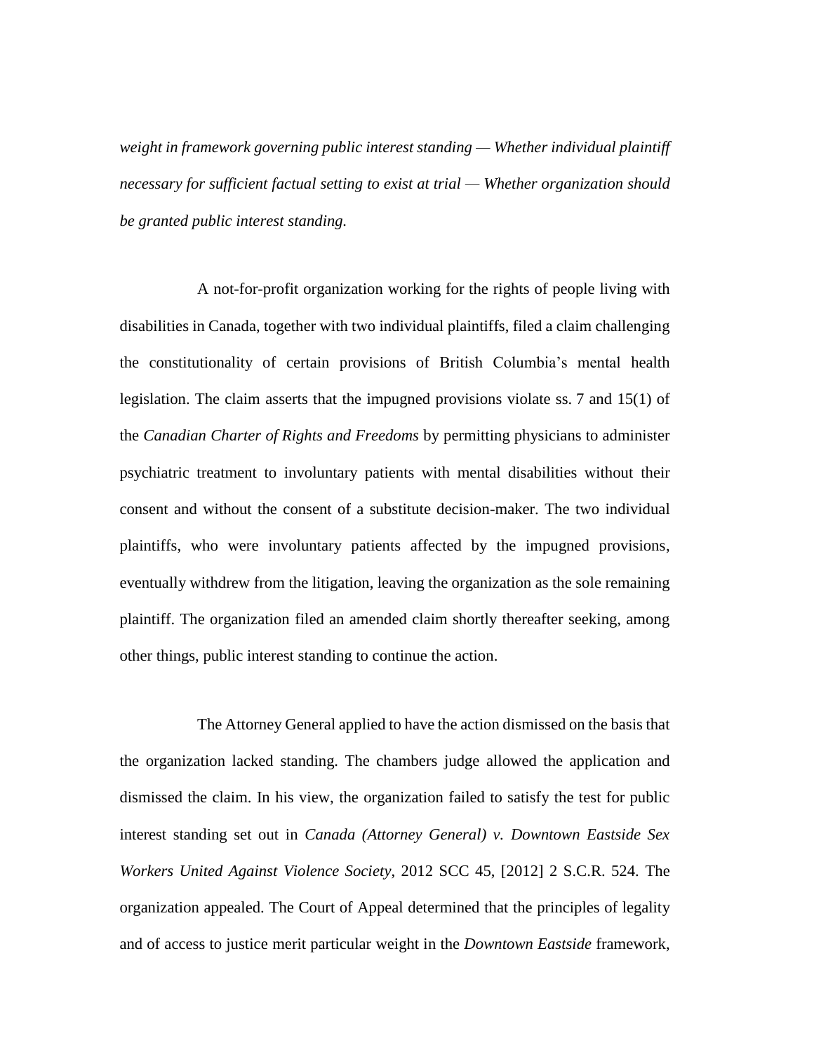*weight in framework governing public interest standing — Whether individual plaintiff necessary for sufficient factual setting to exist at trial — Whether organization should be granted public interest standing.*

A not-for-profit organization working for the rights of people living with disabilities in Canada, together with two individual plaintiffs, filed a claim challenging the constitutionality of certain provisions of British Columbia's mental health legislation. The claim asserts that the impugned provisions violate ss. 7 and 15(1) of the *Canadian Charter of Rights and Freedoms* by permitting physicians to administer psychiatric treatment to involuntary patients with mental disabilities without their consent and without the consent of a substitute decision-maker. The two individual plaintiffs, who were involuntary patients affected by the impugned provisions, eventually withdrew from the litigation, leaving the organization as the sole remaining plaintiff. The organization filed an amended claim shortly thereafter seeking, among other things, public interest standing to continue the action.

The Attorney General applied to have the action dismissed on the basis that the organization lacked standing. The chambers judge allowed the application and dismissed the claim. In his view, the organization failed to satisfy the test for public interest standing set out in *Canada (Attorney General) v. Downtown Eastside Sex Workers United Against Violence Society*, 2012 SCC 45, [2012] 2 S.C.R. 524. The organization appealed. The Court of Appeal determined that the principles of legality and of access to justice merit particular weight in the *Downtown Eastside* framework,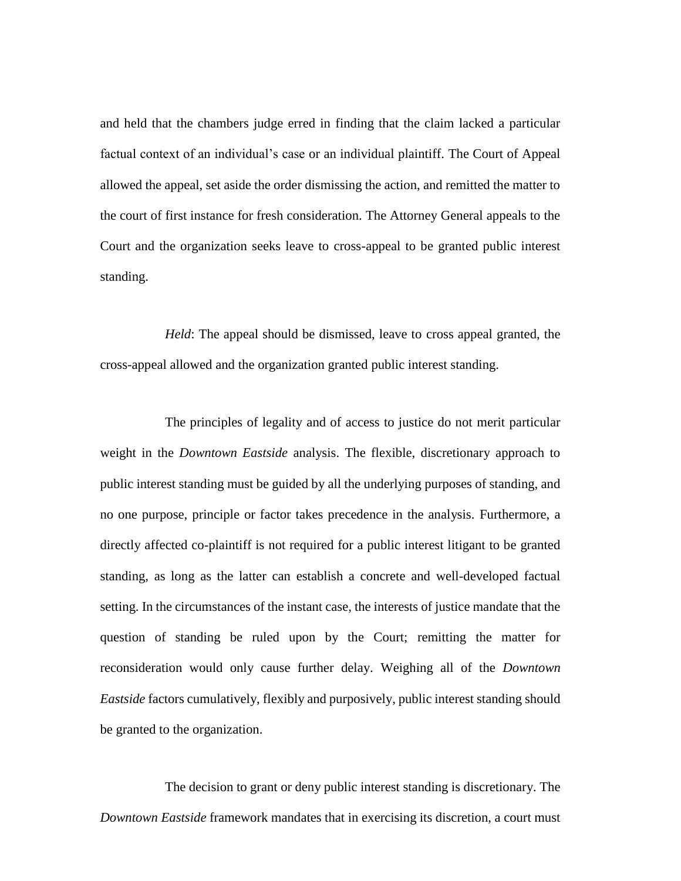and held that the chambers judge erred in finding that the claim lacked a particular factual context of an individual's case or an individual plaintiff. The Court of Appeal allowed the appeal, set aside the order dismissing the action, and remitted the matter to the court of first instance for fresh consideration. The Attorney General appeals to the Court and the organization seeks leave to cross-appeal to be granted public interest standing.

*Held*: The appeal should be dismissed, leave to cross appeal granted, the cross-appeal allowed and the organization granted public interest standing.

The principles of legality and of access to justice do not merit particular weight in the *Downtown Eastside* analysis. The flexible, discretionary approach to public interest standing must be guided by all the underlying purposes of standing, and no one purpose, principle or factor takes precedence in the analysis. Furthermore, a directly affected co-plaintiff is not required for a public interest litigant to be granted standing, as long as the latter can establish a concrete and well-developed factual setting. In the circumstances of the instant case, the interests of justice mandate that the question of standing be ruled upon by the Court; remitting the matter for reconsideration would only cause further delay. Weighing all of the *Downtown Eastside* factors cumulatively, flexibly and purposively, public interest standing should be granted to the organization.

The decision to grant or deny public interest standing is discretionary. The *Downtown Eastside* framework mandates that in exercising its discretion, a court must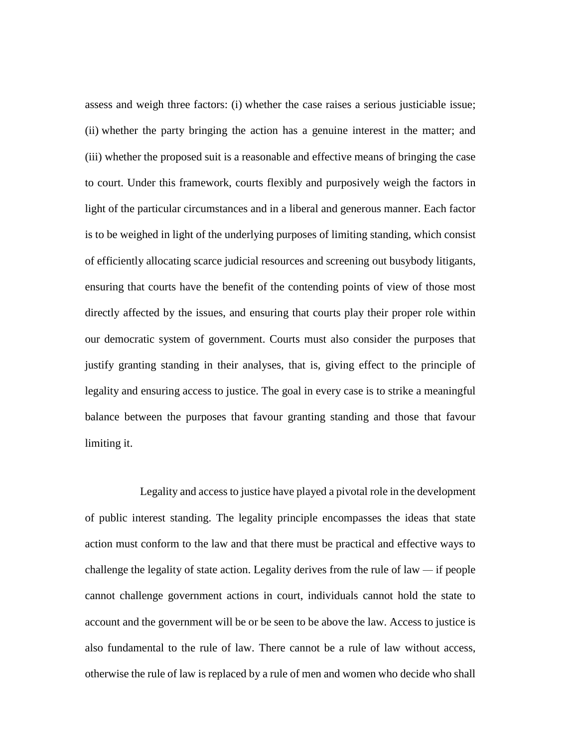assess and weigh three factors: (i) whether the case raises a serious justiciable issue; (ii) whether the party bringing the action has a genuine interest in the matter; and (iii) whether the proposed suit is a reasonable and effective means of bringing the case to court. Under this framework, courts flexibly and purposively weigh the factors in light of the particular circumstances and in a liberal and generous manner. Each factor is to be weighed in light of the underlying purposes of limiting standing, which consist of efficiently allocating scarce judicial resources and screening out busybody litigants, ensuring that courts have the benefit of the contending points of view of those most directly affected by the issues, and ensuring that courts play their proper role within our democratic system of government. Courts must also consider the purposes that justify granting standing in their analyses, that is, giving effect to the principle of legality and ensuring access to justice. The goal in every case is to strike a meaningful balance between the purposes that favour granting standing and those that favour limiting it.

Legality and access to justice have played a pivotal role in the development of public interest standing. The legality principle encompasses the ideas that state action must conform to the law and that there must be practical and effective ways to challenge the legality of state action. Legality derives from the rule of law — if people cannot challenge government actions in court, individuals cannot hold the state to account and the government will be or be seen to be above the law. Access to justice is also fundamental to the rule of law. There cannot be a rule of law without access, otherwise the rule of law is replaced by a rule of men and women who decide who shall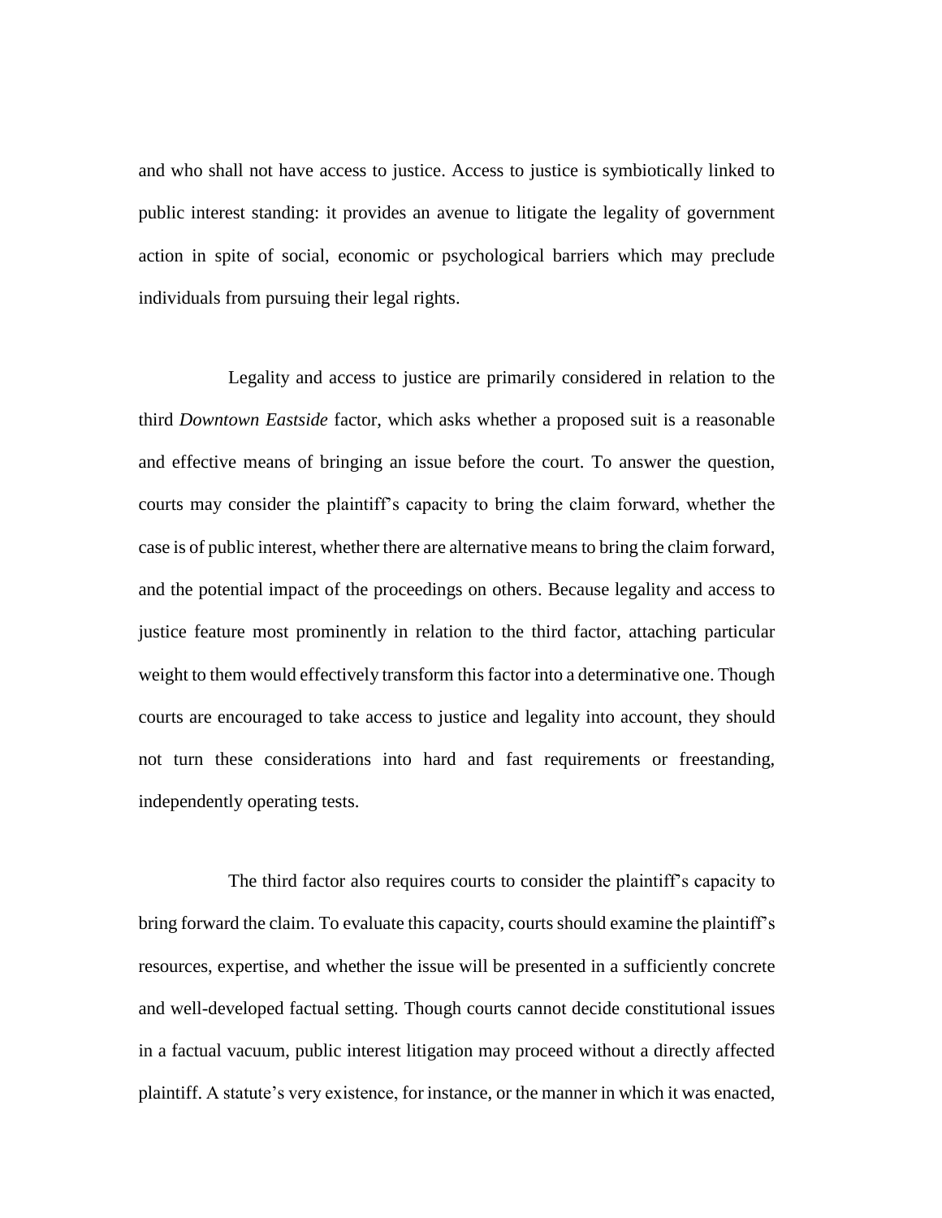and who shall not have access to justice. Access to justice is symbiotically linked to public interest standing: it provides an avenue to litigate the legality of government action in spite of social, economic or psychological barriers which may preclude individuals from pursuing their legal rights.

Legality and access to justice are primarily considered in relation to the third *Downtown Eastside* factor, which asks whether a proposed suit is a reasonable and effective means of bringing an issue before the court. To answer the question, courts may consider the plaintiff's capacity to bring the claim forward, whether the case is of public interest, whether there are alternative means to bring the claim forward, and the potential impact of the proceedings on others. Because legality and access to justice feature most prominently in relation to the third factor, attaching particular weight to them would effectively transform this factor into a determinative one. Though courts are encouraged to take access to justice and legality into account, they should not turn these considerations into hard and fast requirements or freestanding, independently operating tests.

The third factor also requires courts to consider the plaintiff's capacity to bring forward the claim. To evaluate this capacity, courts should examine the plaintiff's resources, expertise, and whether the issue will be presented in a sufficiently concrete and well-developed factual setting. Though courts cannot decide constitutional issues in a factual vacuum, public interest litigation may proceed without a directly affected plaintiff. A statute's very existence, for instance, or the manner in which it was enacted,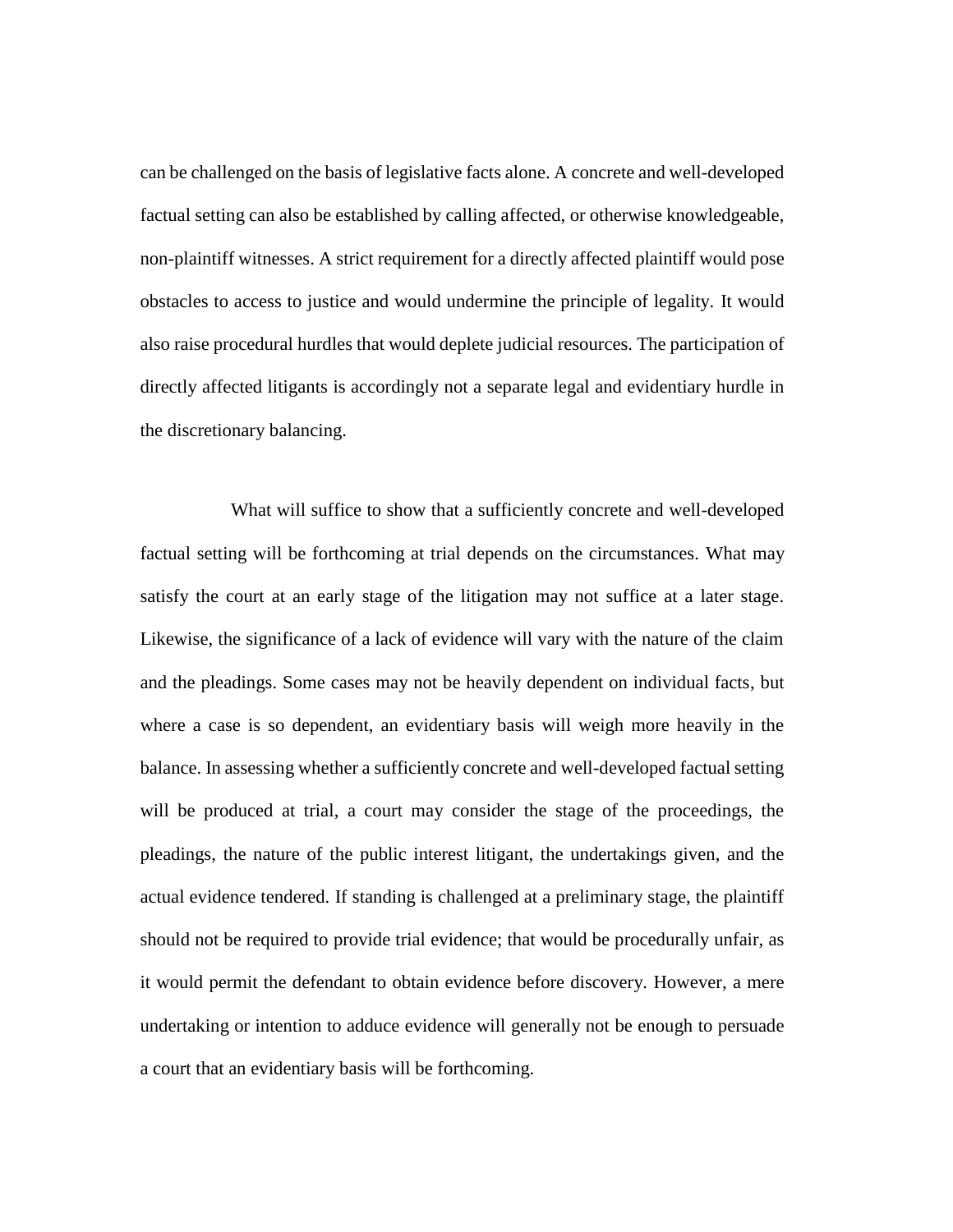can be challenged on the basis of legislative facts alone. A concrete and well-developed factual setting can also be established by calling affected, or otherwise knowledgeable, non-plaintiff witnesses. A strict requirement for a directly affected plaintiff would pose obstacles to access to justice and would undermine the principle of legality. It would also raise procedural hurdles that would deplete judicial resources. The participation of directly affected litigants is accordingly not a separate legal and evidentiary hurdle in the discretionary balancing.

What will suffice to show that a sufficiently concrete and well-developed factual setting will be forthcoming at trial depends on the circumstances. What may satisfy the court at an early stage of the litigation may not suffice at a later stage. Likewise, the significance of a lack of evidence will vary with the nature of the claim and the pleadings. Some cases may not be heavily dependent on individual facts, but where a case is so dependent, an evidentiary basis will weigh more heavily in the balance. In assessing whether a sufficiently concrete and well-developed factual setting will be produced at trial, a court may consider the stage of the proceedings, the pleadings, the nature of the public interest litigant, the undertakings given, and the actual evidence tendered. If standing is challenged at a preliminary stage, the plaintiff should not be required to provide trial evidence; that would be procedurally unfair, as it would permit the defendant to obtain evidence before discovery. However, a mere undertaking or intention to adduce evidence will generally not be enough to persuade a court that an evidentiary basis will be forthcoming.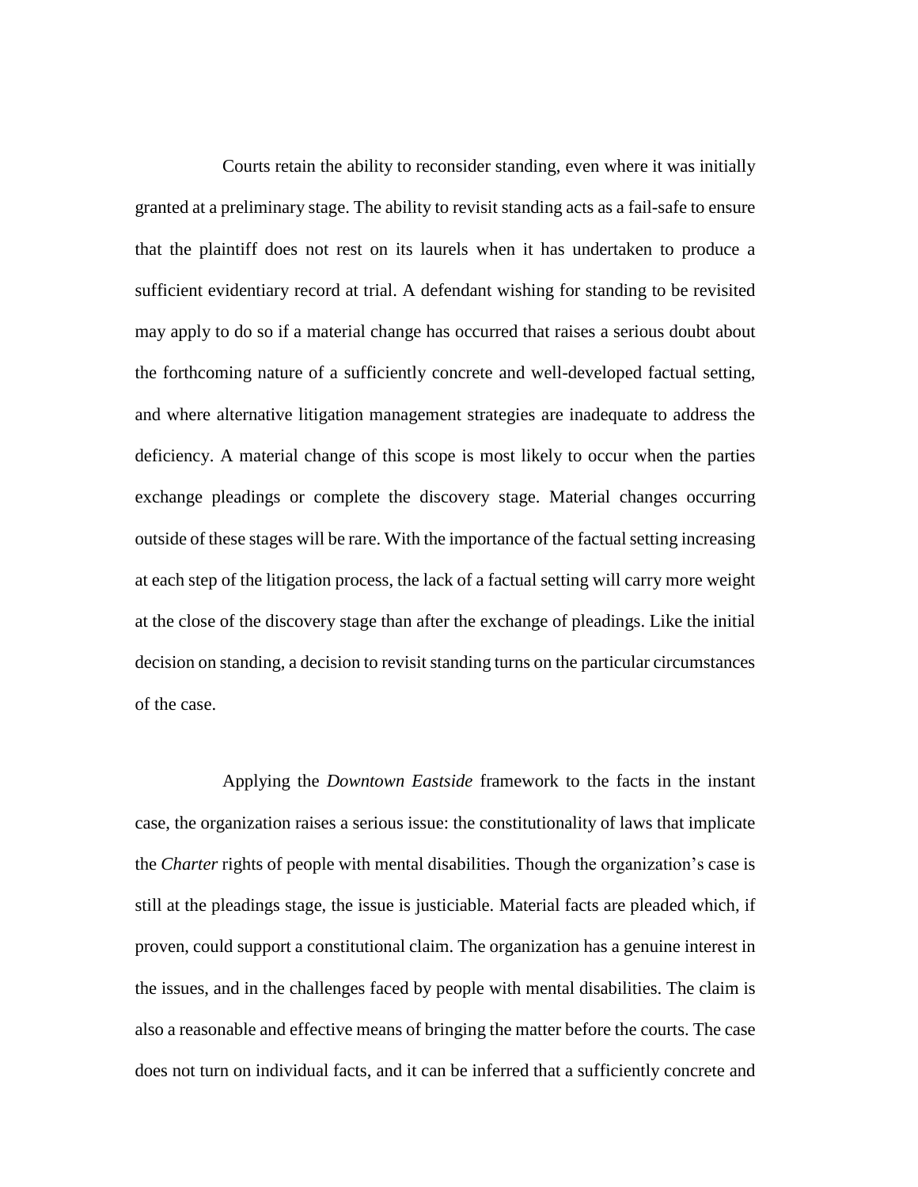Courts retain the ability to reconsider standing, even where it was initially granted at a preliminary stage. The ability to revisit standing acts as a fail-safe to ensure that the plaintiff does not rest on its laurels when it has undertaken to produce a sufficient evidentiary record at trial. A defendant wishing for standing to be revisited may apply to do so if a material change has occurred that raises a serious doubt about the forthcoming nature of a sufficiently concrete and well-developed factual setting, and where alternative litigation management strategies are inadequate to address the deficiency. A material change of this scope is most likely to occur when the parties exchange pleadings or complete the discovery stage. Material changes occurring outside of these stages will be rare. With the importance of the factual setting increasing at each step of the litigation process, the lack of a factual setting will carry more weight at the close of the discovery stage than after the exchange of pleadings. Like the initial decision on standing, a decision to revisit standing turns on the particular circumstances of the case.

Applying the *Downtown Eastside* framework to the facts in the instant case, the organization raises a serious issue: the constitutionality of laws that implicate the *Charter* rights of people with mental disabilities. Though the organization's case is still at the pleadings stage, the issue is justiciable. Material facts are pleaded which, if proven, could support a constitutional claim. The organization has a genuine interest in the issues, and in the challenges faced by people with mental disabilities. The claim is also a reasonable and effective means of bringing the matter before the courts. The case does not turn on individual facts, and it can be inferred that a sufficiently concrete and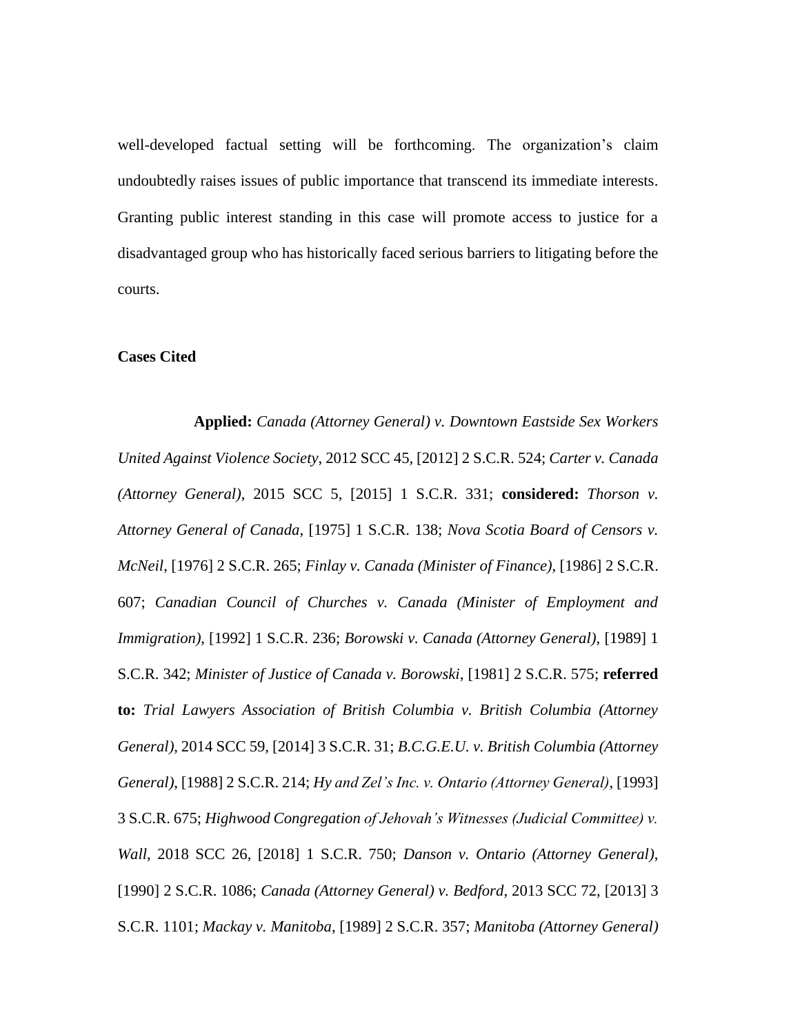well-developed factual setting will be forthcoming. The organization’s claim undoubtedly raises issues of public importance that transcend its immediate interests. Granting public interest standing in this case will promote access to justice for a disadvantaged group who has historically faced serious barriers to litigating before the courts.

**Cases Cited**

**Applied:** *Canada (Attorney General) v. Downtown Eastside Sex Workers United Against Violence Society*, 2012 SCC 45, [2012] 2 S.C.R. 524; *Carter v. Canada (Attorney General)*, 2015 SCC 5, [2015] 1 S.C.R. 331; **considered:** *Thorson v. Attorney General of Canada*, [1975] 1 S.C.R. 138; *Nova Scotia Board of Censors v. McNeil*, [1976] 2 S.C.R. 265; *Finlay v. Canada (Minister of Finance)*, [1986] 2 S.C.R. 607; *Canadian Council of Churches v. Canada (Minister of Employment and Immigration)*, [1992] 1 S.C.R. 236; *Borowski v. Canada (Attorney General)*, [1989] 1 S.C.R. 342; *Minister of Justice of Canada v. Borowski*, [1981] 2 S.C.R. 575; **referred to:** *Trial Lawyers Association of British Columbia v. British Columbia (Attorney General)*, 2014 SCC 59, [2014] 3 S.C.R. 31; *B.C.G.E.U. v. British Columbia (Attorney General)*, [1988] 2 S.C.R. 214; *Hy and Zel’s Inc. v. Ontario (Attorney General)*, [1993] 3 S.C.R. 675; *Highwood Congregation of Jehovah’s Witnesses (Judicial Committee) v. Wall*, 2018 SCC 26, [2018] 1 S.C.R. 750; *Danson v. Ontario (Attorney General)*, [1990] 2 S.C.R. 1086; *Canada (Attorney General) v. Bedford*, 2013 SCC 72, [2013] 3 S.C.R. 1101; *Mackay v. Manitoba*, [1989] 2 S.C.R. 357; *Manitoba (Attorney General)*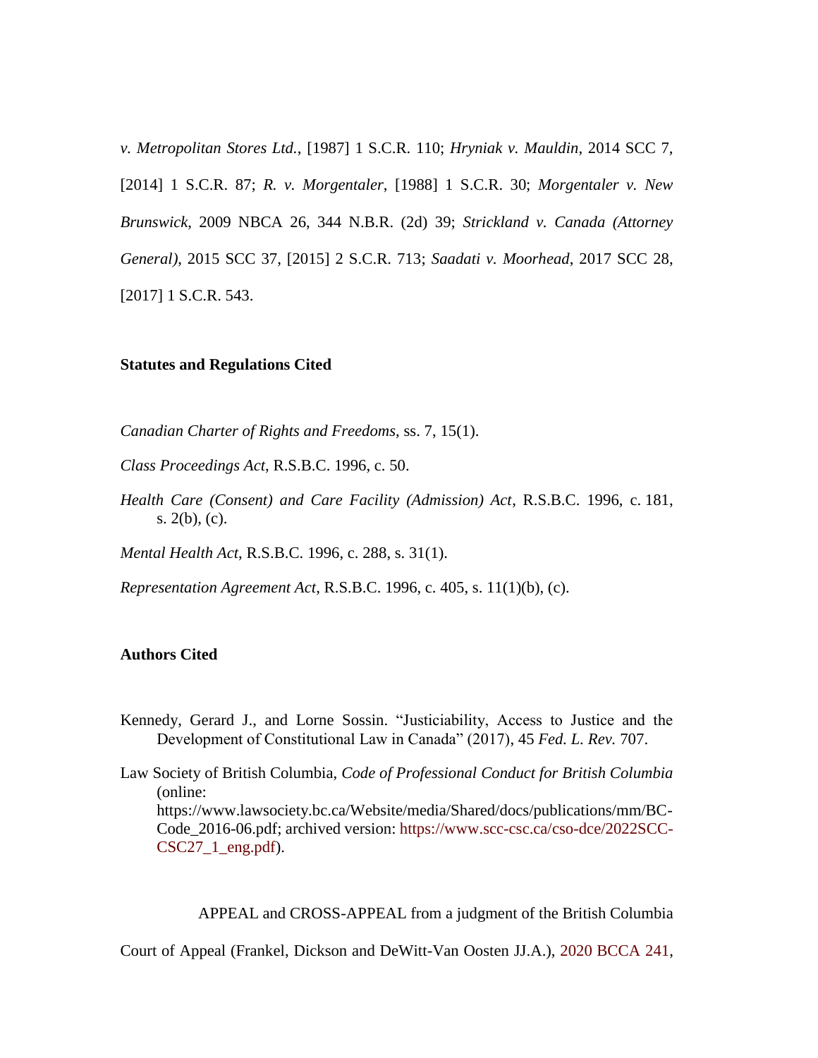*v. Metropolitan Stores Ltd.*, [1987] 1 S.C.R. 110; *Hryniak v. Mauldin*, 2014 SCC 7, [2014] 1 S.C.R. 87; *R. v. Morgentaler*, [1988] 1 S.C.R. 30; *Morgentaler v. New Brunswick*, 2009 NBCA 26, 344 N.B.R. (2d) 39; *Strickland v. Canada (Attorney General)*, 2015 SCC 37, [2015] 2 S.C.R. 713; *Saadati v. Moorhead*, 2017 SCC 28, [2017] 1 S.C.R. 543.

**Statutes and Regulations Cited**

*Canadian Charter of Rights and Freedoms*, ss. 7, 15(1).

*Class Proceedings Act*, R.S.B.C. 1996, c. 50.

*Health Care (Consent) and Care Facility (Admission) Act*, R.S.B.C. 1996, c. 181, s. 2(b), (c).

*Mental Health Act*, R.S.B.C. 1996, c. 288, s. 31(1).

*Representation Agreement Act*, R.S.B.C. 1996, c. 405, s. 11(1)(b), (c).

**Authors Cited**

Kennedy, Gerard J., and Lorne Sossin. "Justiciability, Access to Justice and the Development of Constitutional Law in Canada" (2017), 45 *Fed. L. Rev.* 707.

Law Society of British Columbia, *Code of Professional Conduct for British Columbia* (online: https://www.lawsociety.bc.ca/Website/media/Shared/docs/publications/mm/BC-Code_2016-06.pdf; archived version: https://www.scc-csc.ca/cso-dce/2022SCC-CSC27_1_eng.pdf).

APPEAL and CROSS-APPEAL from a judgment of the British Columbia Court of Appeal (Frankel, Dickson and DeWitt-Van Oosten JJ.A.), 2020 BCCA 241,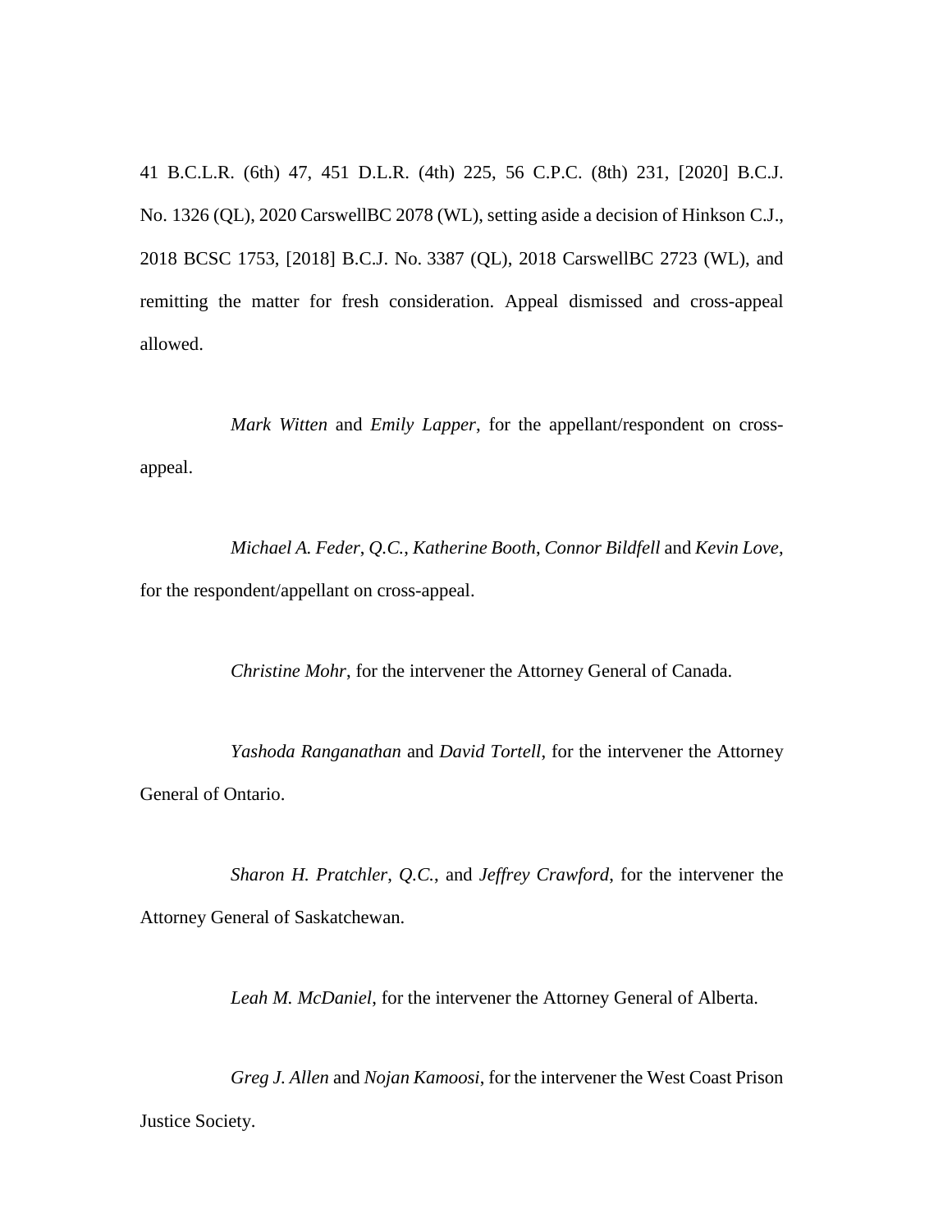41 B.C.L.R. (6th) 47, 451 D.L.R. (4th) 225, 56 C.P.C. (8th) 231, [2020] B.C.J. No. 1326 (QL), 2020 CarswellBC 2078 (WL), setting aside a decision of Hinkson C.J., 2018 BCSC 1753, [2018] B.C.J. No. 3387 (QL), 2018 CarswellBC 2723 (WL), and remitting the matter for fresh consideration. Appeal dismissed and cross-appeal allowed.

*Mark Witten* and *Emily Lapper*, for the appellant/respondent on cross-appeal.

*Michael A. Feder, Q.C.*, *Katherine Booth*, *Connor Bildfell* and *Kevin Love*, for the respondent/appellant on cross-appeal.

*Christine Mohr*, for the intervener the Attorney General of Canada.

*Yashoda Ranganathan* and *David Tortell*, for the intervener the Attorney General of Ontario.

*Sharon H. Pratchler*, *Q.C.*, and *Jeffrey Crawford*, for the intervener the Attorney General of Saskatchewan.

*Leah M. McDaniel*, for the intervener the Attorney General of Alberta.

*Greg J. Allen* and *Nojan Kamoosi*, for the intervener the West Coast Prison Justice Society.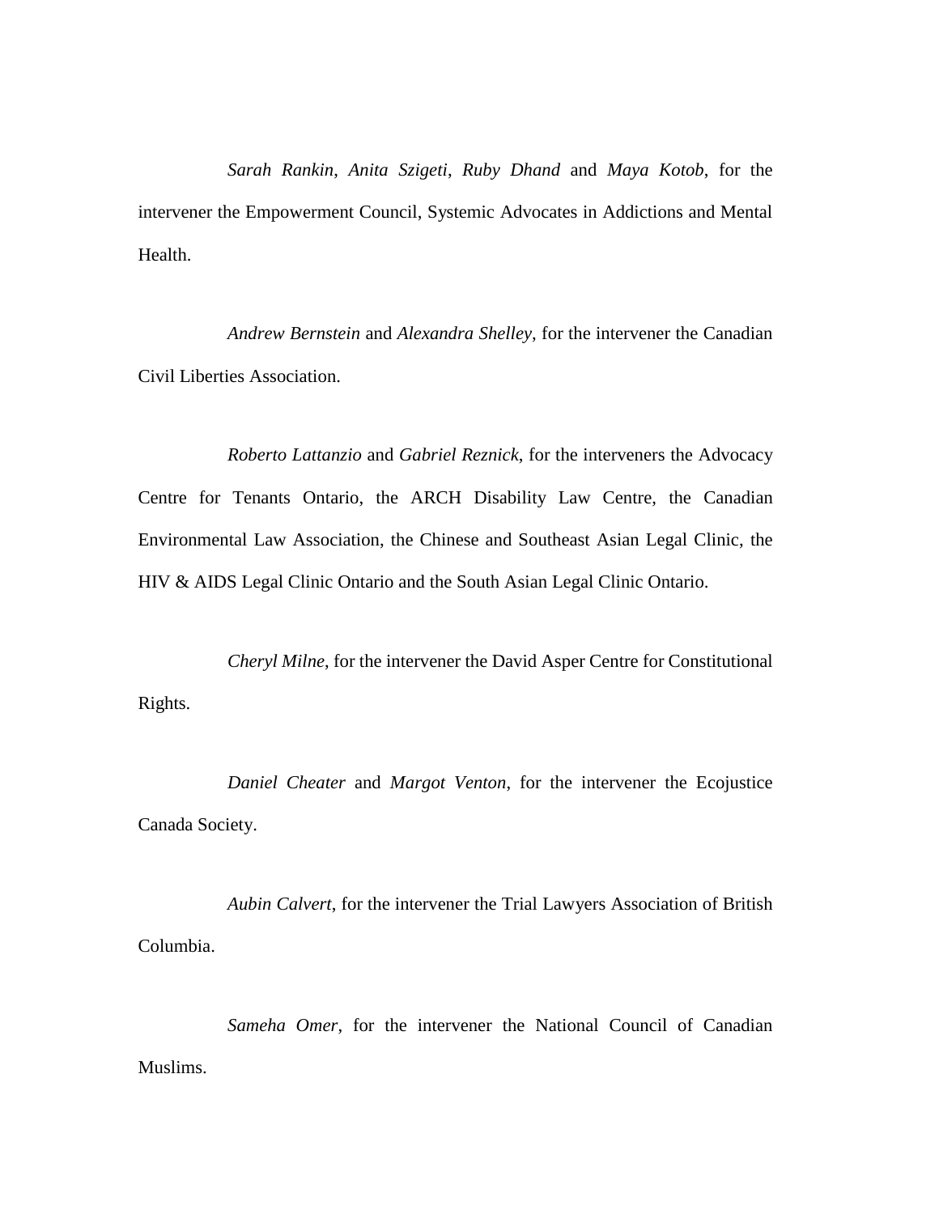*Sarah Rankin*, *Anita Szigeti*, *Ruby Dhand* and *Maya Kotob*, for the intervener the Empowerment Council, Systemic Advocates in Addictions and Mental Health.

*Andrew Bernstein* and *Alexandra Shelley*, for the intervener the Canadian Civil Liberties Association.

*Roberto Lattanzio* and *Gabriel Reznick*, for the interveners the Advocacy Centre for Tenants Ontario, the ARCH Disability Law Centre, the Canadian Environmental Law Association, the Chinese and Southeast Asian Legal Clinic, the HIV & AIDS Legal Clinic Ontario and the South Asian Legal Clinic Ontario.

*Cheryl Milne*, for the intervener the David Asper Centre for Constitutional Rights.

*Daniel Cheater* and *Margot Venton*, for the intervener the Ecojustice Canada Society.

*Aubin Calvert*, for the intervener the Trial Lawyers Association of British Columbia.

*Sameha Omer*, for the intervener the National Council of Canadian Muslims.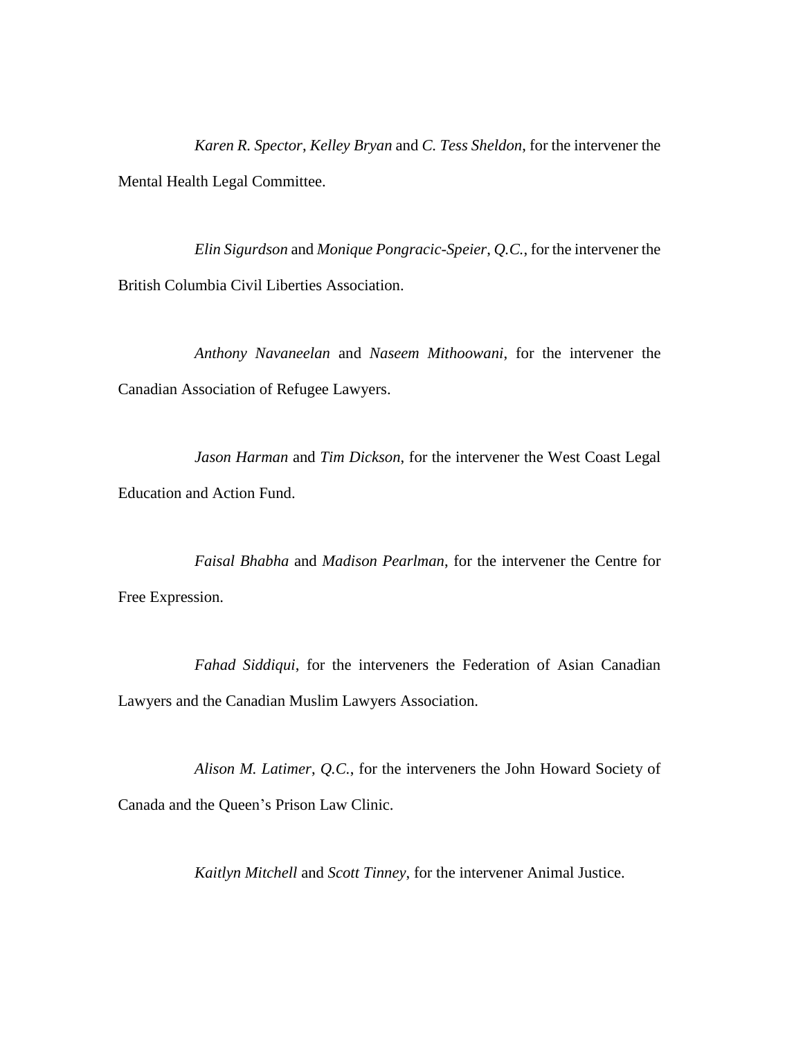*Karen R. Spector*, *Kelley Bryan* and *C. Tess Sheldon*, for the intervener the Mental Health Legal Committee.

*Elin Sigurdson* and *Monique Pongracic-Speier*, *Q.C.*, for the intervener the British Columbia Civil Liberties Association.

*Anthony Navaneelan* and *Naseem Mithoowani*, for the intervener the Canadian Association of Refugee Lawyers.

*Jason Harman* and *Tim Dickson*, for the intervener the West Coast Legal Education and Action Fund.

*Faisal Bhabha* and *Madison Pearlman*, for the intervener the Centre for Free Expression.

*Fahad Siddiqui*, for the interveners the Federation of Asian Canadian Lawyers and the Canadian Muslim Lawyers Association.

*Alison M. Latimer*, *Q.C.*, for the interveners the John Howard Society of Canada and the Queen's Prison Law Clinic.

*Kaitlyn Mitchell* and *Scott Tinney*, for the intervener Animal Justice.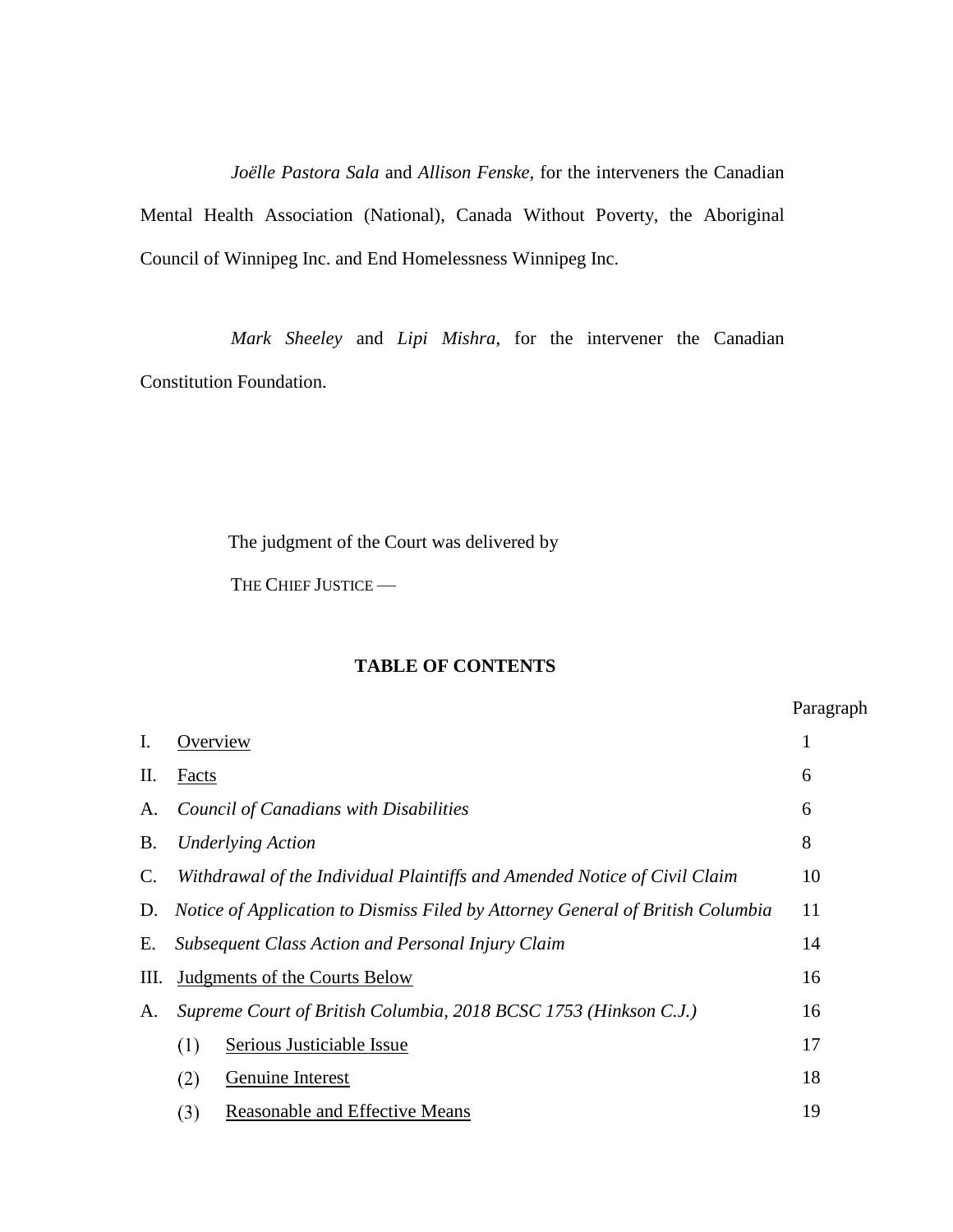*Joëlle Pastora Sala* and *Allison Fenske*, for the interveners the Canadian Mental Health Association (National), Canada Without Poverty, the Aboriginal Council of Winnipeg Inc. and End Homelessness Winnipeg Inc.

*Mark Sheeley* and *Lipi Mishra*, for the intervener the Canadian Constitution Foundation.

The judgment of the Court was delivered by

THE CHIEF JUSTICE —

## TABLE OF CONTENTS

| | | Paragraph |
|---|---|---|
| I. | Overview | 1 |
| II. | Facts | 6 |
| A. | *Council of Canadians with Disabilities* | 6 |
| B. | *Underlying Action* | 8 |
| C. | *Withdrawal of the Individual Plaintiffs and Amended Notice of Civil Claim* | 10 |
| D. | *Notice of Application to Dismiss Filed by Attorney General of British Columbia* | 11 |
| E. | *Subsequent Class Action and Personal Injury Claim* | 14 |
| III. | Judgments of the Courts Below | 16 |
| A. | *Supreme Court of British Columbia, 2018 BCSC 1753 (Hinkson C.J.)* | 16 |
| | (1) Serious Justiciable Issue | 17 |
| | (2) Genuine Interest | 18 |
| | (3) Reasonable and Effective Means | 19 |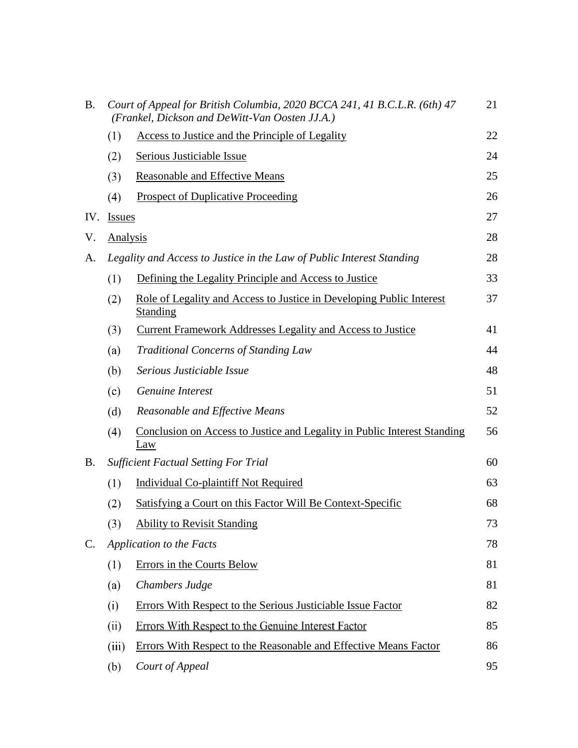| | | | |
|---|---|---|---|
| B. | *Court of Appeal for British Columbia, 2020 BCCA 241, 41 B.C.L.R. (6th) 47 (Frankel, Dickson and DeWitt-Van Oosten JJ.A.)* | | 21 |
| | (1) | Access to Justice and the Principle of Legality | 22 |
| | (2) | Serious Justiciable Issue | 24 |
| | (3) | Reasonable and Effective Means | 25 |
| | (4) | Prospect of Duplicative Proceeding | 26 |
| IV. | Issues | | 27 |
| V. | Analysis | | 28 |
| A. | *Legality and Access to Justice in the Law of Public Interest Standing* | | 28 |
| | (1) | Defining the Legality Principle and Access to Justice | 33 |
| | (2) | Role of Legality and Access to Justice in Developing Public Interest Standing | 37 |
| | (3) | Current Framework Addresses Legality and Access to Justice | 41 |
| | (a) | *Traditional Concerns of Standing Law* | 44 |
| | (b) | *Serious Justiciable Issue* | 48 |
| | (c) | *Genuine Interest* | 51 |
| | (d) | *Reasonable and Effective Means* | 52 |
| | (4) | Conclusion on Access to Justice and Legality in Public Interest Standing Law | 56 |
| B. | *Sufficient Factual Setting For Trial* | | 60 |
| | (1) | Individual Co-plaintiff Not Required | 63 |
| | (2) | Satisfying a Court on this Factor Will Be Context-Specific | 68 |
| | (3) | Ability to Revisit Standing | 73 |
| C. | *Application to the Facts* | | 78 |
| | (1) | Errors in the Courts Below | 81 |
| | (a) | *Chambers Judge* | 81 |
| | (i) | Errors With Respect to the Serious Justiciable Issue Factor | 82 |
| | (ii) | Errors With Respect to the Genuine Interest Factor | 85 |
| | (iii) | Errors With Respect to the Reasonable and Effective Means Factor | 86 |
| | (b) | *Court of Appeal* | 95 |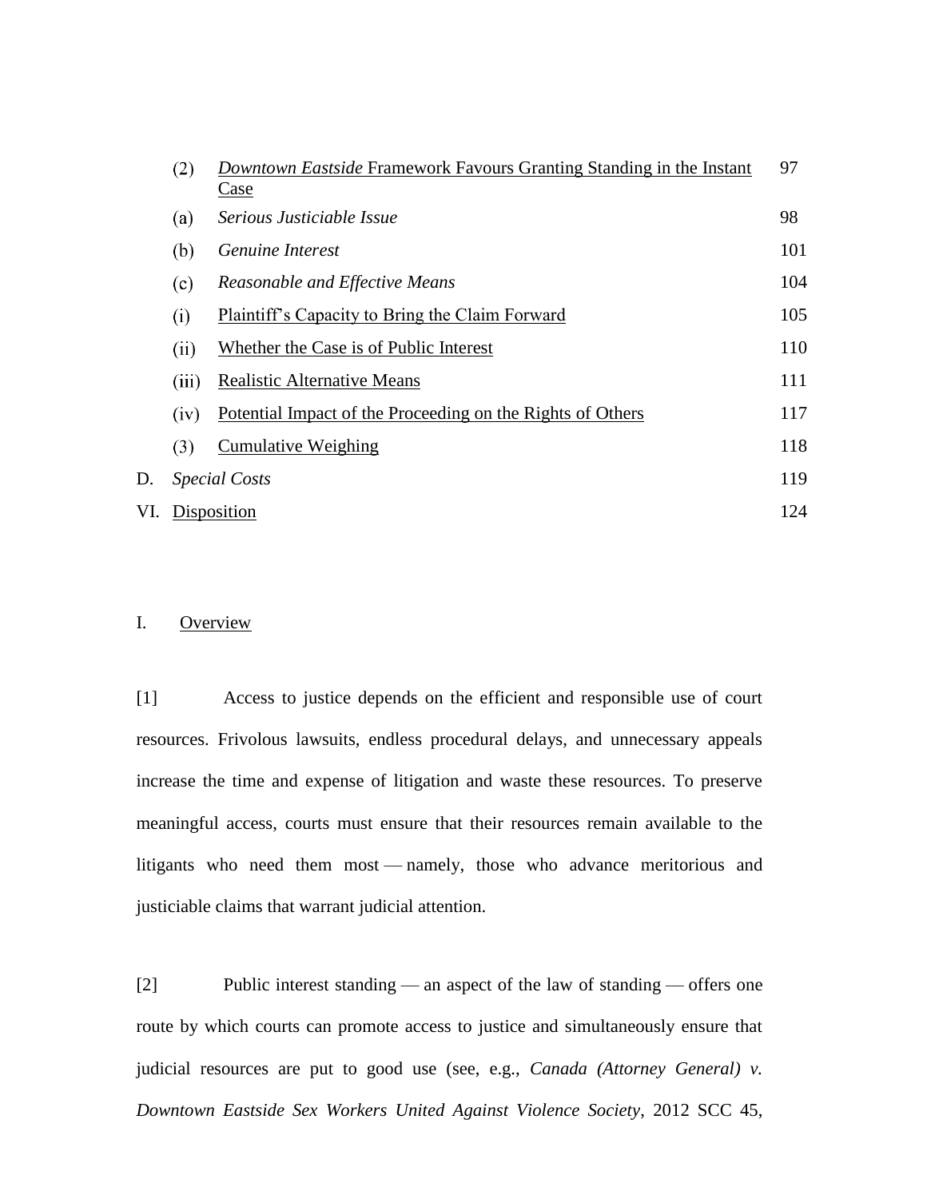| | | |
|---|---|---|
| (2) | <u>*Downtown Eastside* Framework Favours Granting Standing in the Instant Case</u> | 97 |
| (a) | *Serious Justiciable Issue* | 98 |
| (b) | *Genuine Interest* | 101 |
| (c) | *Reasonable and Effective Means* | 104 |
| (i) | <u>Plaintiff's Capacity to Bring the Claim Forward</u> | 105 |
| (ii) | <u>Whether the Case is of Public Interest</u> | 110 |
| (iii) | <u>Realistic Alternative Means</u> | 111 |
| (iv) | <u>Potential Impact of the Proceeding on the Rights of Others</u> | 117 |
| (3) | <u>Cumulative Weighing</u> | 118 |
| D. | *Special Costs* | 119 |
| VI. | <u>Disposition</u> | 124 |

## I. Overview

[1] Access to justice depends on the efficient and responsible use of court resources. Frivolous lawsuits, endless procedural delays, and unnecessary appeals increase the time and expense of litigation and waste these resources. To preserve meaningful access, courts must ensure that their resources remain available to the litigants who need them most — namely, those who advance meritorious and justiciable claims that warrant judicial attention.

[2] Public interest standing — an aspect of the law of standing — offers one route by which courts can promote access to justice and simultaneously ensure that judicial resources are put to good use (see, e.g., *Canada (Attorney General) v. Downtown Eastside Sex Workers United Against Violence Society*, 2012 SCC 45,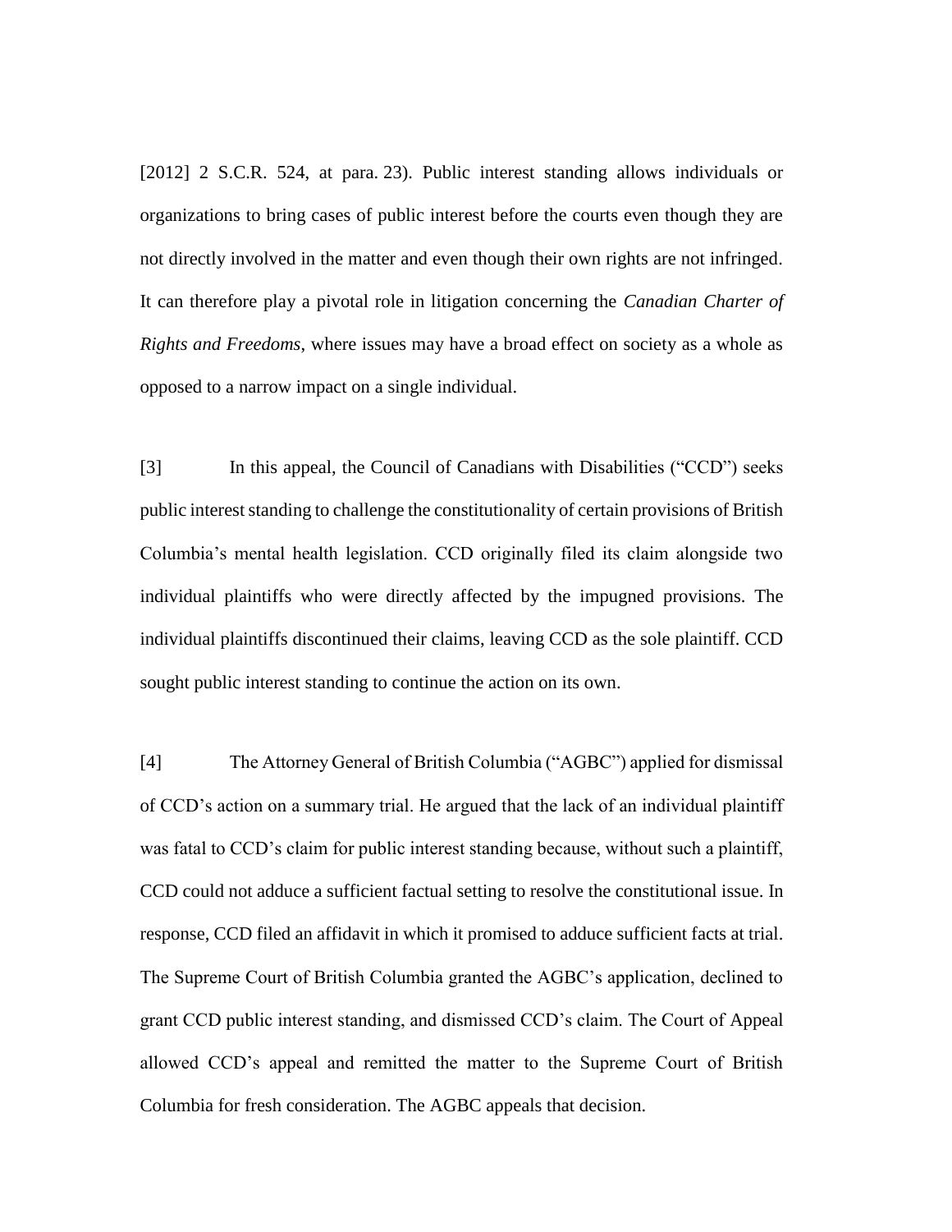[2012] 2 S.C.R. 524, at para. 23). Public interest standing allows individuals or organizations to bring cases of public interest before the courts even though they are not directly involved in the matter and even though their own rights are not infringed. It can therefore play a pivotal role in litigation concerning the *Canadian Charter of Rights and Freedoms*, where issues may have a broad effect on society as a whole as opposed to a narrow impact on a single individual.

[3] In this appeal, the Council of Canadians with Disabilities ("CCD") seeks public interest standing to challenge the constitutionality of certain provisions of British Columbia's mental health legislation. CCD originally filed its claim alongside two individual plaintiffs who were directly affected by the impugned provisions. The individual plaintiffs discontinued their claims, leaving CCD as the sole plaintiff. CCD sought public interest standing to continue the action on its own.

[4] The Attorney General of British Columbia ("AGBC") applied for dismissal of CCD's action on a summary trial. He argued that the lack of an individual plaintiff was fatal to CCD's claim for public interest standing because, without such a plaintiff, CCD could not adduce a sufficient factual setting to resolve the constitutional issue. In response, CCD filed an affidavit in which it promised to adduce sufficient facts at trial. The Supreme Court of British Columbia granted the AGBC's application, declined to grant CCD public interest standing, and dismissed CCD's claim. The Court of Appeal allowed CCD's appeal and remitted the matter to the Supreme Court of British Columbia for fresh consideration. The AGBC appeals that decision.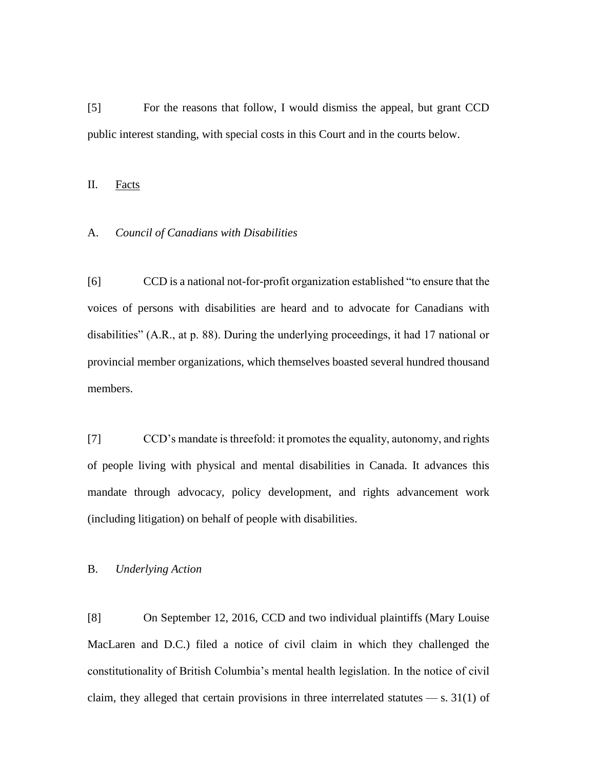[5] For the reasons that follow, I would dismiss the appeal, but grant CCD public interest standing, with special costs in this Court and in the courts below.

## II. Facts

### A. *Council of Canadians with Disabilities*

[6] CCD is a national not-for-profit organization established "to ensure that the voices of persons with disabilities are heard and to advocate for Canadians with disabilities" (A.R., at p. 88). During the underlying proceedings, it had 17 national or provincial member organizations, which themselves boasted several hundred thousand members.

[7] CCD's mandate is threefold: it promotes the equality, autonomy, and rights of people living with physical and mental disabilities in Canada. It advances this mandate through advocacy, policy development, and rights advancement work (including litigation) on behalf of people with disabilities.

### B. *Underlying Action*

[8] On September 12, 2016, CCD and two individual plaintiffs (Mary Louise MacLaren and D.C.) filed a notice of civil claim in which they challenged the constitutionality of British Columbia's mental health legislation. In the notice of civil claim, they alleged that certain provisions in three interrelated statutes — s. 31(1) of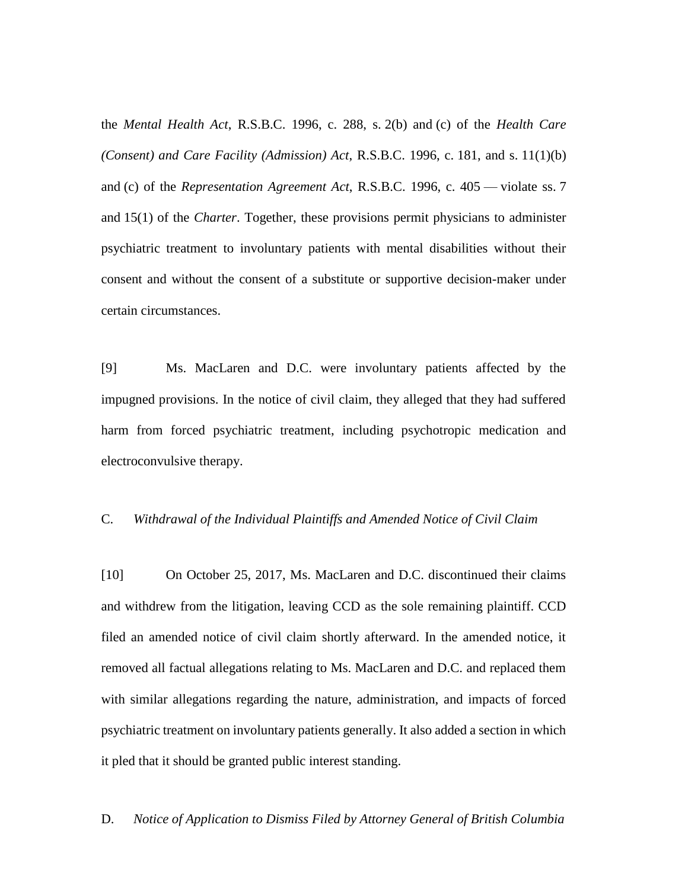the *Mental Health Act*, R.S.B.C. 1996, c. 288, s. 2(b) and (c) of the *Health Care (Consent) and Care Facility (Admission) Act*, R.S.B.C. 1996, c. 181, and s. 11(1)(b) and (c) of the *Representation Agreement Act*, R.S.B.C. 1996, c. 405 — violate ss. 7 and 15(1) of the *Charter*. Together, these provisions permit physicians to administer psychiatric treatment to involuntary patients with mental disabilities without their consent and without the consent of a substitute or supportive decision-maker under certain circumstances.

[9] Ms. MacLaren and D.C. were involuntary patients affected by the impugned provisions. In the notice of civil claim, they alleged that they had suffered harm from forced psychiatric treatment, including psychotropic medication and electroconvulsive therapy.

C. *Withdrawal of the Individual Plaintiffs and Amended Notice of Civil Claim*

[10] On October 25, 2017, Ms. MacLaren and D.C. discontinued their claims and withdrew from the litigation, leaving CCD as the sole remaining plaintiff. CCD filed an amended notice of civil claim shortly afterward. In the amended notice, it removed all factual allegations relating to Ms. MacLaren and D.C. and replaced them with similar allegations regarding the nature, administration, and impacts of forced psychiatric treatment on involuntary patients generally. It also added a section in which it pled that it should be granted public interest standing.

D. *Notice of Application to Dismiss Filed by Attorney General of British Columbia*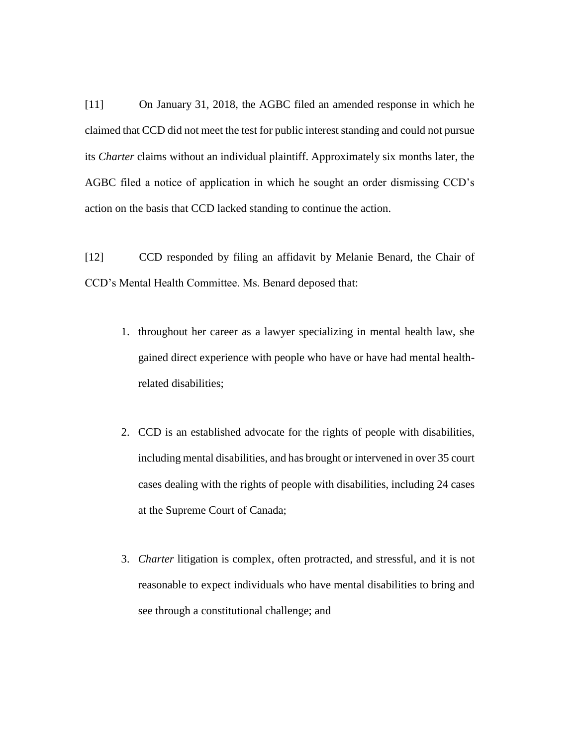[11] On January 31, 2018, the AGBC filed an amended response in which he claimed that CCD did not meet the test for public interest standing and could not pursue its *Charter* claims without an individual plaintiff. Approximately six months later, the AGBC filed a notice of application in which he sought an order dismissing CCD's action on the basis that CCD lacked standing to continue the action.

[12] CCD responded by filing an affidavit by Melanie Benard, the Chair of CCD's Mental Health Committee. Ms. Benard deposed that:

1. throughout her career as a lawyer specializing in mental health law, she gained direct experience with people who have or have had mental health-related disabilities;

2. CCD is an established advocate for the rights of people with disabilities, including mental disabilities, and has brought or intervened in over 35 court cases dealing with the rights of people with disabilities, including 24 cases at the Supreme Court of Canada;

3. *Charter* litigation is complex, often protracted, and stressful, and it is not reasonable to expect individuals who have mental disabilities to bring and see through a constitutional challenge; and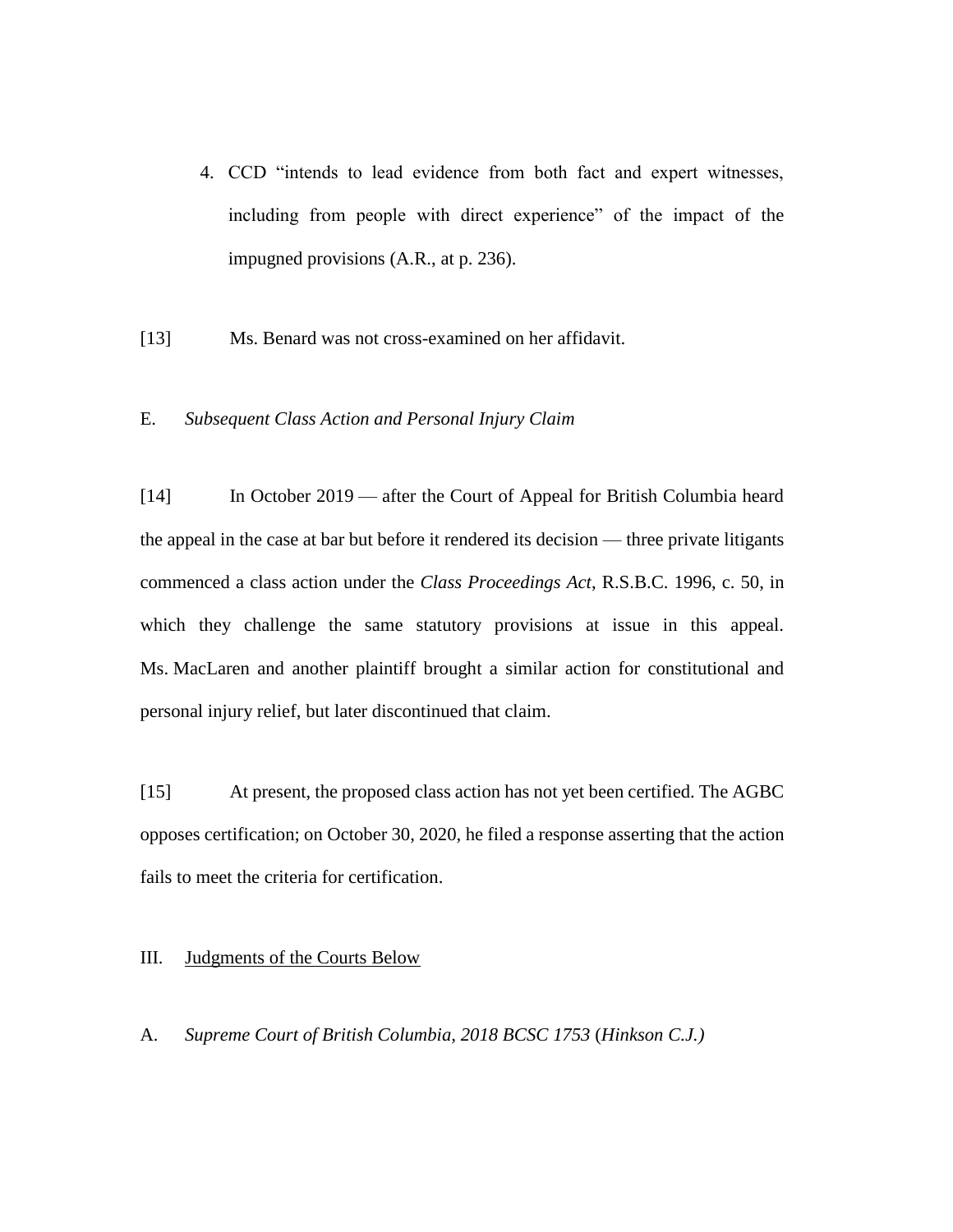4. CCD “intends to lead evidence from both fact and expert witnesses, including from people with direct experience” of the impact of the impugned provisions (A.R., at p. 236).

[13] Ms. Benard was not cross-examined on her affidavit.

### E. *Subsequent Class Action and Personal Injury Claim*

[14] In October 2019 — after the Court of Appeal for British Columbia heard the appeal in the case at bar but before it rendered its decision — three private litigants commenced a class action under the *Class Proceedings Act*, R.S.B.C. 1996, c. 50, in which they challenge the same statutory provisions at issue in this appeal. Ms. MacLaren and another plaintiff brought a similar action for constitutional and personal injury relief, but later discontinued that claim.

[15] At present, the proposed class action has not yet been certified. The AGBC opposes certification; on October 30, 2020, he filed a response asserting that the action fails to meet the criteria for certification.

## III. Judgments of the Courts Below

### A. *Supreme Court of British Columbia, 2018 BCSC 1753* (*Hinkson C.J.)*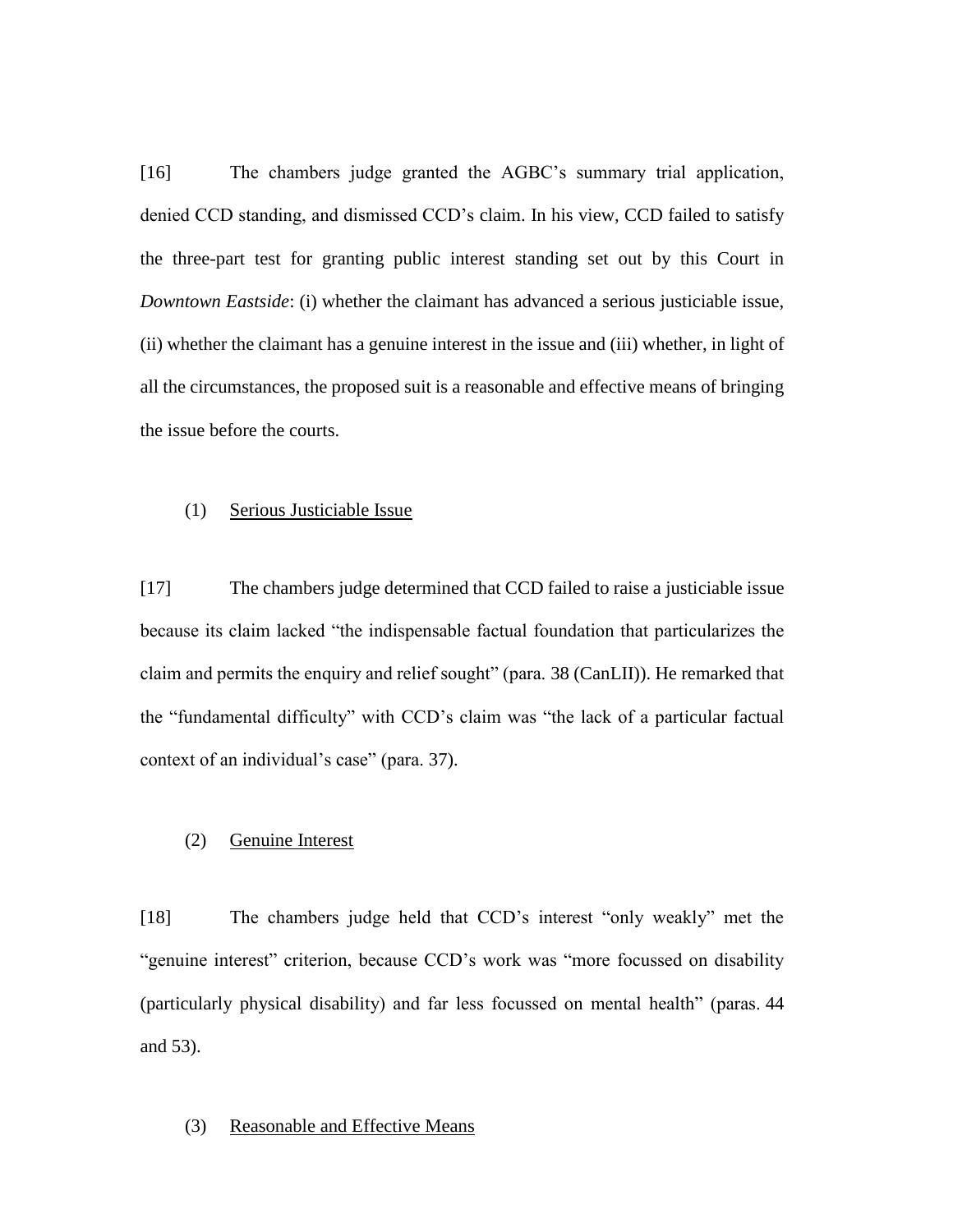[16] The chambers judge granted the AGBC's summary trial application, denied CCD standing, and dismissed CCD's claim. In his view, CCD failed to satisfy the three-part test for granting public interest standing set out by this Court in *Downtown Eastside*: (i) whether the claimant has advanced a serious justiciable issue, (ii) whether the claimant has a genuine interest in the issue and (iii) whether, in light of all the circumstances, the proposed suit is a reasonable and effective means of bringing the issue before the courts.

(1) Serious Justiciable Issue

[17] The chambers judge determined that CCD failed to raise a justiciable issue because its claim lacked "the indispensable factual foundation that particularizes the claim and permits the enquiry and relief sought" (para. 38 (CanLII)). He remarked that the "fundamental difficulty" with CCD's claim was "the lack of a particular factual context of an individual's case" (para. 37).

(2) Genuine Interest

[18] The chambers judge held that CCD's interest "only weakly" met the "genuine interest" criterion, because CCD's work was "more focussed on disability (particularly physical disability) and far less focussed on mental health" (paras. 44 and 53).

(3) Reasonable and Effective Means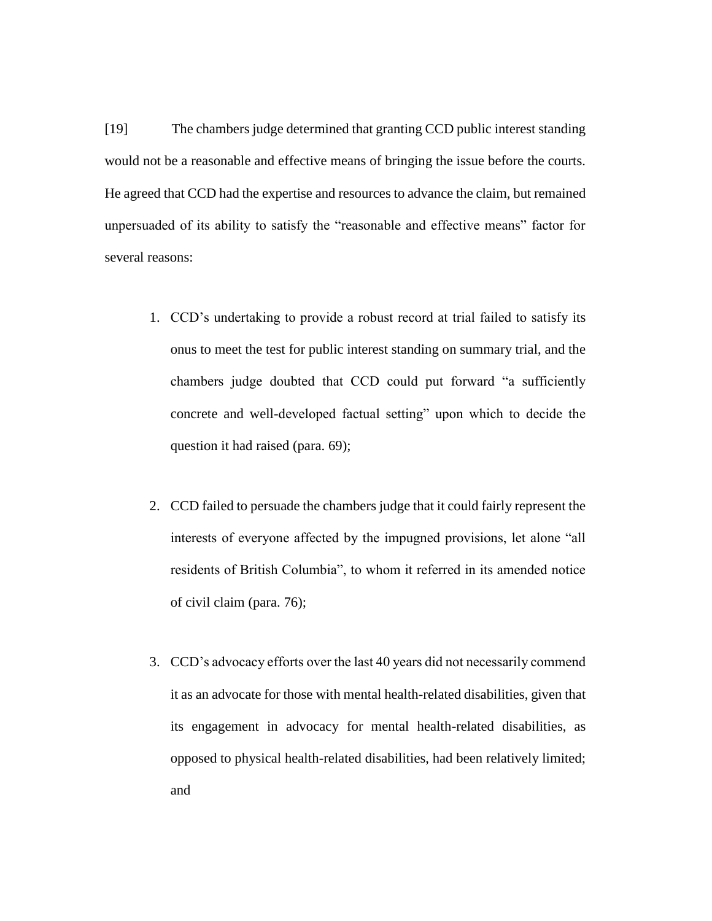[19] The chambers judge determined that granting CCD public interest standing would not be a reasonable and effective means of bringing the issue before the courts. He agreed that CCD had the expertise and resources to advance the claim, but remained unpersuaded of its ability to satisfy the "reasonable and effective means" factor for several reasons:

1. CCD's undertaking to provide a robust record at trial failed to satisfy its onus to meet the test for public interest standing on summary trial, and the chambers judge doubted that CCD could put forward "a sufficiently concrete and well-developed factual setting" upon which to decide the question it had raised (para. 69);

2. CCD failed to persuade the chambers judge that it could fairly represent the interests of everyone affected by the impugned provisions, let alone "all residents of British Columbia", to whom it referred in its amended notice of civil claim (para. 76);

3. CCD's advocacy efforts over the last 40 years did not necessarily commend it as an advocate for those with mental health-related disabilities, given that its engagement in advocacy for mental health-related disabilities, as opposed to physical health-related disabilities, had been relatively limited; and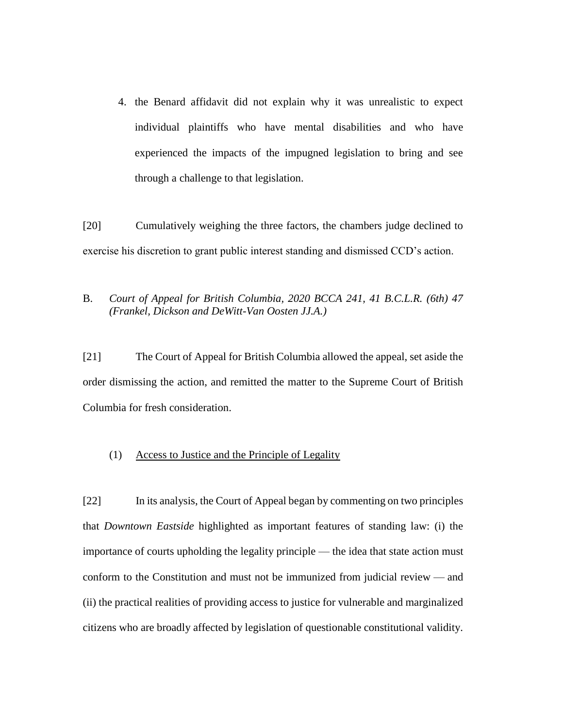4. the Benard affidavit did not explain why it was unrealistic to expect individual plaintiffs who have mental disabilities and who have experienced the impacts of the impugned legislation to bring and see through a challenge to that legislation.

[20] Cumulatively weighing the three factors, the chambers judge declined to exercise his discretion to grant public interest standing and dismissed CCD's action.

B. *Court of Appeal for British Columbia, 2020 BCCA 241, 41 B.C.L.R. (6th) 47 (Frankel, Dickson and DeWitt-Van Oosten JJ.A.)*

[21] The Court of Appeal for British Columbia allowed the appeal, set aside the order dismissing the action, and remitted the matter to the Supreme Court of British Columbia for fresh consideration.

(1) Access to Justice and the Principle of Legality

[22] In its analysis, the Court of Appeal began by commenting on two principles that *Downtown Eastside* highlighted as important features of standing law: (i) the importance of courts upholding the legality principle — the idea that state action must conform to the Constitution and must not be immunized from judicial review — and (ii) the practical realities of providing access to justice for vulnerable and marginalized citizens who are broadly affected by legislation of questionable constitutional validity.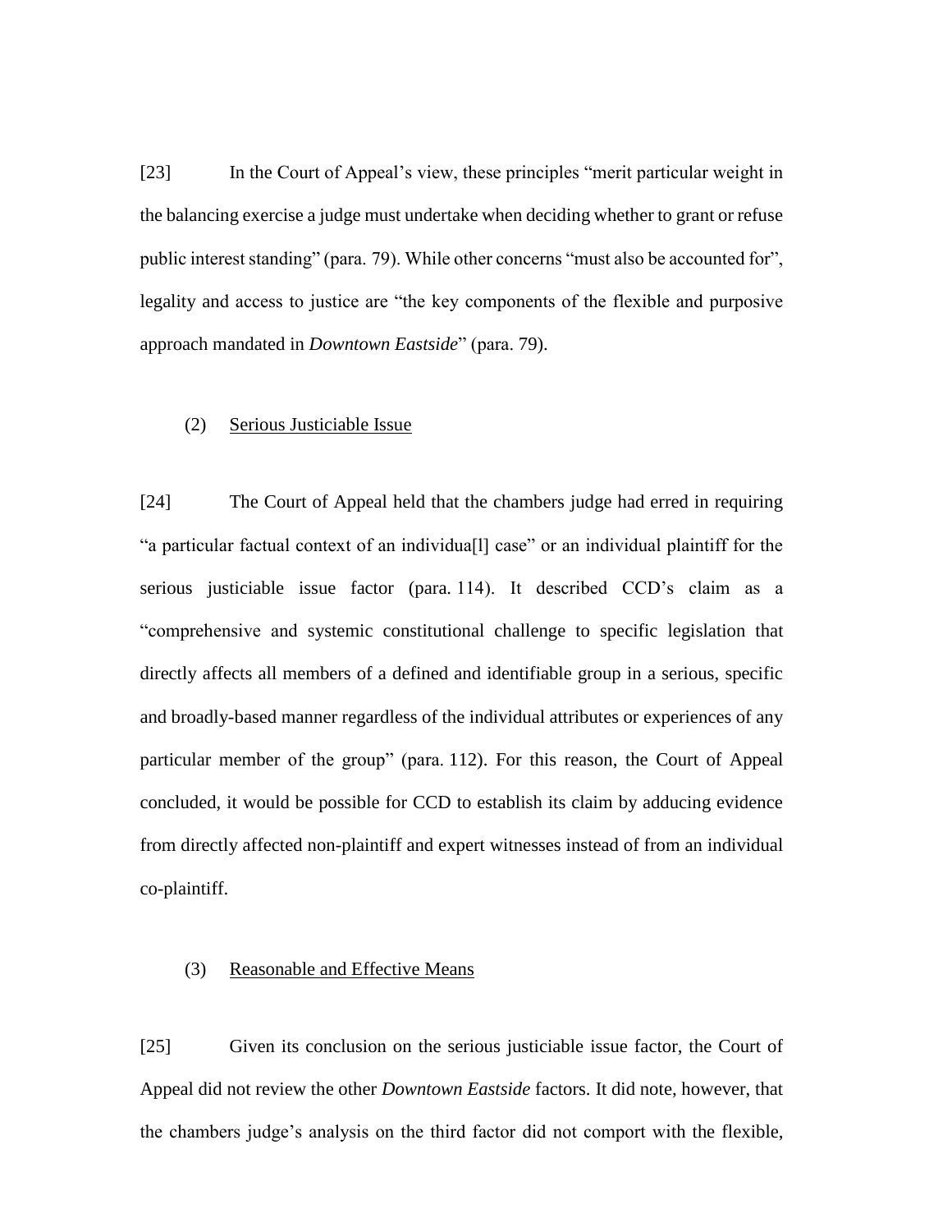[23] In the Court of Appeal's view, these principles "merit particular weight in the balancing exercise a judge must undertake when deciding whether to grant or refuse public interest standing" (para. 79). While other concerns "must also be accounted for", legality and access to justice are "the key components of the flexible and purposive approach mandated in *Downtown Eastside*" (para. 79).

### (2) Serious Justiciable Issue

[24] The Court of Appeal held that the chambers judge had erred in requiring "a particular factual context of an individua[l] case" or an individual plaintiff for the serious justiciable issue factor (para. 114). It described CCD's claim as a "comprehensive and systemic constitutional challenge to specific legislation that directly affects all members of a defined and identifiable group in a serious, specific and broadly-based manner regardless of the individual attributes or experiences of any particular member of the group" (para. 112). For this reason, the Court of Appeal concluded, it would be possible for CCD to establish its claim by adducing evidence from directly affected non-plaintiff and expert witnesses instead of from an individual co-plaintiff.

### (3) Reasonable and Effective Means

[25] Given its conclusion on the serious justiciable issue factor, the Court of Appeal did not review the other *Downtown Eastside* factors. It did note, however, that the chambers judge's analysis on the third factor did not comport with the flexible,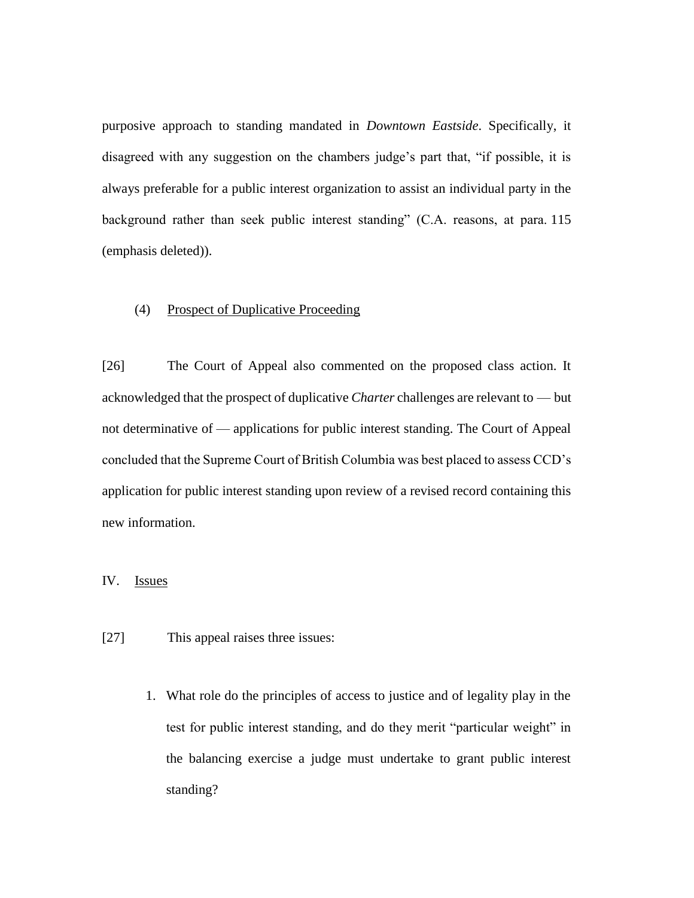purposive approach to standing mandated in *Downtown Eastside*. Specifically, it disagreed with any suggestion on the chambers judge's part that, "if possible, it is always preferable for a public interest organization to assist an individual party in the background rather than seek public interest standing" (C.A. reasons, at para. 115 (emphasis deleted)).

### (4) Prospect of Duplicative Proceeding

[26] The Court of Appeal also commented on the proposed class action. It acknowledged that the prospect of duplicative *Charter* challenges are relevant to — but not determinative of — applications for public interest standing. The Court of Appeal concluded that the Supreme Court of British Columbia was best placed to assess CCD's application for public interest standing upon review of a revised record containing this new information.

## IV. Issues

[27] This appeal raises three issues:

1. What role do the principles of access to justice and of legality play in the test for public interest standing, and do they merit "particular weight" in the balancing exercise a judge must undertake to grant public interest standing?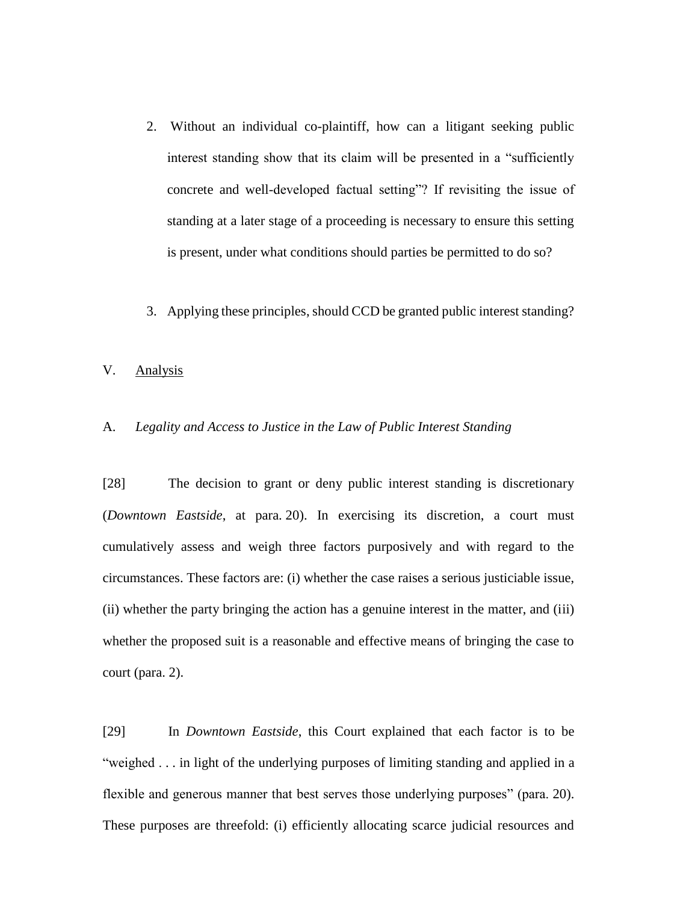2. Without an individual co-plaintiff, how can a litigant seeking public interest standing show that its claim will be presented in a "sufficiently concrete and well-developed factual setting"? If revisiting the issue of standing at a later stage of a proceeding is necessary to ensure this setting is present, under what conditions should parties be permitted to do so?

3. Applying these principles, should CCD be granted public interest standing?

## V. Analysis

### A. *Legality and Access to Justice in the Law of Public Interest Standing*

[28] The decision to grant or deny public interest standing is discretionary (*Downtown Eastside*, at para. 20). In exercising its discretion, a court must cumulatively assess and weigh three factors purposively and with regard to the circumstances. These factors are: (i) whether the case raises a serious justiciable issue, (ii) whether the party bringing the action has a genuine interest in the matter, and (iii) whether the proposed suit is a reasonable and effective means of bringing the case to court (para. 2).

[29] In *Downtown Eastside*, this Court explained that each factor is to be "weighed . . . in light of the underlying purposes of limiting standing and applied in a flexible and generous manner that best serves those underlying purposes" (para. 20). These purposes are threefold: (i) efficiently allocating scarce judicial resources and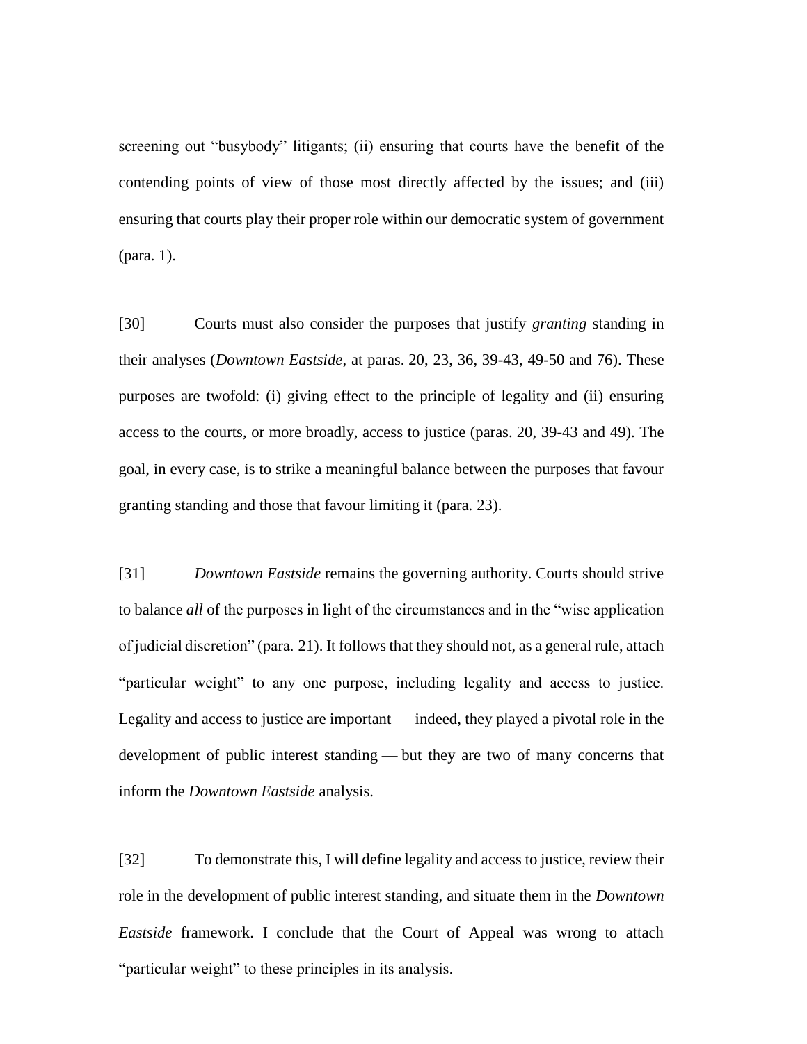screening out "busybody" litigants; (ii) ensuring that courts have the benefit of the contending points of view of those most directly affected by the issues; and (iii) ensuring that courts play their proper role within our democratic system of government (para. 1).

[30] Courts must also consider the purposes that justify *granting* standing in their analyses (*Downtown Eastside*, at paras. 20, 23, 36, 39-43, 49-50 and 76). These purposes are twofold: (i) giving effect to the principle of legality and (ii) ensuring access to the courts, or more broadly, access to justice (paras. 20, 39-43 and 49). The goal, in every case, is to strike a meaningful balance between the purposes that favour granting standing and those that favour limiting it (para. 23).

[31] *Downtown Eastside* remains the governing authority. Courts should strive to balance *all* of the purposes in light of the circumstances and in the "wise application of judicial discretion" (para. 21). It follows that they should not, as a general rule, attach "particular weight" to any one purpose, including legality and access to justice. Legality and access to justice are important — indeed, they played a pivotal role in the development of public interest standing — but they are two of many concerns that inform the *Downtown Eastside* analysis.

[32] To demonstrate this, I will define legality and access to justice, review their role in the development of public interest standing, and situate them in the *Downtown Eastside* framework. I conclude that the Court of Appeal was wrong to attach "particular weight" to these principles in its analysis.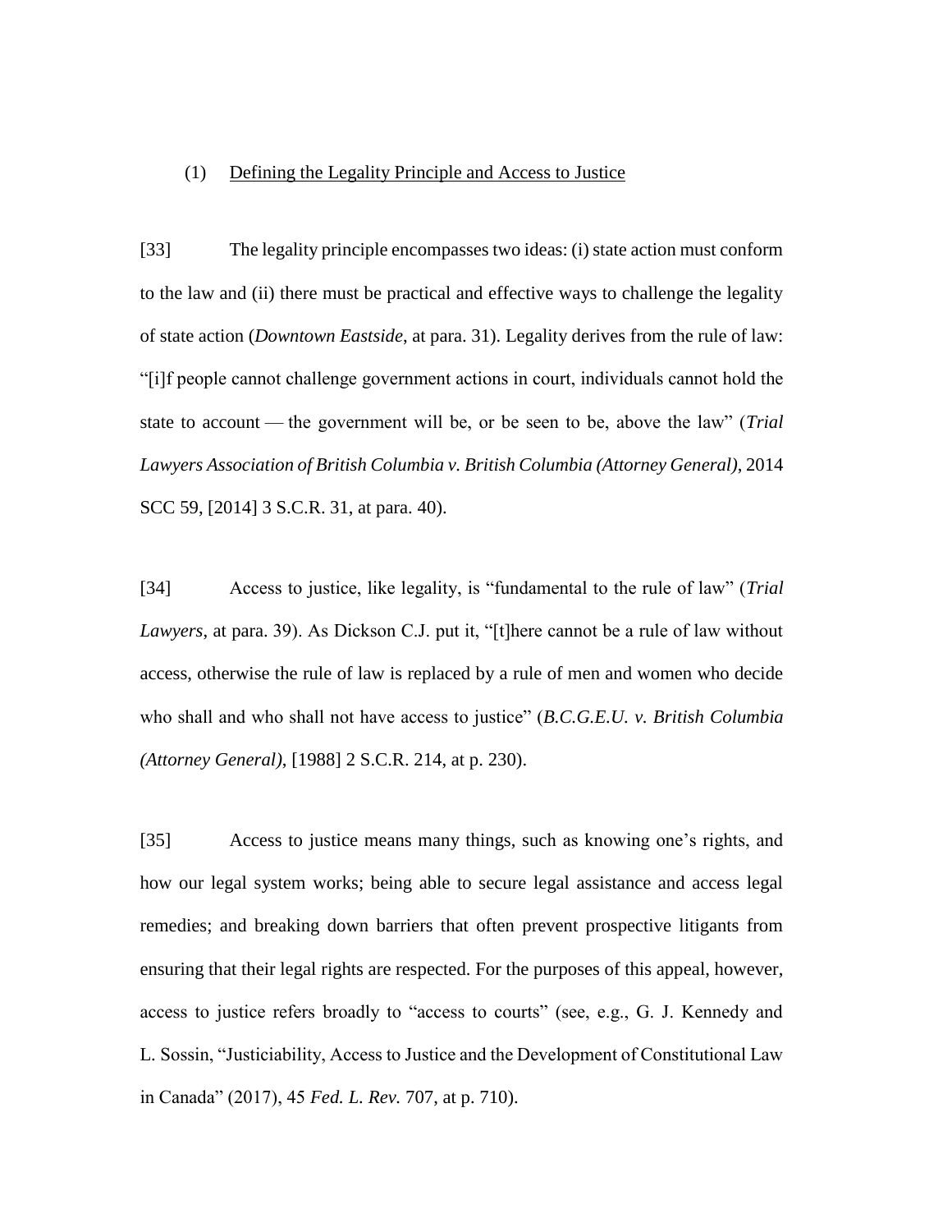### (1) Defining the Legality Principle and Access to Justice

[33] The legality principle encompasses two ideas: (i) state action must conform to the law and (ii) there must be practical and effective ways to challenge the legality of state action (*Downtown Eastside*, at para. 31). Legality derives from the rule of law: "[i]f people cannot challenge government actions in court, individuals cannot hold the state to account — the government will be, or be seen to be, above the law" (*Trial Lawyers Association of British Columbia v. British Columbia (Attorney General)*, 2014 SCC 59, [2014] 3 S.C.R. 31, at para. 40).

[34] Access to justice, like legality, is "fundamental to the rule of law" (*Trial Lawyers*, at para. 39). As Dickson C.J. put it, "[t]here cannot be a rule of law without access, otherwise the rule of law is replaced by a rule of men and women who decide who shall and who shall not have access to justice" (*B.C.G.E.U. v. British Columbia (Attorney General)*, [1988] 2 S.C.R. 214, at p. 230).

[35] Access to justice means many things, such as knowing one's rights, and how our legal system works; being able to secure legal assistance and access legal remedies; and breaking down barriers that often prevent prospective litigants from ensuring that their legal rights are respected. For the purposes of this appeal, however, access to justice refers broadly to "access to courts" (see, e.g., G. J. Kennedy and L. Sossin, "Justiciability, Access to Justice and the Development of Constitutional Law in Canada" (2017), 45 *Fed. L. Rev.* 707, at p. 710).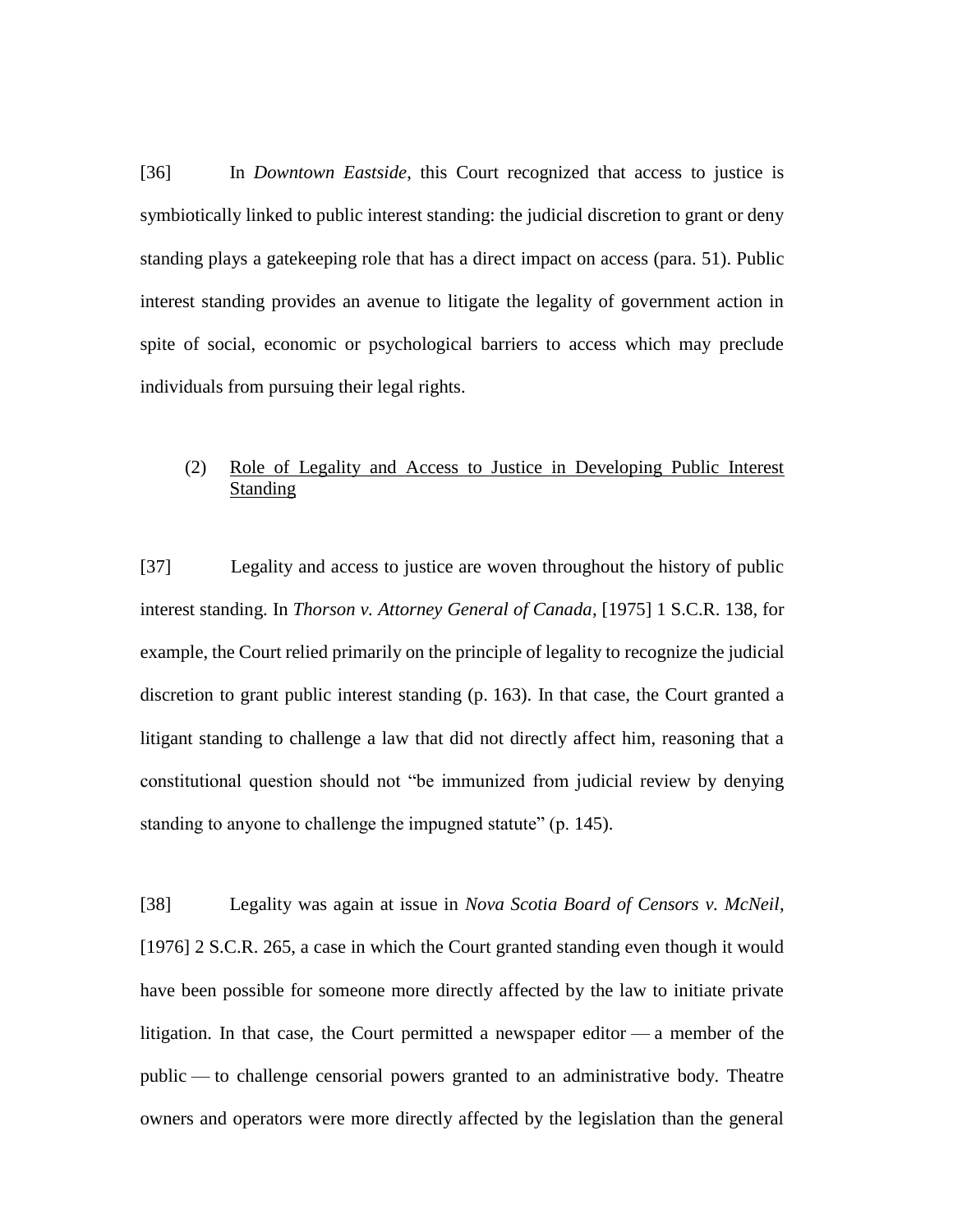[36] In *Downtown Eastside*, this Court recognized that access to justice is symbiotically linked to public interest standing: the judicial discretion to grant or deny standing plays a gatekeeping role that has a direct impact on access (para. 51). Public interest standing provides an avenue to litigate the legality of government action in spite of social, economic or psychological barriers to access which may preclude individuals from pursuing their legal rights.

(2) Role of Legality and Access to Justice in Developing Public Interest Standing

[37] Legality and access to justice are woven throughout the history of public interest standing. In *Thorson v. Attorney General of Canada*, [1975] 1 S.C.R. 138, for example, the Court relied primarily on the principle of legality to recognize the judicial discretion to grant public interest standing (p. 163). In that case, the Court granted a litigant standing to challenge a law that did not directly affect him, reasoning that a constitutional question should not "be immunized from judicial review by denying standing to anyone to challenge the impugned statute" (p. 145).

[38] Legality was again at issue in *Nova Scotia Board of Censors v. McNeil*, [1976] 2 S.C.R. 265, a case in which the Court granted standing even though it would have been possible for someone more directly affected by the law to initiate private litigation. In that case, the Court permitted a newspaper editor — a member of the public — to challenge censorial powers granted to an administrative body. Theatre owners and operators were more directly affected by the legislation than the general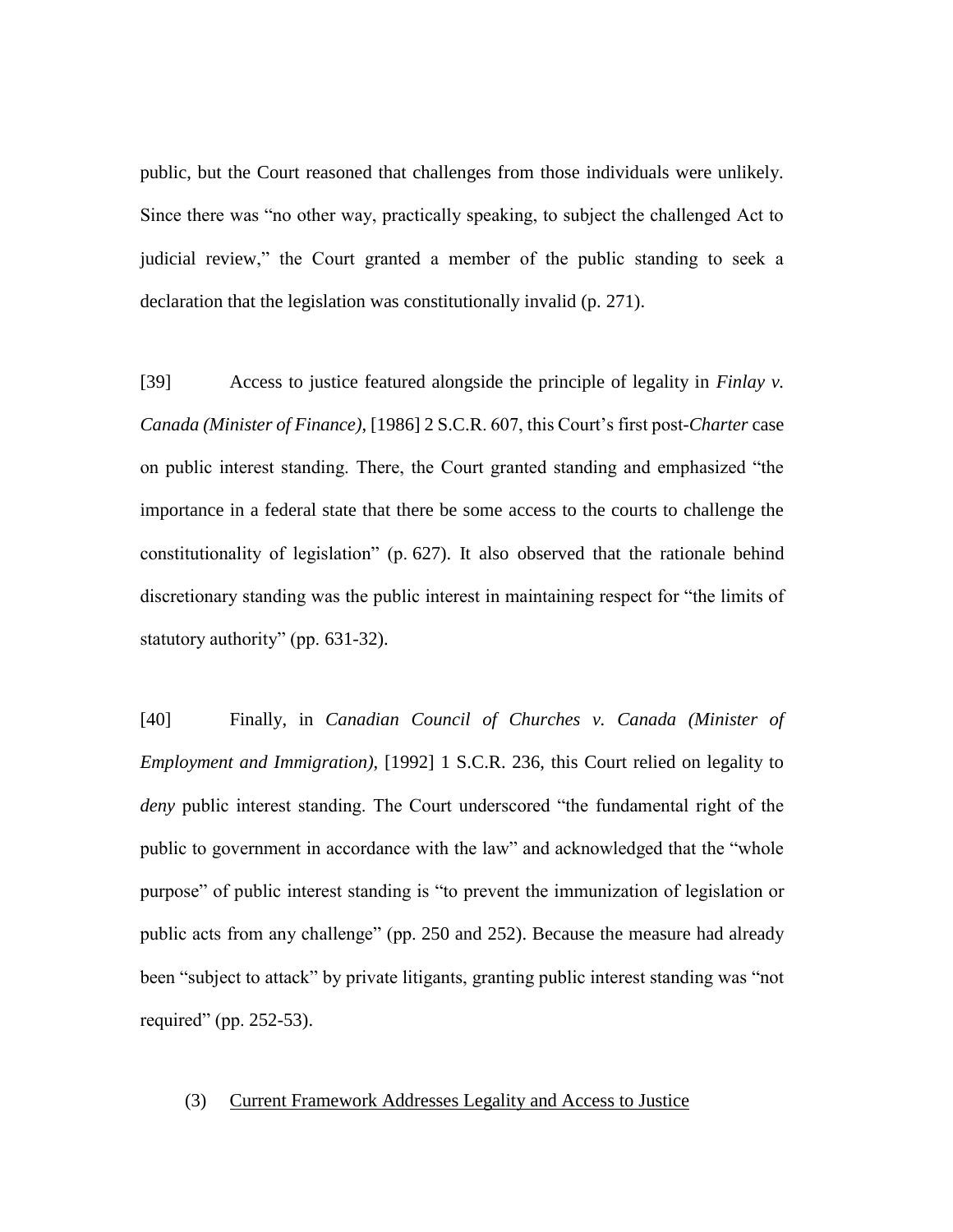public, but the Court reasoned that challenges from those individuals were unlikely. Since there was "no other way, practically speaking, to subject the challenged Act to judicial review," the Court granted a member of the public standing to seek a declaration that the legislation was constitutionally invalid (p. 271).

[39] Access to justice featured alongside the principle of legality in *Finlay v. Canada (Minister of Finance)*, [1986] 2 S.C.R. 607, this Court's first post-*Charter* case on public interest standing. There, the Court granted standing and emphasized "the importance in a federal state that there be some access to the courts to challenge the constitutionality of legislation" (p. 627). It also observed that the rationale behind discretionary standing was the public interest in maintaining respect for "the limits of statutory authority" (pp. 631-32).

[40] Finally, in *Canadian Council of Churches v. Canada (Minister of Employment and Immigration)*, [1992] 1 S.C.R. 236, this Court relied on legality to *deny* public interest standing. The Court underscored "the fundamental right of the public to government in accordance with the law" and acknowledged that the "whole purpose" of public interest standing is "to prevent the immunization of legislation or public acts from any challenge" (pp. 250 and 252). Because the measure had already been "subject to attack" by private litigants, granting public interest standing was "not required" (pp. 252-53).

(3) Current Framework Addresses Legality and Access to Justice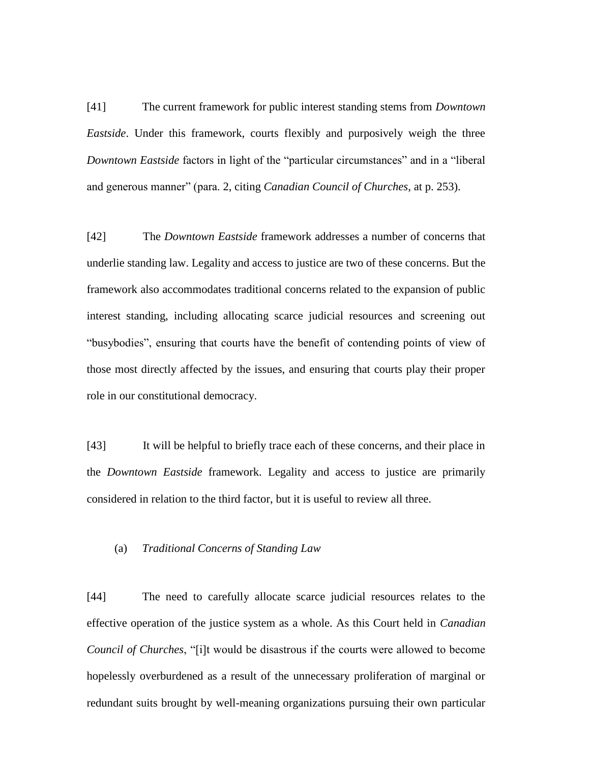[41] The current framework for public interest standing stems from *Downtown Eastside*. Under this framework, courts flexibly and purposively weigh the three *Downtown Eastside* factors in light of the "particular circumstances" and in a "liberal and generous manner" (para. 2, citing *Canadian Council of Churches*, at p. 253).

[42] The *Downtown Eastside* framework addresses a number of concerns that underlie standing law. Legality and access to justice are two of these concerns. But the framework also accommodates traditional concerns related to the expansion of public interest standing, including allocating scarce judicial resources and screening out "busybodies", ensuring that courts have the benefit of contending points of view of those most directly affected by the issues, and ensuring that courts play their proper role in our constitutional democracy.

[43] It will be helpful to briefly trace each of these concerns, and their place in the *Downtown Eastside* framework. Legality and access to justice are primarily considered in relation to the third factor, but it is useful to review all three.

(a) *Traditional Concerns of Standing Law*

[44] The need to carefully allocate scarce judicial resources relates to the effective operation of the justice system as a whole. As this Court held in *Canadian Council of Churches*, "[i]t would be disastrous if the courts were allowed to become hopelessly overburdened as a result of the unnecessary proliferation of marginal or redundant suits brought by well-meaning organizations pursuing their own particular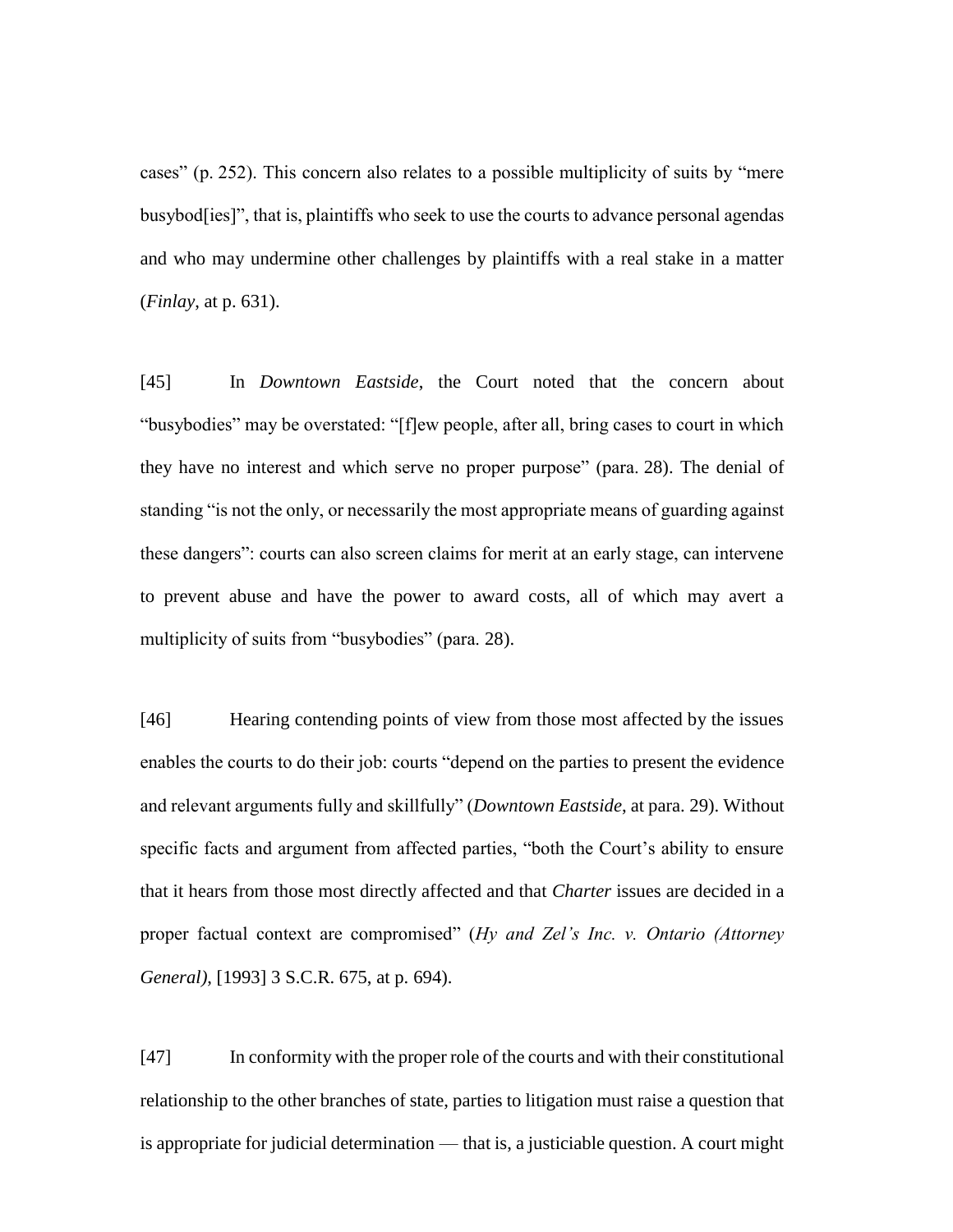cases" (p. 252). This concern also relates to a possible multiplicity of suits by "mere busybod[ies]", that is, plaintiffs who seek to use the courts to advance personal agendas and who may undermine other challenges by plaintiffs with a real stake in a matter (*Finlay*, at p. 631).

[45] In *Downtown Eastside*, the Court noted that the concern about "busybodies" may be overstated: "[f]ew people, after all, bring cases to court in which they have no interest and which serve no proper purpose" (para. 28). The denial of standing "is not the only, or necessarily the most appropriate means of guarding against these dangers": courts can also screen claims for merit at an early stage, can intervene to prevent abuse and have the power to award costs, all of which may avert a multiplicity of suits from "busybodies" (para. 28).

[46] Hearing contending points of view from those most affected by the issues enables the courts to do their job: courts "depend on the parties to present the evidence and relevant arguments fully and skillfully" (*Downtown Eastside*, at para. 29). Without specific facts and argument from affected parties, "both the Court's ability to ensure that it hears from those most directly affected and that *Charter* issues are decided in a proper factual context are compromised" (*Hy and Zel's Inc. v. Ontario (Attorney General)*, [1993] 3 S.C.R. 675, at p. 694).

[47] In conformity with the proper role of the courts and with their constitutional relationship to the other branches of state, parties to litigation must raise a question that is appropriate for judicial determination — that is, a justiciable question. A court might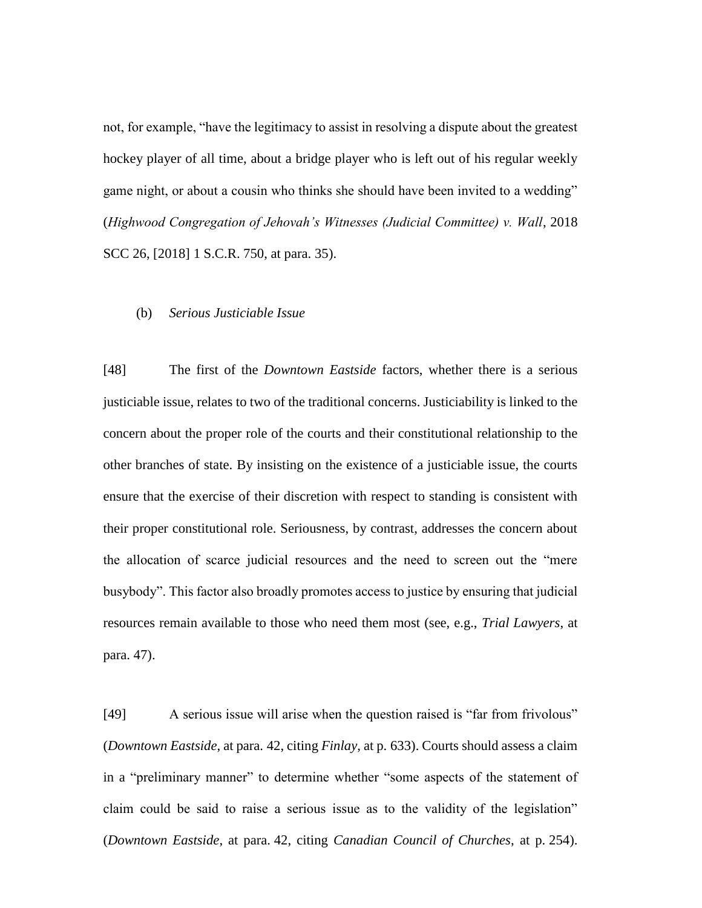not, for example, "have the legitimacy to assist in resolving a dispute about the greatest hockey player of all time, about a bridge player who is left out of his regular weekly game night, or about a cousin who thinks she should have been invited to a wedding" (*Highwood Congregation of Jehovah's Witnesses (Judicial Committee) v. Wall*, 2018 SCC 26, [2018] 1 S.C.R. 750, at para. 35).

(b) *Serious Justiciable Issue*

[48] The first of the *Downtown Eastside* factors, whether there is a serious justiciable issue, relates to two of the traditional concerns. Justiciability is linked to the concern about the proper role of the courts and their constitutional relationship to the other branches of state. By insisting on the existence of a justiciable issue, the courts ensure that the exercise of their discretion with respect to standing is consistent with their proper constitutional role. Seriousness, by contrast, addresses the concern about the allocation of scarce judicial resources and the need to screen out the "mere busybody". This factor also broadly promotes access to justice by ensuring that judicial resources remain available to those who need them most (see, e.g., *Trial Lawyers*, at para. 47).

[49] A serious issue will arise when the question raised is "far from frivolous" (*Downtown Eastside*, at para. 42, citing *Finlay*, at p. 633). Courts should assess a claim in a "preliminary manner" to determine whether "some aspects of the statement of claim could be said to raise a serious issue as to the validity of the legislation" (*Downtown Eastside*, at para. 42, citing *Canadian Council of Churches*, at p. 254).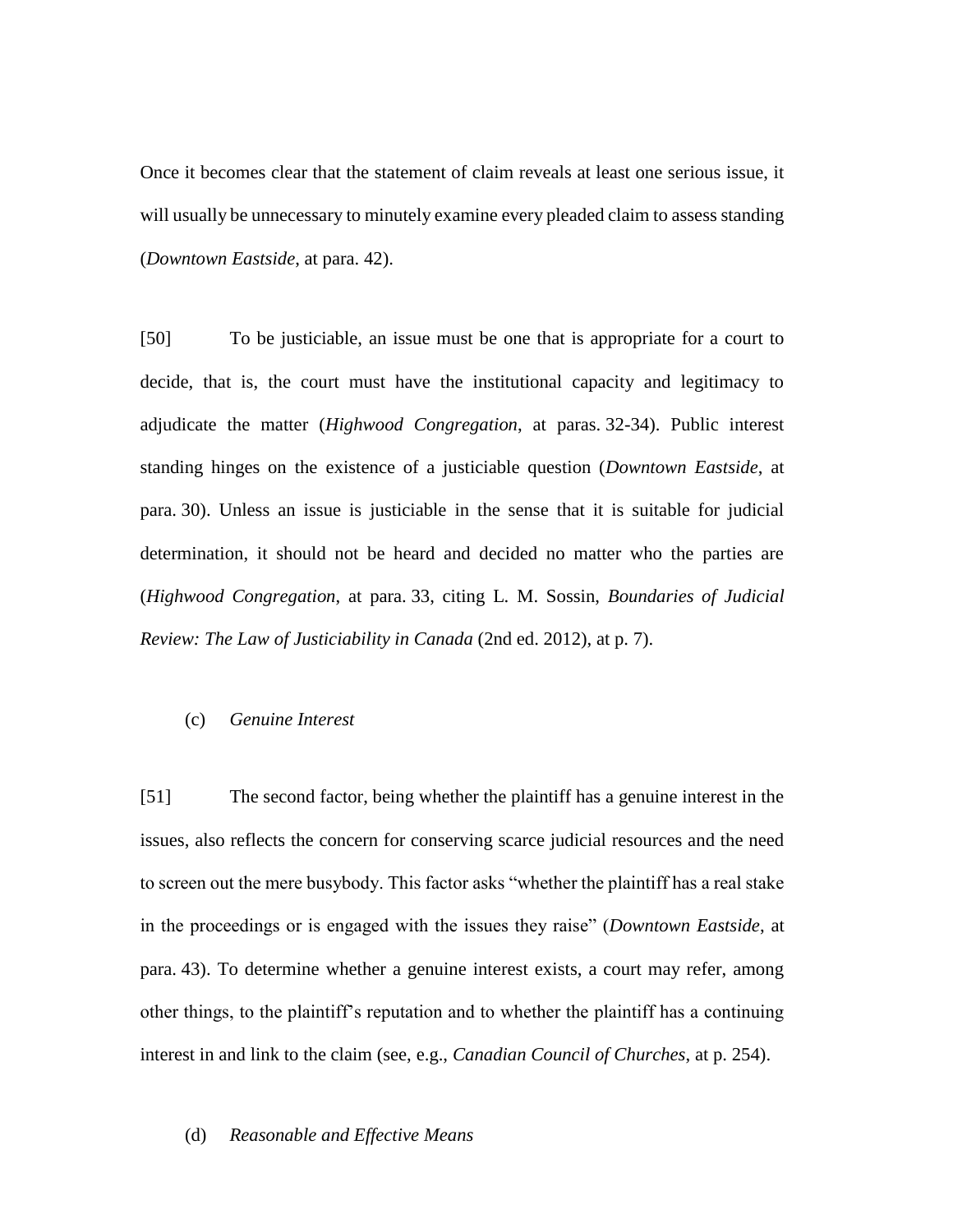Once it becomes clear that the statement of claim reveals at least one serious issue, it will usually be unnecessary to minutely examine every pleaded claim to assess standing (*Downtown Eastside*, at para. 42).

[50] To be justiciable, an issue must be one that is appropriate for a court to decide, that is, the court must have the institutional capacity and legitimacy to adjudicate the matter (*Highwood Congregation*, at paras. 32-34). Public interest standing hinges on the existence of a justiciable question (*Downtown Eastside*, at para. 30). Unless an issue is justiciable in the sense that it is suitable for judicial determination, it should not be heard and decided no matter who the parties are (*Highwood Congregation*, at para. 33, citing L. M. Sossin, *Boundaries of Judicial Review: The Law of Justiciability in Canada* (2nd ed. 2012), at p. 7).

(c) *Genuine Interest*

[51] The second factor, being whether the plaintiff has a genuine interest in the issues, also reflects the concern for conserving scarce judicial resources and the need to screen out the mere busybody. This factor asks "whether the plaintiff has a real stake in the proceedings or is engaged with the issues they raise" (*Downtown Eastside*, at para. 43). To determine whether a genuine interest exists, a court may refer, among other things, to the plaintiff's reputation and to whether the plaintiff has a continuing interest in and link to the claim (see, e.g., *Canadian Council of Churches*, at p. 254).

(d) *Reasonable and Effective Means*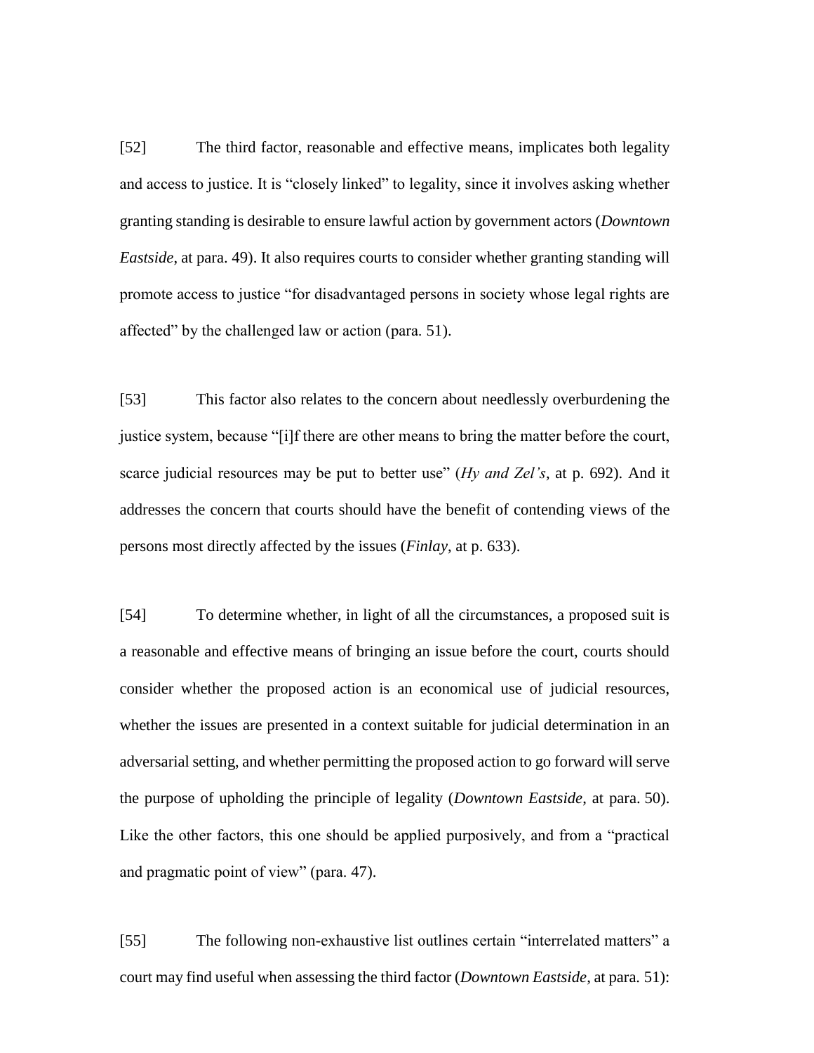[52] The third factor, reasonable and effective means, implicates both legality and access to justice. It is "closely linked" to legality, since it involves asking whether granting standing is desirable to ensure lawful action by government actors (*Downtown Eastside*, at para. 49). It also requires courts to consider whether granting standing will promote access to justice "for disadvantaged persons in society whose legal rights are affected" by the challenged law or action (para. 51).

[53] This factor also relates to the concern about needlessly overburdening the justice system, because "[i]f there are other means to bring the matter before the court, scarce judicial resources may be put to better use" (*Hy and Zel's*, at p. 692). And it addresses the concern that courts should have the benefit of contending views of the persons most directly affected by the issues (*Finlay*, at p. 633).

[54] To determine whether, in light of all the circumstances, a proposed suit is a reasonable and effective means of bringing an issue before the court, courts should consider whether the proposed action is an economical use of judicial resources, whether the issues are presented in a context suitable for judicial determination in an adversarial setting, and whether permitting the proposed action to go forward will serve the purpose of upholding the principle of legality (*Downtown Eastside*, at para. 50). Like the other factors, this one should be applied purposively, and from a "practical and pragmatic point of view" (para. 47).

[55] The following non-exhaustive list outlines certain "interrelated matters" a court may find useful when assessing the third factor (*Downtown Eastside*, at para. 51):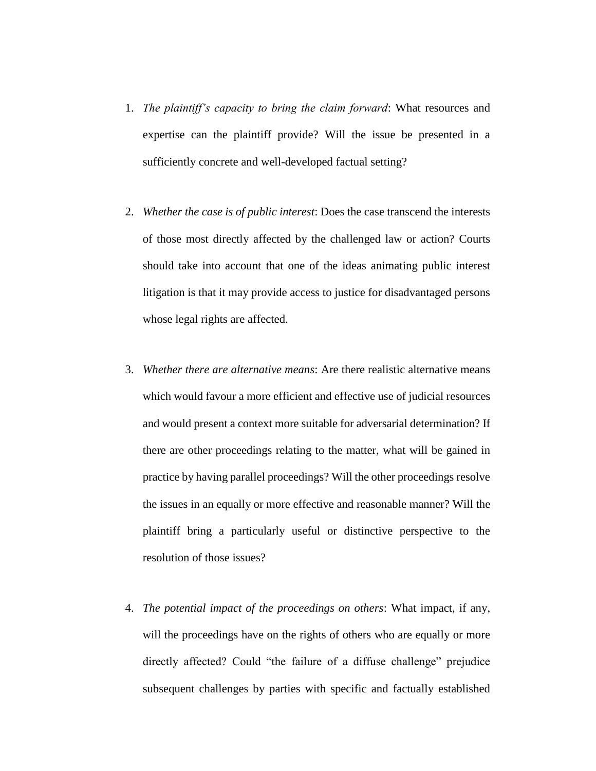1. *The plaintiff's capacity to bring the claim forward*: What resources and expertise can the plaintiff provide? Will the issue be presented in a sufficiently concrete and well-developed factual setting?

2. *Whether the case is of public interest*: Does the case transcend the interests of those most directly affected by the challenged law or action? Courts should take into account that one of the ideas animating public interest litigation is that it may provide access to justice for disadvantaged persons whose legal rights are affected.

3. *Whether there are alternative means*: Are there realistic alternative means which would favour a more efficient and effective use of judicial resources and would present a context more suitable for adversarial determination? If there are other proceedings relating to the matter, what will be gained in practice by having parallel proceedings? Will the other proceedings resolve the issues in an equally or more effective and reasonable manner? Will the plaintiff bring a particularly useful or distinctive perspective to the resolution of those issues?

4. *The potential impact of the proceedings on others*: What impact, if any, will the proceedings have on the rights of others who are equally or more directly affected? Could "the failure of a diffuse challenge" prejudice subsequent challenges by parties with specific and factually established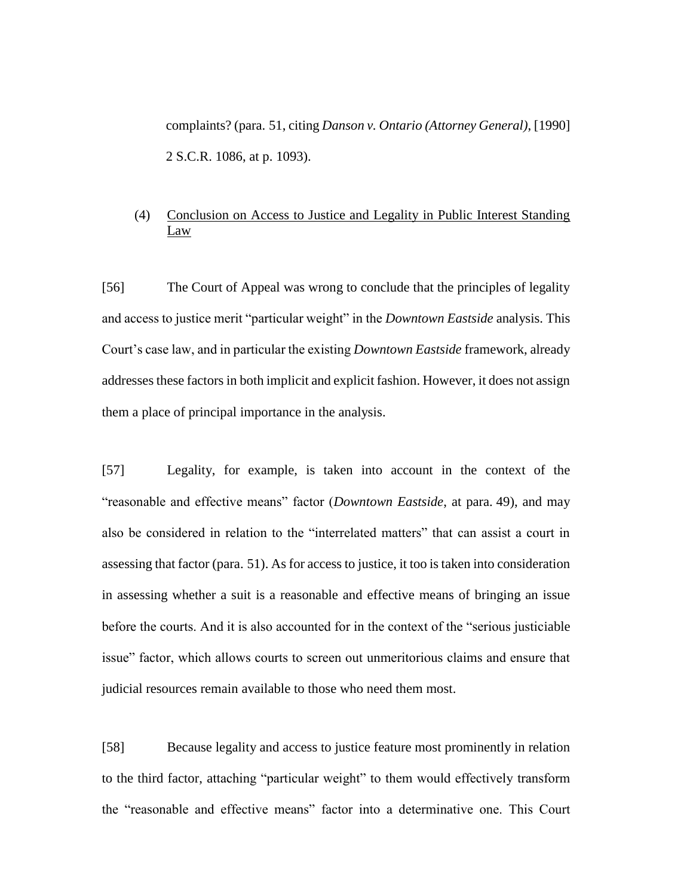complaints? (para. 51, citing *Danson v. Ontario (Attorney General)*, [1990] 2 S.C.R. 1086, at p. 1093).

### (4) Conclusion on Access to Justice and Legality in Public Interest Standing Law

[56] The Court of Appeal was wrong to conclude that the principles of legality and access to justice merit "particular weight" in the *Downtown Eastside* analysis. This Court's case law, and in particular the existing *Downtown Eastside* framework, already addresses these factors in both implicit and explicit fashion. However, it does not assign them a place of principal importance in the analysis.

[57] Legality, for example, is taken into account in the context of the "reasonable and effective means" factor (*Downtown Eastside*, at para. 49), and may also be considered in relation to the "interrelated matters" that can assist a court in assessing that factor (para. 51). As for access to justice, it too is taken into consideration in assessing whether a suit is a reasonable and effective means of bringing an issue before the courts. And it is also accounted for in the context of the "serious justiciable issue" factor, which allows courts to screen out unmeritorious claims and ensure that judicial resources remain available to those who need them most.

[58] Because legality and access to justice feature most prominently in relation to the third factor, attaching "particular weight" to them would effectively transform the "reasonable and effective means" factor into a determinative one. This Court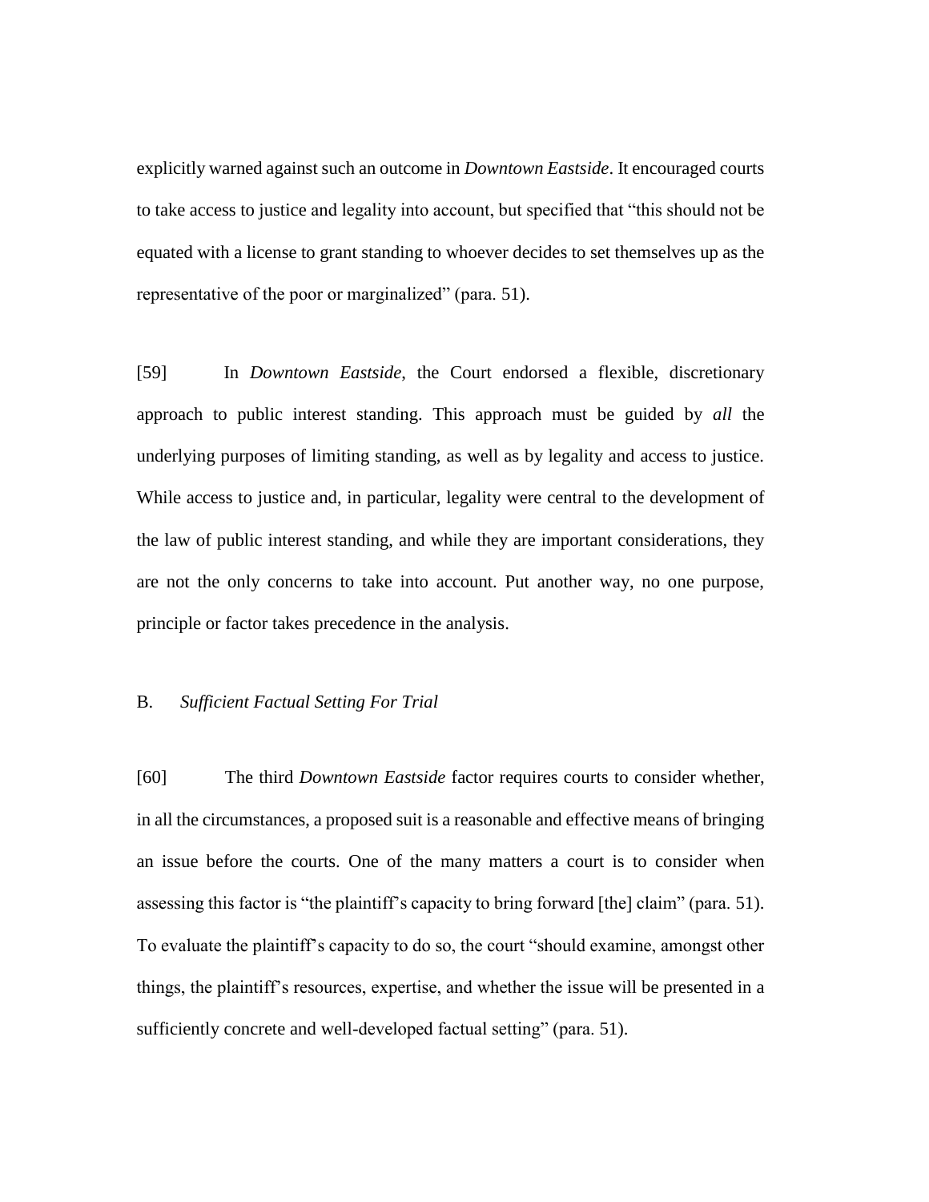explicitly warned against such an outcome in *Downtown Eastside*. It encouraged courts to take access to justice and legality into account, but specified that "this should not be equated with a license to grant standing to whoever decides to set themselves up as the representative of the poor or marginalized" (para. 51).

[59] In *Downtown Eastside*, the Court endorsed a flexible, discretionary approach to public interest standing. This approach must be guided by *all* the underlying purposes of limiting standing, as well as by legality and access to justice. While access to justice and, in particular, legality were central to the development of the law of public interest standing, and while they are important considerations, they are not the only concerns to take into account. Put another way, no one purpose, principle or factor takes precedence in the analysis.

B. *Sufficient Factual Setting For Trial*

[60] The third *Downtown Eastside* factor requires courts to consider whether, in all the circumstances, a proposed suit is a reasonable and effective means of bringing an issue before the courts. One of the many matters a court is to consider when assessing this factor is "the plaintiff's capacity to bring forward [the] claim" (para. 51). To evaluate the plaintiff's capacity to do so, the court "should examine, amongst other things, the plaintiff's resources, expertise, and whether the issue will be presented in a sufficiently concrete and well-developed factual setting" (para. 51).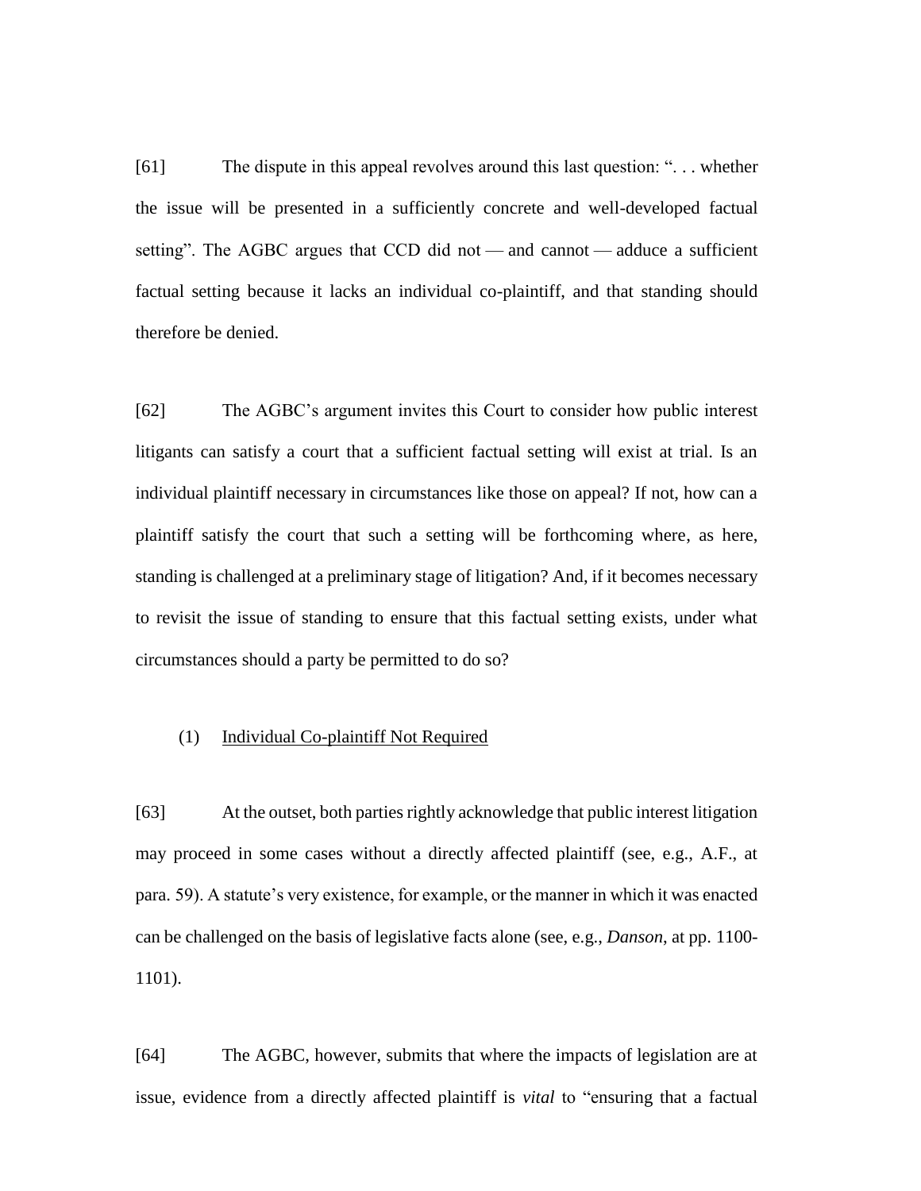[61] The dispute in this appeal revolves around this last question: ". . . whether the issue will be presented in a sufficiently concrete and well-developed factual setting". The AGBC argues that CCD did not — and cannot — adduce a sufficient factual setting because it lacks an individual co-plaintiff, and that standing should therefore be denied.

[62] The AGBC's argument invites this Court to consider how public interest litigants can satisfy a court that a sufficient factual setting will exist at trial. Is an individual plaintiff necessary in circumstances like those on appeal? If not, how can a plaintiff satisfy the court that such a setting will be forthcoming where, as here, standing is challenged at a preliminary stage of litigation? And, if it becomes necessary to revisit the issue of standing to ensure that this factual setting exists, under what circumstances should a party be permitted to do so?

(1) <u>Individual Co-plaintiff Not Required</u>

[63] At the outset, both parties rightly acknowledge that public interest litigation may proceed in some cases without a directly affected plaintiff (see, e.g., A.F., at para. 59). A statute's very existence, for example, or the manner in which it was enacted can be challenged on the basis of legislative facts alone (see, e.g., *Danson*, at pp. 1100-1101).

[64] The AGBC, however, submits that where the impacts of legislation are at issue, evidence from a directly affected plaintiff is *vital* to "ensuring that a factual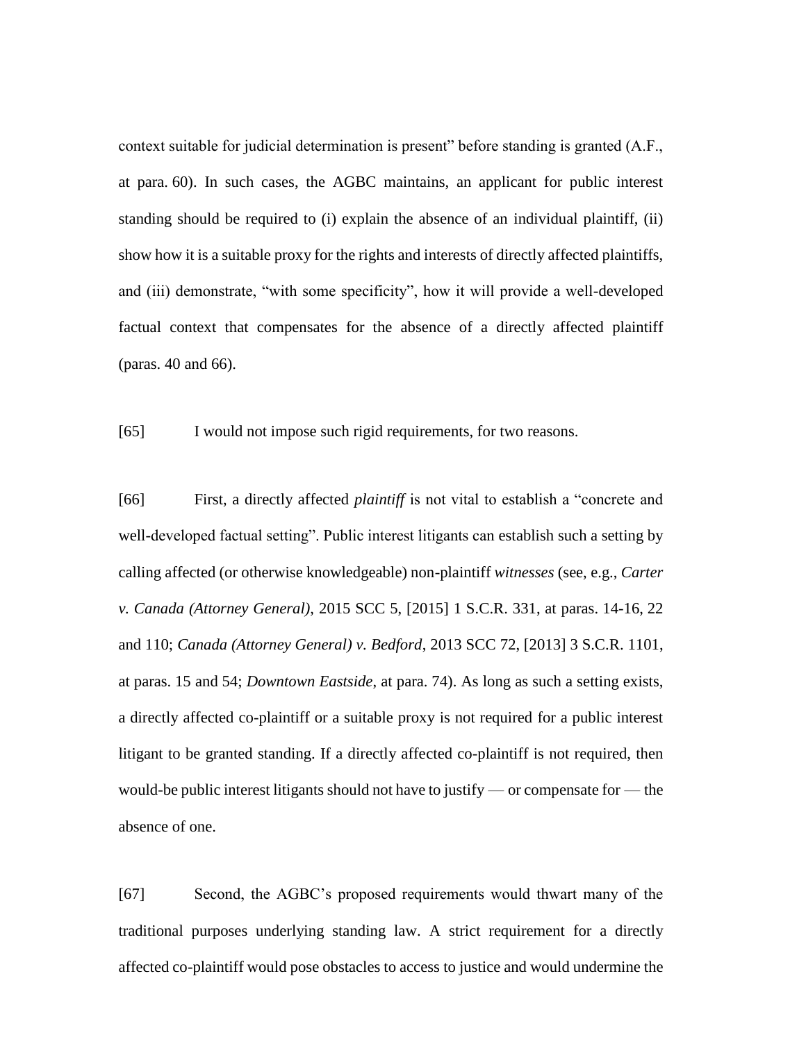context suitable for judicial determination is present" before standing is granted (A.F., at para. 60). In such cases, the AGBC maintains, an applicant for public interest standing should be required to (i) explain the absence of an individual plaintiff, (ii) show how it is a suitable proxy for the rights and interests of directly affected plaintiffs, and (iii) demonstrate, "with some specificity", how it will provide a well-developed factual context that compensates for the absence of a directly affected plaintiff (paras. 40 and 66).

[65] I would not impose such rigid requirements, for two reasons.

[66] First, a directly affected *plaintiff* is not vital to establish a "concrete and well-developed factual setting". Public interest litigants can establish such a setting by calling affected (or otherwise knowledgeable) non-plaintiff *witnesses* (see, e.g., *Carter v. Canada (Attorney General)*, 2015 SCC 5, [2015] 1 S.C.R. 331, at paras. 14-16, 22 and 110; *Canada (Attorney General) v. Bedford*, 2013 SCC 72, [2013] 3 S.C.R. 1101, at paras. 15 and 54; *Downtown Eastside*, at para. 74). As long as such a setting exists, a directly affected co-plaintiff or a suitable proxy is not required for a public interest litigant to be granted standing. If a directly affected co-plaintiff is not required, then would-be public interest litigants should not have to justify — or compensate for — the absence of one.

[67] Second, the AGBC's proposed requirements would thwart many of the traditional purposes underlying standing law. A strict requirement for a directly affected co-plaintiff would pose obstacles to access to justice and would undermine the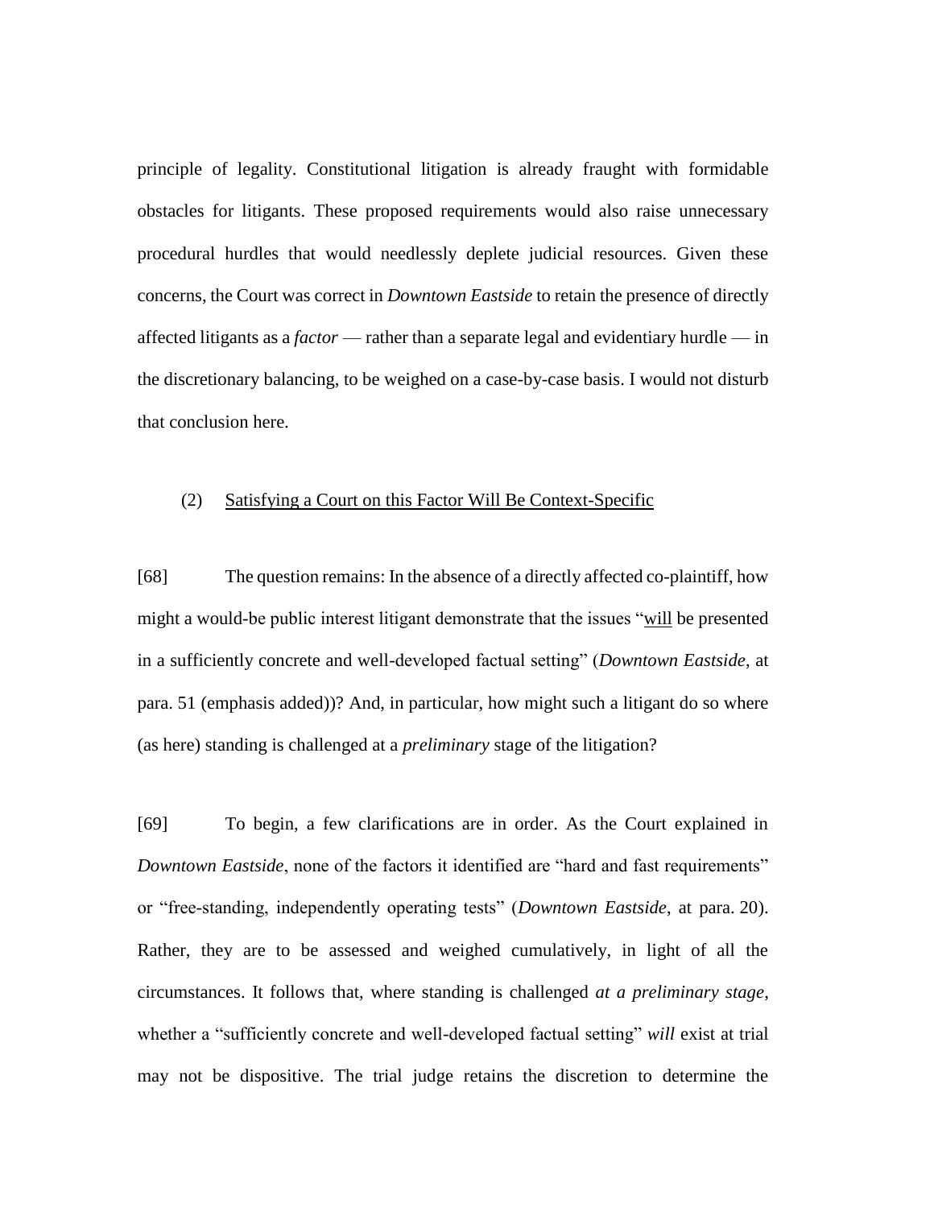principle of legality. Constitutional litigation is already fraught with formidable obstacles for litigants. These proposed requirements would also raise unnecessary procedural hurdles that would needlessly deplete judicial resources. Given these concerns, the Court was correct in *Downtown Eastside* to retain the presence of directly affected litigants as a *factor* — rather than a separate legal and evidentiary hurdle — in the discretionary balancing, to be weighed on a case-by-case basis. I would not disturb that conclusion here.

(2) <u>Satisfying a Court on this Factor Will Be Context-Specific</u>

[68] The question remains: In the absence of a directly affected co-plaintiff, how might a would-be public interest litigant demonstrate that the issues "<u>will</u> be presented in a sufficiently concrete and well-developed factual setting" (*Downtown Eastside*, at para. 51 (emphasis added))? And, in particular, how might such a litigant do so where (as here) standing is challenged at a *preliminary* stage of the litigation?

[69] To begin, a few clarifications are in order. As the Court explained in *Downtown Eastside*, none of the factors it identified are "hard and fast requirements" or "free-standing, independently operating tests" (*Downtown Eastside*, at para. 20). Rather, they are to be assessed and weighed cumulatively, in light of all the circumstances. It follows that, where standing is challenged *at a preliminary stage*, whether a "sufficiently concrete and well-developed factual setting" *will* exist at trial may not be dispositive. The trial judge retains the discretion to determine the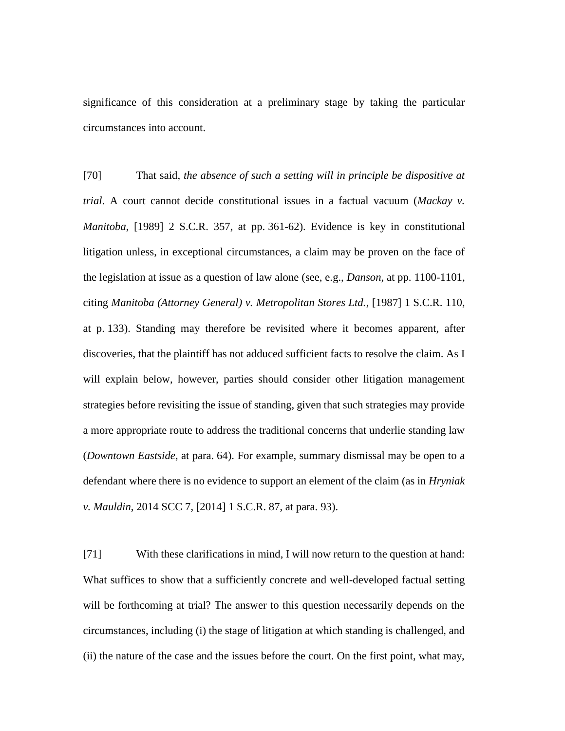significance of this consideration at a preliminary stage by taking the particular circumstances into account.

[70] That said, *the absence of such a setting will in principle be dispositive at trial*. A court cannot decide constitutional issues in a factual vacuum (*Mackay v. Manitoba*, [1989] 2 S.C.R. 357, at pp. 361-62). Evidence is key in constitutional litigation unless, in exceptional circumstances, a claim may be proven on the face of the legislation at issue as a question of law alone (see, e.g., *Danson*, at pp. 1100-1101, citing *Manitoba (Attorney General) v. Metropolitan Stores Ltd.*, [1987] 1 S.C.R. 110, at p. 133). Standing may therefore be revisited where it becomes apparent, after discoveries, that the plaintiff has not adduced sufficient facts to resolve the claim. As I will explain below, however, parties should consider other litigation management strategies before revisiting the issue of standing, given that such strategies may provide a more appropriate route to address the traditional concerns that underlie standing law (*Downtown Eastside*, at para. 64). For example, summary dismissal may be open to a defendant where there is no evidence to support an element of the claim (as in *Hryniak v. Mauldin*, 2014 SCC 7, [2014] 1 S.C.R. 87, at para. 93).

[71] With these clarifications in mind, I will now return to the question at hand: What suffices to show that a sufficiently concrete and well-developed factual setting will be forthcoming at trial? The answer to this question necessarily depends on the circumstances, including (i) the stage of litigation at which standing is challenged, and (ii) the nature of the case and the issues before the court. On the first point, what may,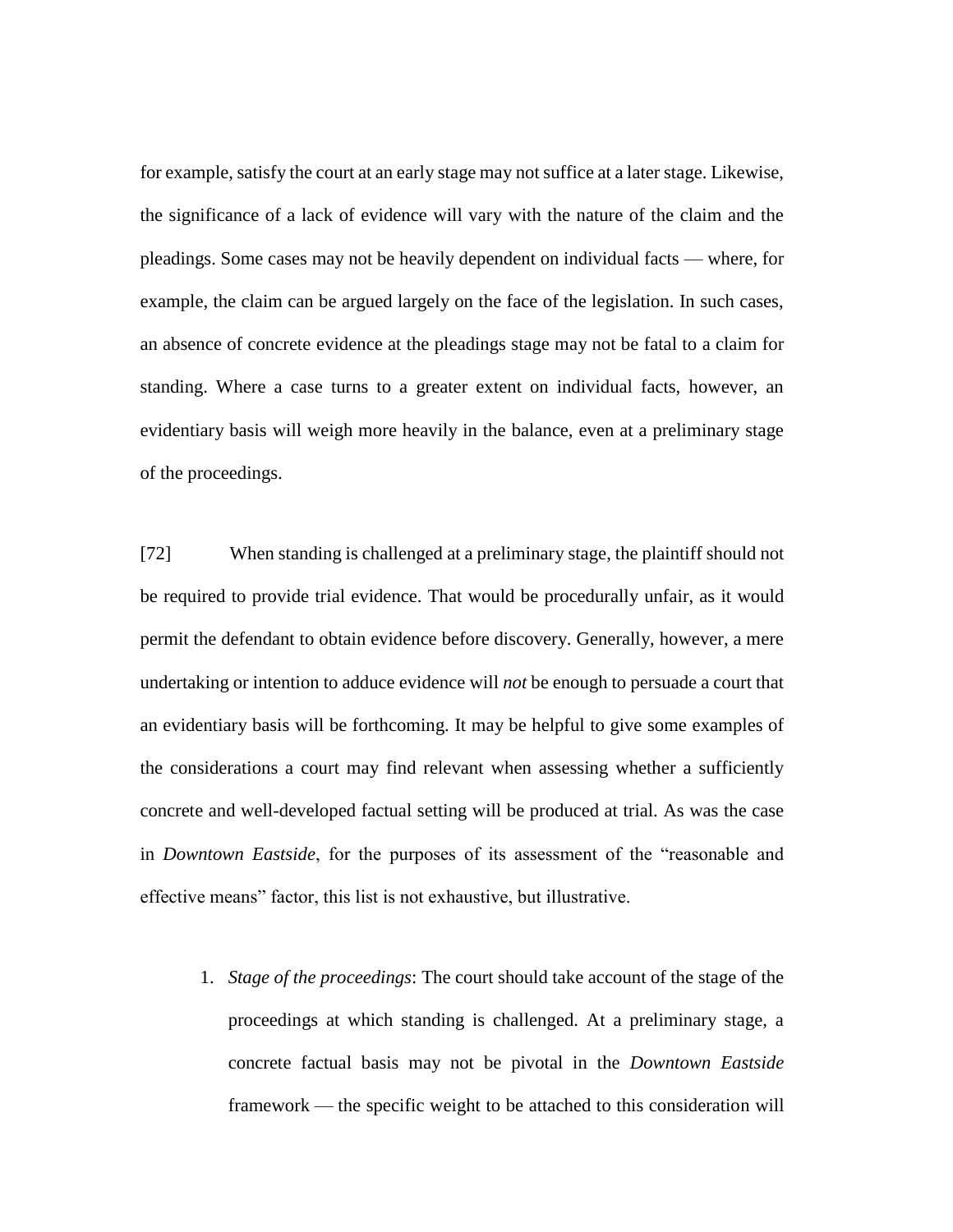for example, satisfy the court at an early stage may not suffice at a later stage. Likewise, the significance of a lack of evidence will vary with the nature of the claim and the pleadings. Some cases may not be heavily dependent on individual facts — where, for example, the claim can be argued largely on the face of the legislation. In such cases, an absence of concrete evidence at the pleadings stage may not be fatal to a claim for standing. Where a case turns to a greater extent on individual facts, however, an evidentiary basis will weigh more heavily in the balance, even at a preliminary stage of the proceedings.

[72] When standing is challenged at a preliminary stage, the plaintiff should not be required to provide trial evidence. That would be procedurally unfair, as it would permit the defendant to obtain evidence before discovery. Generally, however, a mere undertaking or intention to adduce evidence will *not* be enough to persuade a court that an evidentiary basis will be forthcoming. It may be helpful to give some examples of the considerations a court may find relevant when assessing whether a sufficiently concrete and well-developed factual setting will be produced at trial. As was the case in *Downtown Eastside*, for the purposes of its assessment of the "reasonable and effective means" factor, this list is not exhaustive, but illustrative.

1. *Stage of the proceedings*: The court should take account of the stage of the proceedings at which standing is challenged. At a preliminary stage, a concrete factual basis may not be pivotal in the *Downtown Eastside* framework — the specific weight to be attached to this consideration will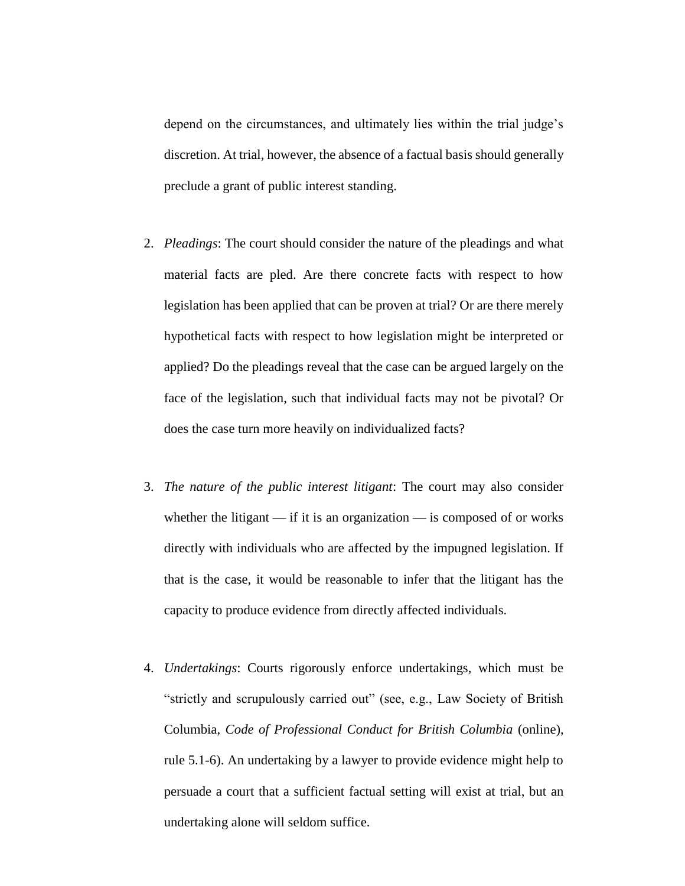depend on the circumstances, and ultimately lies within the trial judge's discretion. At trial, however, the absence of a factual basis should generally preclude a grant of public interest standing.

2. *Pleadings*: The court should consider the nature of the pleadings and what material facts are pled. Are there concrete facts with respect to how legislation has been applied that can be proven at trial? Or are there merely hypothetical facts with respect to how legislation might be interpreted or applied? Do the pleadings reveal that the case can be argued largely on the face of the legislation, such that individual facts may not be pivotal? Or does the case turn more heavily on individualized facts?

3. *The nature of the public interest litigant*: The court may also consider whether the litigant — if it is an organization — is composed of or works directly with individuals who are affected by the impugned legislation. If that is the case, it would be reasonable to infer that the litigant has the capacity to produce evidence from directly affected individuals.

4. *Undertakings*: Courts rigorously enforce undertakings, which must be "strictly and scrupulously carried out" (see, e.g., Law Society of British Columbia, *Code of Professional Conduct for British Columbia* (online), rule 5.1-6). An undertaking by a lawyer to provide evidence might help to persuade a court that a sufficient factual setting will exist at trial, but an undertaking alone will seldom suffice.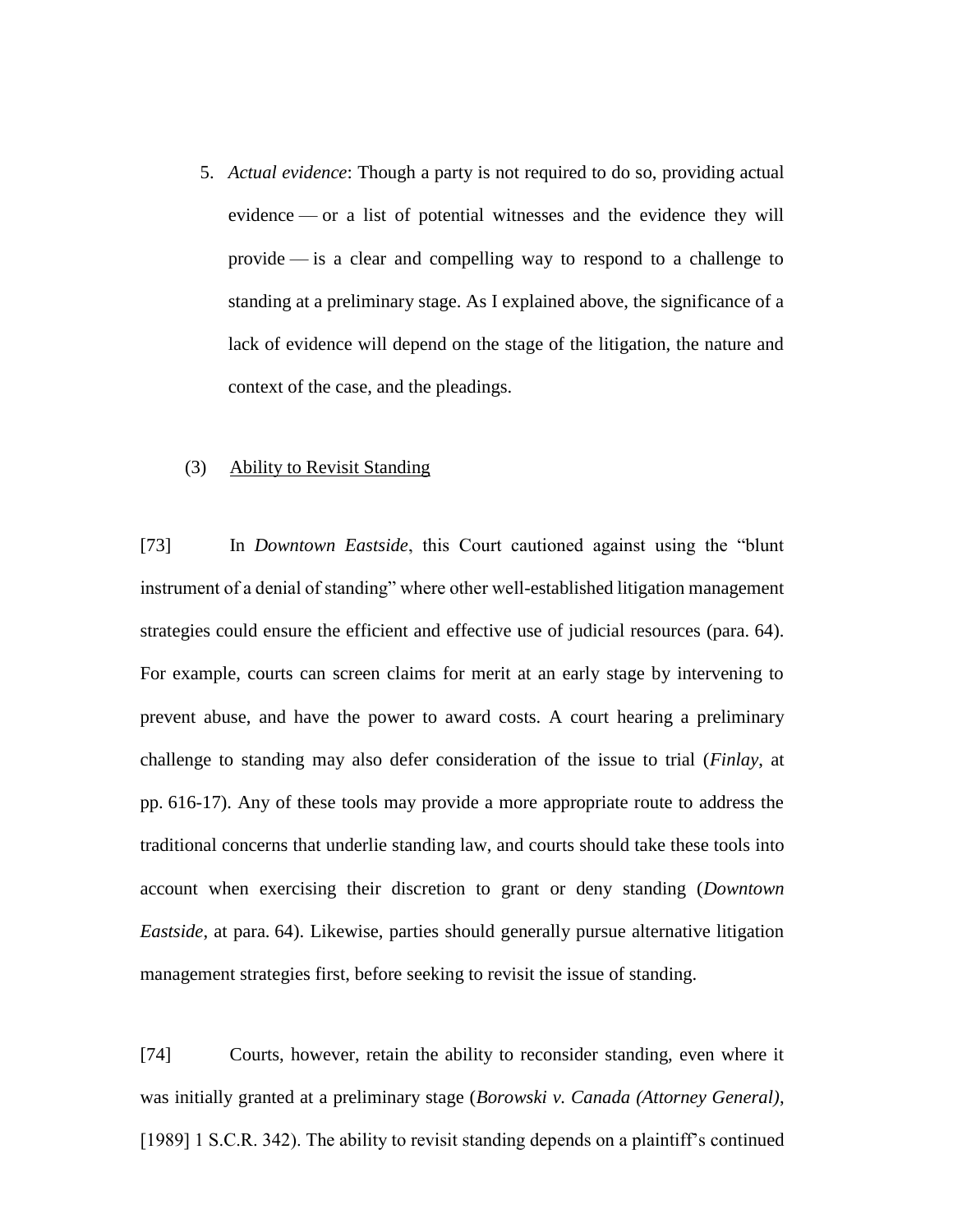5. *Actual evidence*: Though a party is not required to do so, providing actual evidence — or a list of potential witnesses and the evidence they will provide — is a clear and compelling way to respond to a challenge to standing at a preliminary stage. As I explained above, the significance of a lack of evidence will depend on the stage of the litigation, the nature and context of the case, and the pleadings.

### (3) Ability to Revisit Standing

[73] In *Downtown Eastside*, this Court cautioned against using the "blunt instrument of a denial of standing" where other well-established litigation management strategies could ensure the efficient and effective use of judicial resources (para. 64). For example, courts can screen claims for merit at an early stage by intervening to prevent abuse, and have the power to award costs. A court hearing a preliminary challenge to standing may also defer consideration of the issue to trial (*Finlay*, at pp. 616-17). Any of these tools may provide a more appropriate route to address the traditional concerns that underlie standing law, and courts should take these tools into account when exercising their discretion to grant or deny standing (*Downtown Eastside*, at para. 64). Likewise, parties should generally pursue alternative litigation management strategies first, before seeking to revisit the issue of standing.

[74] Courts, however, retain the ability to reconsider standing, even where it was initially granted at a preliminary stage (*Borowski v. Canada (Attorney General)*, [1989] 1 S.C.R. 342). The ability to revisit standing depends on a plaintiff's continued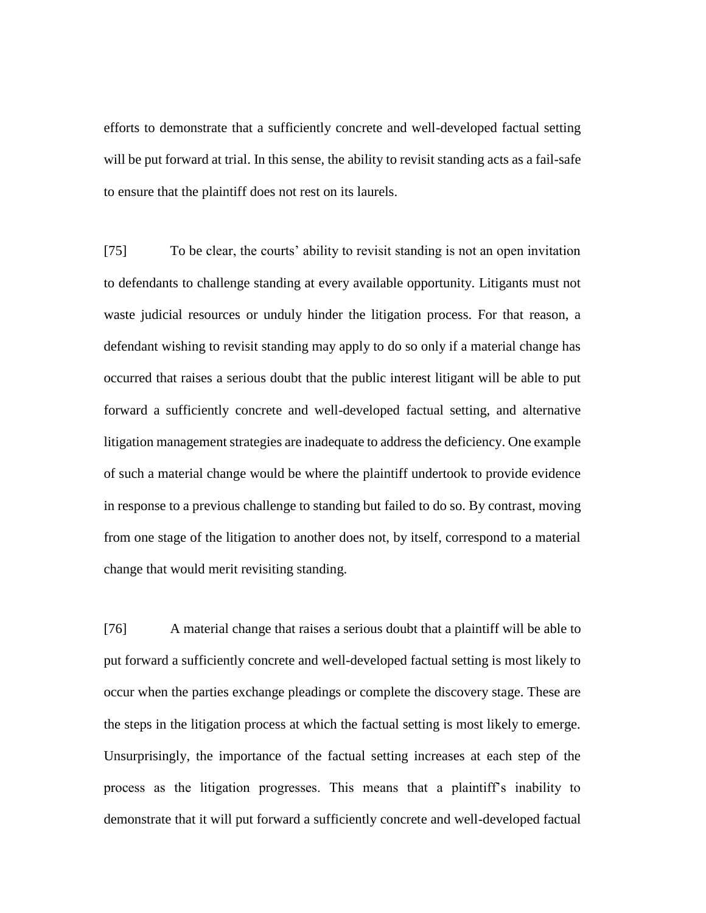efforts to demonstrate that a sufficiently concrete and well-developed factual setting will be put forward at trial. In this sense, the ability to revisit standing acts as a fail-safe to ensure that the plaintiff does not rest on its laurels.

[75] To be clear, the courts' ability to revisit standing is not an open invitation to defendants to challenge standing at every available opportunity. Litigants must not waste judicial resources or unduly hinder the litigation process. For that reason, a defendant wishing to revisit standing may apply to do so only if a material change has occurred that raises a serious doubt that the public interest litigant will be able to put forward a sufficiently concrete and well-developed factual setting, and alternative litigation management strategies are inadequate to address the deficiency. One example of such a material change would be where the plaintiff undertook to provide evidence in response to a previous challenge to standing but failed to do so. By contrast, moving from one stage of the litigation to another does not, by itself, correspond to a material change that would merit revisiting standing.

[76] A material change that raises a serious doubt that a plaintiff will be able to put forward a sufficiently concrete and well-developed factual setting is most likely to occur when the parties exchange pleadings or complete the discovery stage. These are the steps in the litigation process at which the factual setting is most likely to emerge. Unsurprisingly, the importance of the factual setting increases at each step of the process as the litigation progresses. This means that a plaintiff's inability to demonstrate that it will put forward a sufficiently concrete and well-developed factual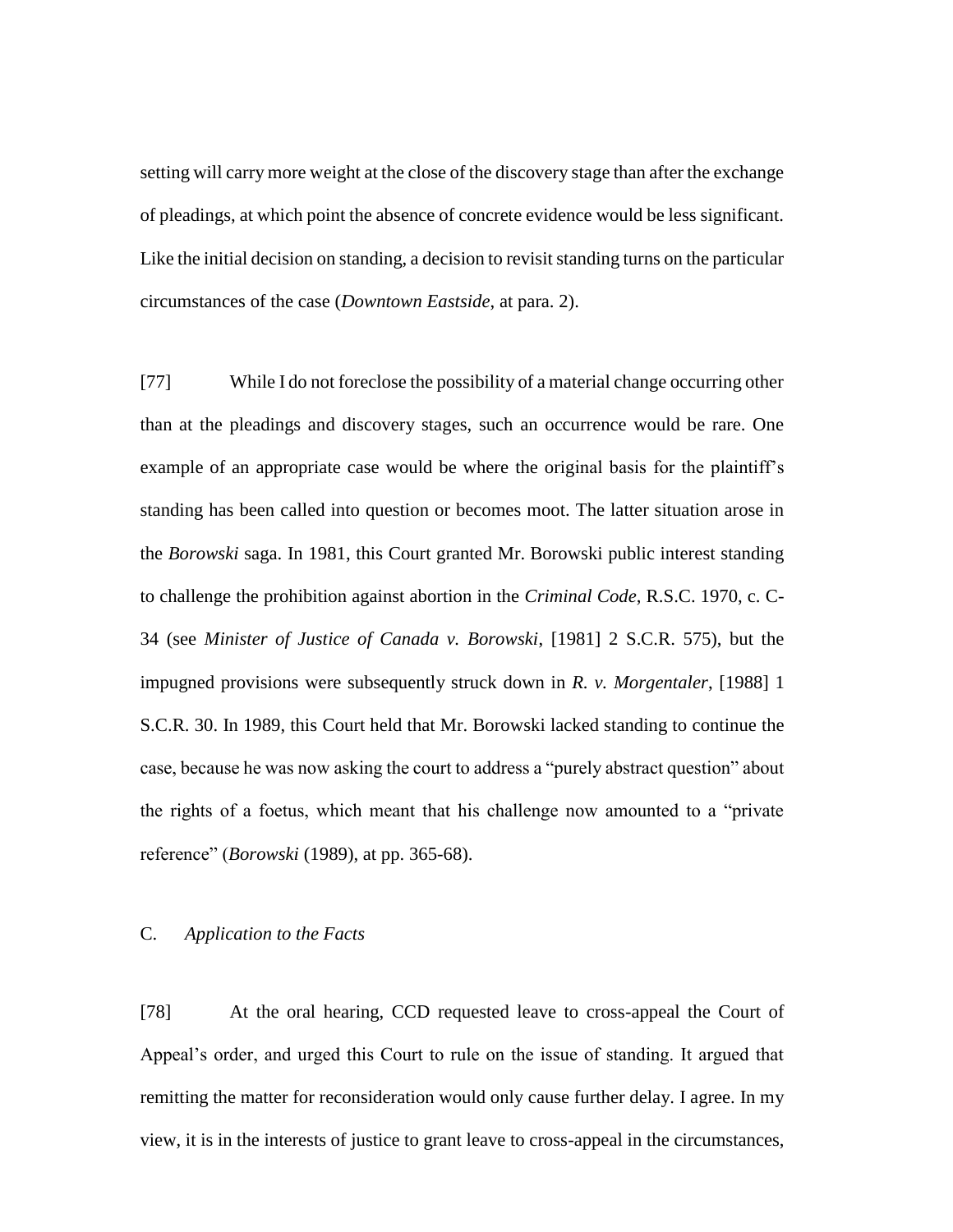setting will carry more weight at the close of the discovery stage than after the exchange of pleadings, at which point the absence of concrete evidence would be less significant. Like the initial decision on standing, a decision to revisit standing turns on the particular circumstances of the case (*Downtown Eastside*, at para. 2).

[77] While I do not foreclose the possibility of a material change occurring other than at the pleadings and discovery stages, such an occurrence would be rare. One example of an appropriate case would be where the original basis for the plaintiff's standing has been called into question or becomes moot. The latter situation arose in the *Borowski* saga. In 1981, this Court granted Mr. Borowski public interest standing to challenge the prohibition against abortion in the *Criminal Code*, R.S.C. 1970, c. C-34 (see *Minister of Justice of Canada v. Borowski*, [1981] 2 S.C.R. 575), but the impugned provisions were subsequently struck down in *R. v. Morgentaler*, [1988] 1 S.C.R. 30. In 1989, this Court held that Mr. Borowski lacked standing to continue the case, because he was now asking the court to address a "purely abstract question" about the rights of a foetus, which meant that his challenge now amounted to a "private reference" (*Borowski* (1989), at pp. 365-68).

C. *Application to the Facts*

[78] At the oral hearing, CCD requested leave to cross-appeal the Court of Appeal's order, and urged this Court to rule on the issue of standing. It argued that remitting the matter for reconsideration would only cause further delay. I agree. In my view, it is in the interests of justice to grant leave to cross-appeal in the circumstances,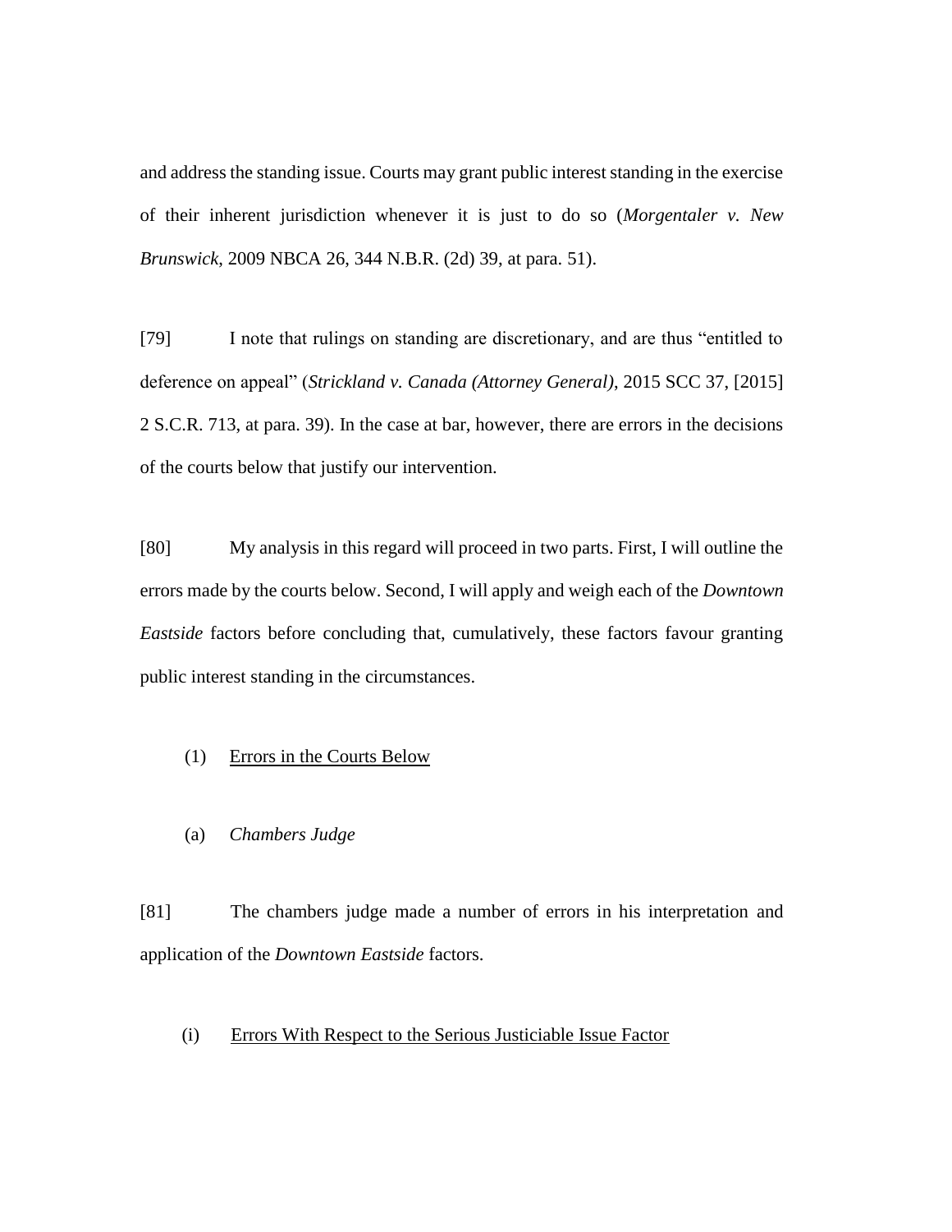and address the standing issue. Courts may grant public interest standing in the exercise of their inherent jurisdiction whenever it is just to do so (*Morgentaler v. New Brunswick*, 2009 NBCA 26, 344 N.B.R. (2d) 39, at para. 51).

[79] I note that rulings on standing are discretionary, and are thus "entitled to deference on appeal" (*Strickland v. Canada (Attorney General)*, 2015 SCC 37, [2015] 2 S.C.R. 713, at para. 39). In the case at bar, however, there are errors in the decisions of the courts below that justify our intervention.

[80] My analysis in this regard will proceed in two parts. First, I will outline the errors made by the courts below. Second, I will apply and weigh each of the *Downtown Eastside* factors before concluding that, cumulatively, these factors favour granting public interest standing in the circumstances.

(1) <u>Errors in the Courts Below</u>

(a) *Chambers Judge*

[81] The chambers judge made a number of errors in his interpretation and application of the *Downtown Eastside* factors.

(i) <u>Errors With Respect to the Serious Justiciable Issue Factor</u>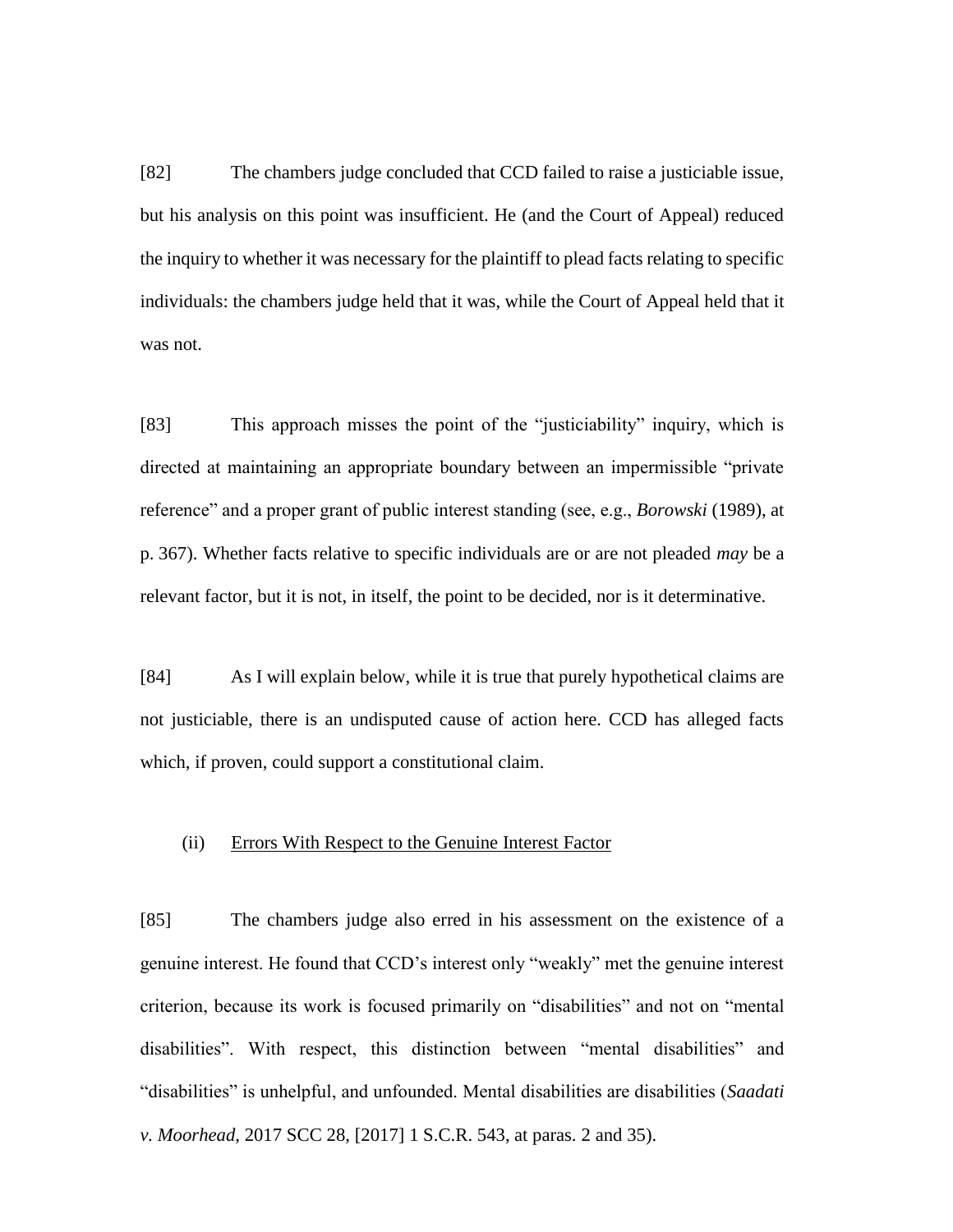[82] The chambers judge concluded that CCD failed to raise a justiciable issue, but his analysis on this point was insufficient. He (and the Court of Appeal) reduced the inquiry to whether it was necessary for the plaintiff to plead facts relating to specific individuals: the chambers judge held that it was, while the Court of Appeal held that it was not.

[83] This approach misses the point of the "justiciability" inquiry, which is directed at maintaining an appropriate boundary between an impermissible "private reference" and a proper grant of public interest standing (see, e.g., *Borowski* (1989), at p. 367). Whether facts relative to specific individuals are or are not pleaded *may* be a relevant factor, but it is not, in itself, the point to be decided, nor is it determinative.

[84] As I will explain below, while it is true that purely hypothetical claims are not justiciable, there is an undisputed cause of action here. CCD has alleged facts which, if proven, could support a constitutional claim.

(ii) Errors With Respect to the Genuine Interest Factor

[85] The chambers judge also erred in his assessment on the existence of a genuine interest. He found that CCD's interest only "weakly" met the genuine interest criterion, because its work is focused primarily on "disabilities" and not on "mental disabilities". With respect, this distinction between "mental disabilities" and "disabilities" is unhelpful, and unfounded. Mental disabilities are disabilities (*Saadati v. Moorhead*, 2017 SCC 28, [2017] 1 S.C.R. 543, at paras. 2 and 35).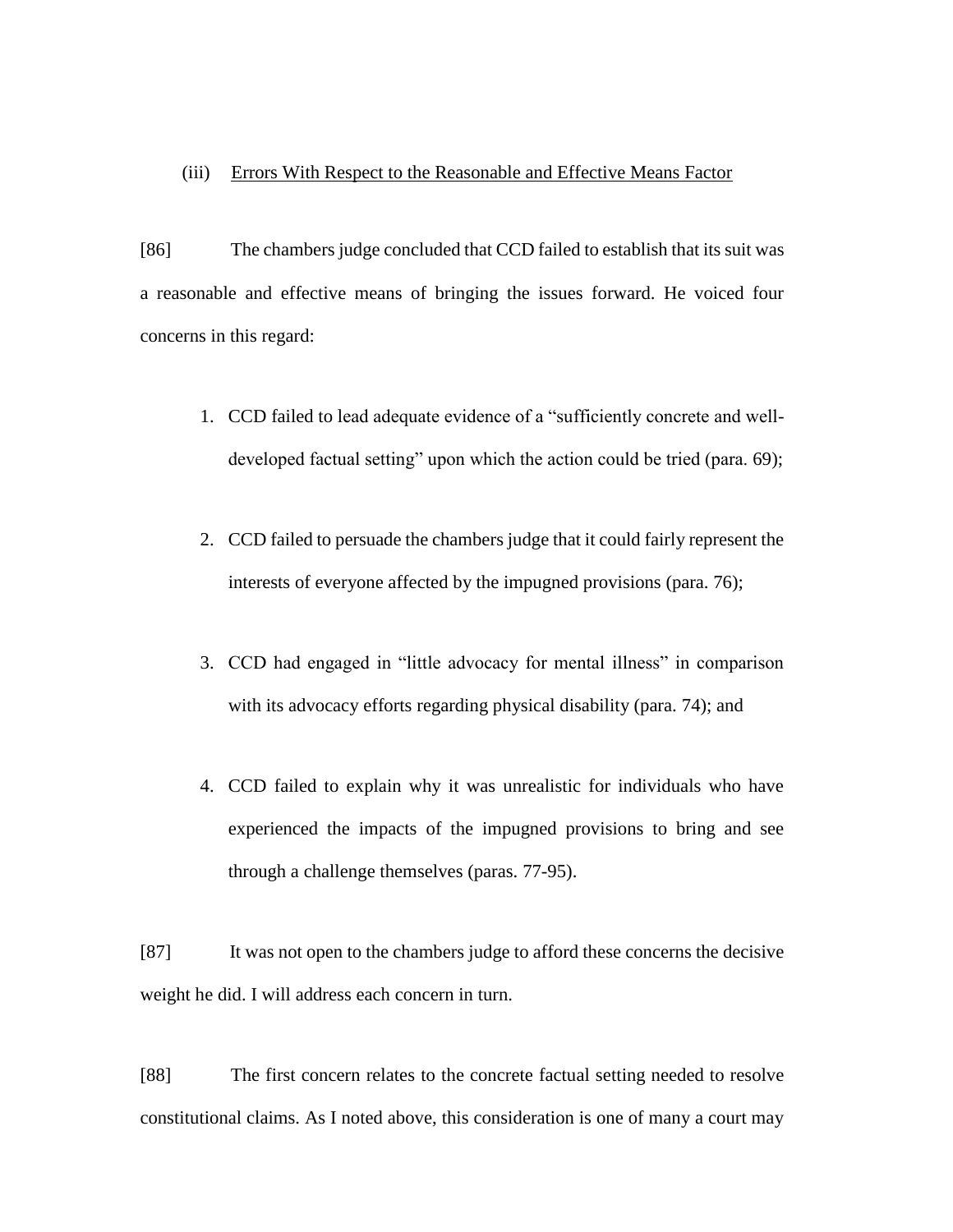(iii) Errors With Respect to the Reasonable and Effective Means Factor

[86] The chambers judge concluded that CCD failed to establish that its suit was a reasonable and effective means of bringing the issues forward. He voiced four concerns in this regard:

1. CCD failed to lead adequate evidence of a "sufficiently concrete and well-developed factual setting" upon which the action could be tried (para. 69);

2. CCD failed to persuade the chambers judge that it could fairly represent the interests of everyone affected by the impugned provisions (para. 76);

3. CCD had engaged in "little advocacy for mental illness" in comparison with its advocacy efforts regarding physical disability (para. 74); and

4. CCD failed to explain why it was unrealistic for individuals who have experienced the impacts of the impugned provisions to bring and see through a challenge themselves (paras. 77-95).

[87] It was not open to the chambers judge to afford these concerns the decisive weight he did. I will address each concern in turn.

[88] The first concern relates to the concrete factual setting needed to resolve constitutional claims. As I noted above, this consideration is one of many a court may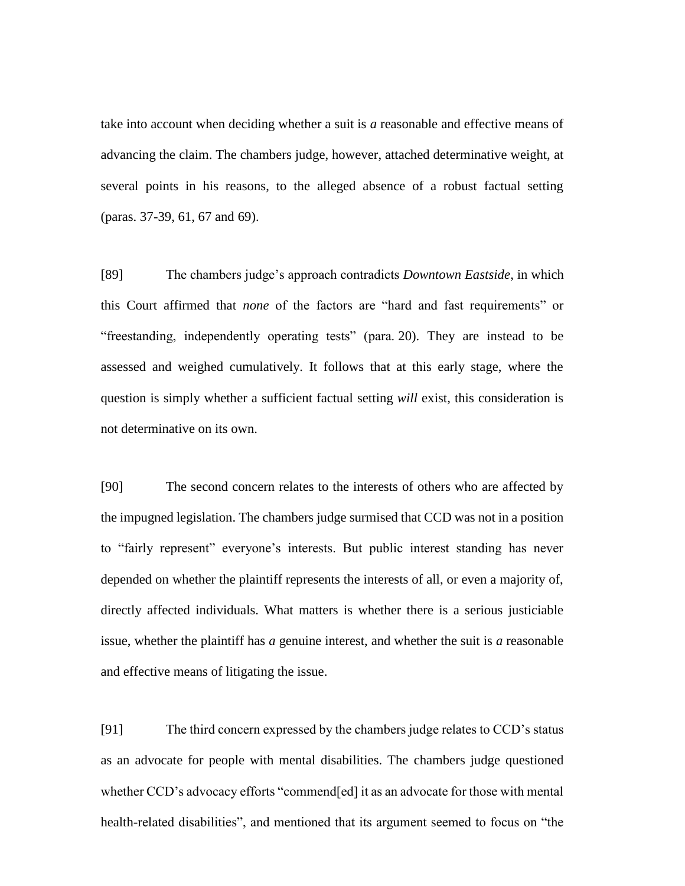take into account when deciding whether a suit is *a* reasonable and effective means of advancing the claim. The chambers judge, however, attached determinative weight, at several points in his reasons, to the alleged absence of a robust factual setting (paras. 37-39, 61, 67 and 69).

[89] The chambers judge's approach contradicts *Downtown Eastside*, in which this Court affirmed that *none* of the factors are "hard and fast requirements" or "freestanding, independently operating tests" (para. 20). They are instead to be assessed and weighed cumulatively. It follows that at this early stage, where the question is simply whether a sufficient factual setting *will* exist, this consideration is not determinative on its own.

[90] The second concern relates to the interests of others who are affected by the impugned legislation. The chambers judge surmised that CCD was not in a position to "fairly represent" everyone's interests. But public interest standing has never depended on whether the plaintiff represents the interests of all, or even a majority of, directly affected individuals. What matters is whether there is a serious justiciable issue, whether the plaintiff has *a* genuine interest, and whether the suit is *a* reasonable and effective means of litigating the issue.

[91] The third concern expressed by the chambers judge relates to CCD's status as an advocate for people with mental disabilities. The chambers judge questioned whether CCD's advocacy efforts "commend[ed] it as an advocate for those with mental health-related disabilities", and mentioned that its argument seemed to focus on "the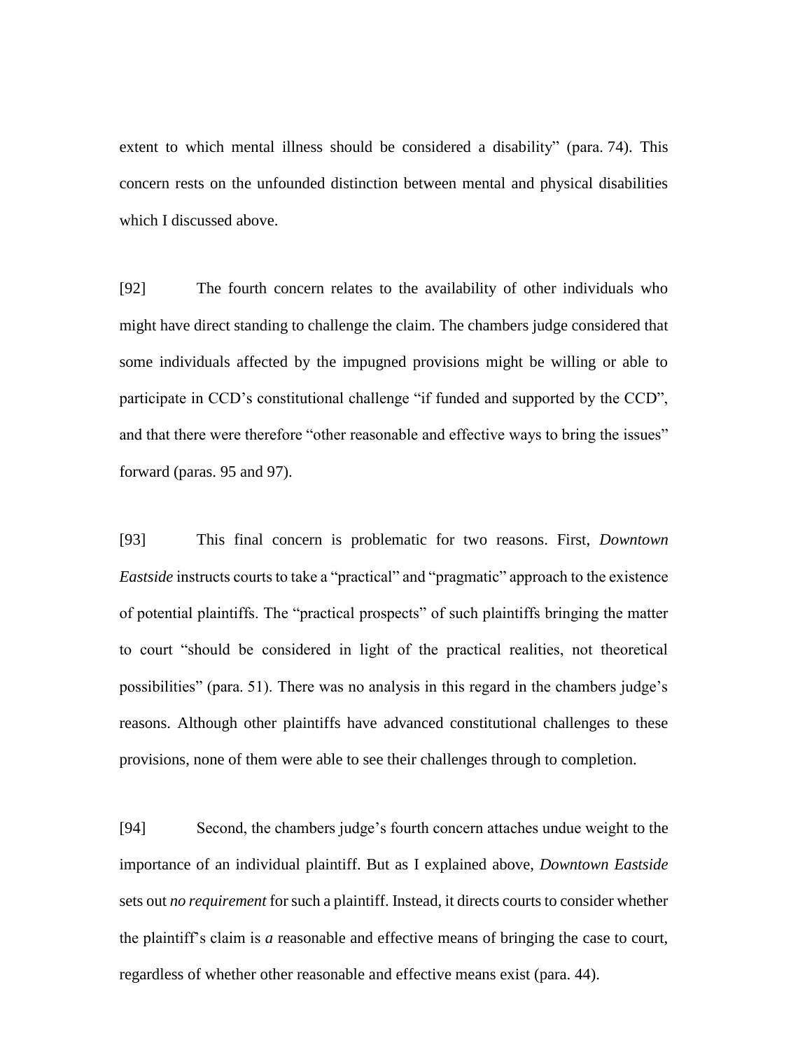extent to which mental illness should be considered a disability" (para. 74). This concern rests on the unfounded distinction between mental and physical disabilities which I discussed above.

[92] The fourth concern relates to the availability of other individuals who might have direct standing to challenge the claim. The chambers judge considered that some individuals affected by the impugned provisions might be willing or able to participate in CCD's constitutional challenge "if funded and supported by the CCD", and that there were therefore "other reasonable and effective ways to bring the issues" forward (paras. 95 and 97).

[93] This final concern is problematic for two reasons. First, *Downtown Eastside* instructs courts to take a "practical" and "pragmatic" approach to the existence of potential plaintiffs. The "practical prospects" of such plaintiffs bringing the matter to court "should be considered in light of the practical realities, not theoretical possibilities" (para. 51). There was no analysis in this regard in the chambers judge's reasons. Although other plaintiffs have advanced constitutional challenges to these provisions, none of them were able to see their challenges through to completion.

[94] Second, the chambers judge's fourth concern attaches undue weight to the importance of an individual plaintiff. But as I explained above, *Downtown Eastside* sets out *no requirement* for such a plaintiff. Instead, it directs courts to consider whether the plaintiff's claim is *a* reasonable and effective means of bringing the case to court, regardless of whether other reasonable and effective means exist (para. 44).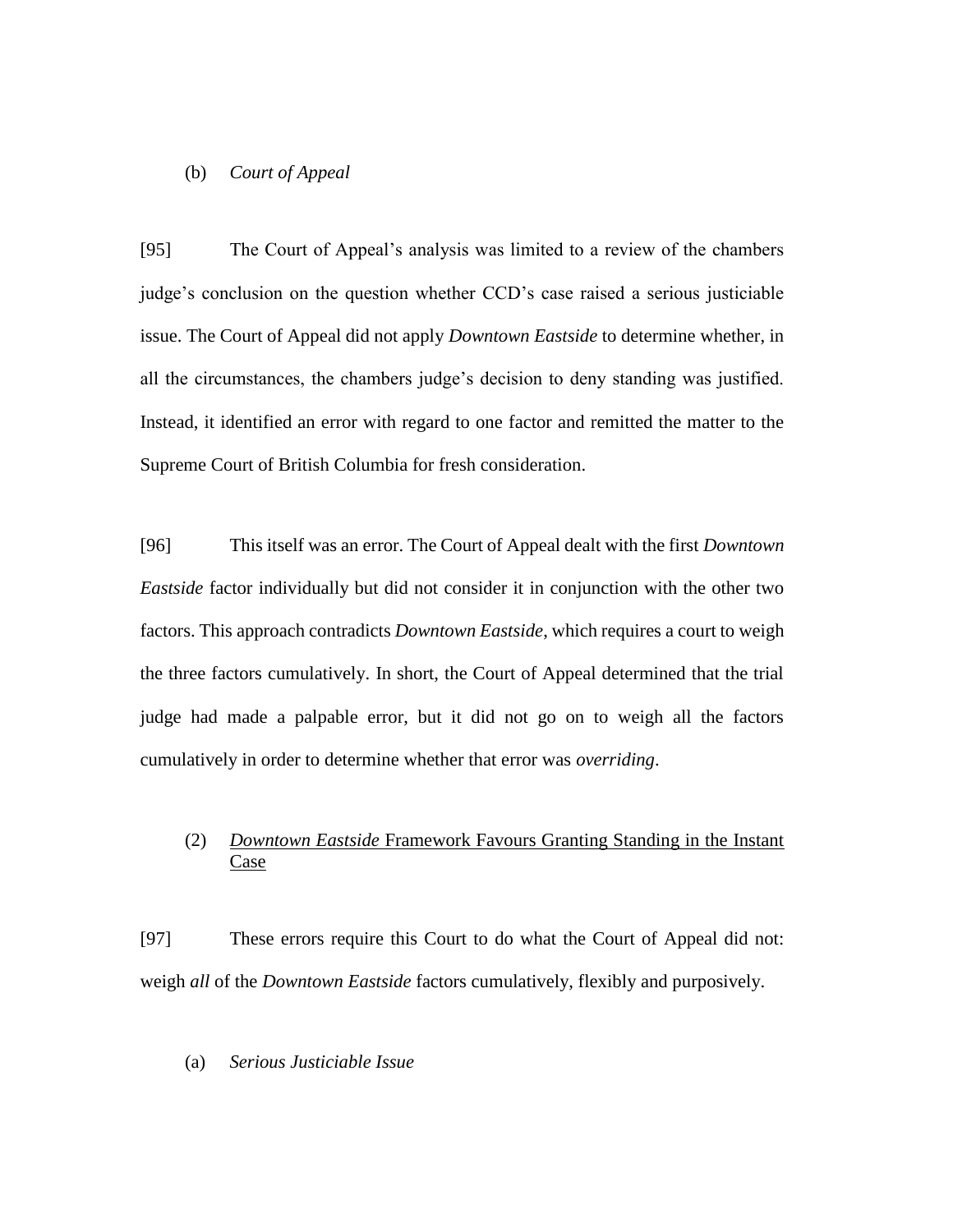(b) *Court of Appeal*

[95] The Court of Appeal's analysis was limited to a review of the chambers judge's conclusion on the question whether CCD's case raised a serious justiciable issue. The Court of Appeal did not apply *Downtown Eastside* to determine whether, in all the circumstances, the chambers judge's decision to deny standing was justified. Instead, it identified an error with regard to one factor and remitted the matter to the Supreme Court of British Columbia for fresh consideration.

[96] This itself was an error. The Court of Appeal dealt with the first *Downtown Eastside* factor individually but did not consider it in conjunction with the other two factors. This approach contradicts *Downtown Eastside*, which requires a court to weigh the three factors cumulatively. In short, the Court of Appeal determined that the trial judge had made a palpable error, but it did not go on to weigh all the factors cumulatively in order to determine whether that error was *overriding*.

(2) *Downtown Eastside* Framework Favours Granting Standing in the Instant Case

[97] These errors require this Court to do what the Court of Appeal did not: weigh *all* of the *Downtown Eastside* factors cumulatively, flexibly and purposively.

(a) *Serious Justiciable Issue*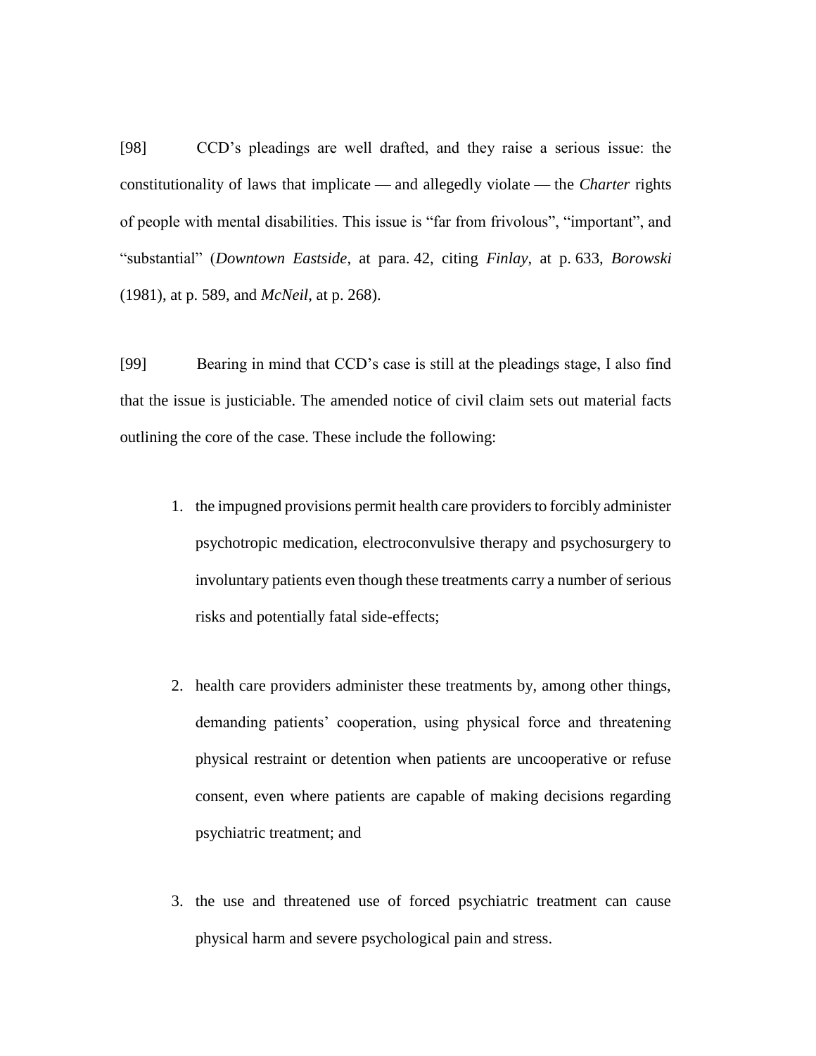[98] CCD's pleadings are well drafted, and they raise a serious issue: the constitutionality of laws that implicate — and allegedly violate — the *Charter* rights of people with mental disabilities. This issue is "far from frivolous", "important", and "substantial" (*Downtown Eastside*, at para. 42, citing *Finlay*, at p. 633, *Borowski* (1981), at p. 589, and *McNeil*, at p. 268).

[99] Bearing in mind that CCD's case is still at the pleadings stage, I also find that the issue is justiciable. The amended notice of civil claim sets out material facts outlining the core of the case. These include the following:

1. the impugned provisions permit health care providers to forcibly administer psychotropic medication, electroconvulsive therapy and psychosurgery to involuntary patients even though these treatments carry a number of serious risks and potentially fatal side-effects;

2. health care providers administer these treatments by, among other things, demanding patients' cooperation, using physical force and threatening physical restraint or detention when patients are uncooperative or refuse consent, even where patients are capable of making decisions regarding psychiatric treatment; and

3. the use and threatened use of forced psychiatric treatment can cause physical harm and severe psychological pain and stress.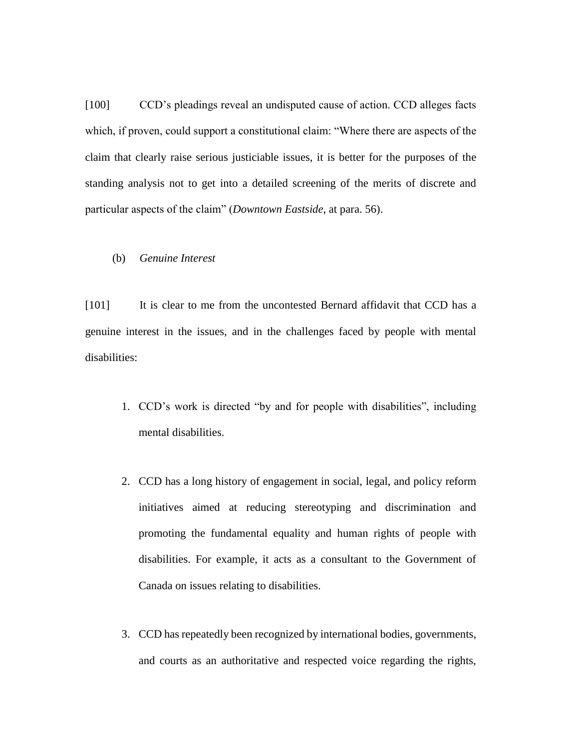[100] CCD's pleadings reveal an undisputed cause of action. CCD alleges facts which, if proven, could support a constitutional claim: "Where there are aspects of the claim that clearly raise serious justiciable issues, it is better for the purposes of the standing analysis not to get into a detailed screening of the merits of discrete and particular aspects of the claim" (*Downtown Eastside*, at para. 56).

(b) *Genuine Interest*

[101] It is clear to me from the uncontested Bernard affidavit that CCD has a genuine interest in the issues, and in the challenges faced by people with mental disabilities:

1. CCD's work is directed "by and for people with disabilities", including mental disabilities.

2. CCD has a long history of engagement in social, legal, and policy reform initiatives aimed at reducing stereotyping and discrimination and promoting the fundamental equality and human rights of people with disabilities. For example, it acts as a consultant to the Government of Canada on issues relating to disabilities.

3. CCD has repeatedly been recognized by international bodies, governments, and courts as an authoritative and respected voice regarding the rights,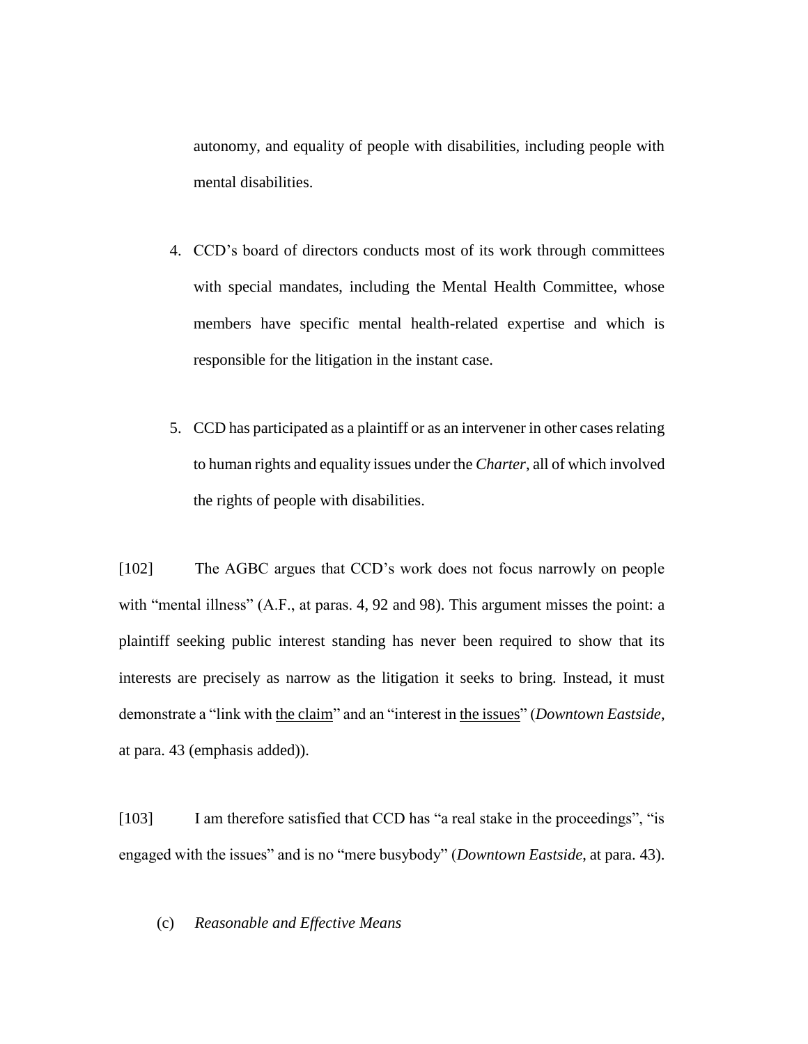autonomy, and equality of people with disabilities, including people with mental disabilities.

4. CCD's board of directors conducts most of its work through committees with special mandates, including the Mental Health Committee, whose members have specific mental health-related expertise and which is responsible for the litigation in the instant case.

5. CCD has participated as a plaintiff or as an intervener in other cases relating to human rights and equality issues under the *Charter*, all of which involved the rights of people with disabilities.

[102] The AGBC argues that CCD's work does not focus narrowly on people with "mental illness" (A.F., at paras. 4, 92 and 98). This argument misses the point: a plaintiff seeking public interest standing has never been required to show that its interests are precisely as narrow as the litigation it seeks to bring. Instead, it must demonstrate a "link with <u>the claim</u>" and an "interest in <u>the issues</u>" (*Downtown Eastside*, at para. 43 (emphasis added)).

[103] I am therefore satisfied that CCD has "a real stake in the proceedings", "is engaged with the issues" and is no "mere busybody" (*Downtown Eastside*, at para. 43).

(c) *Reasonable and Effective Means*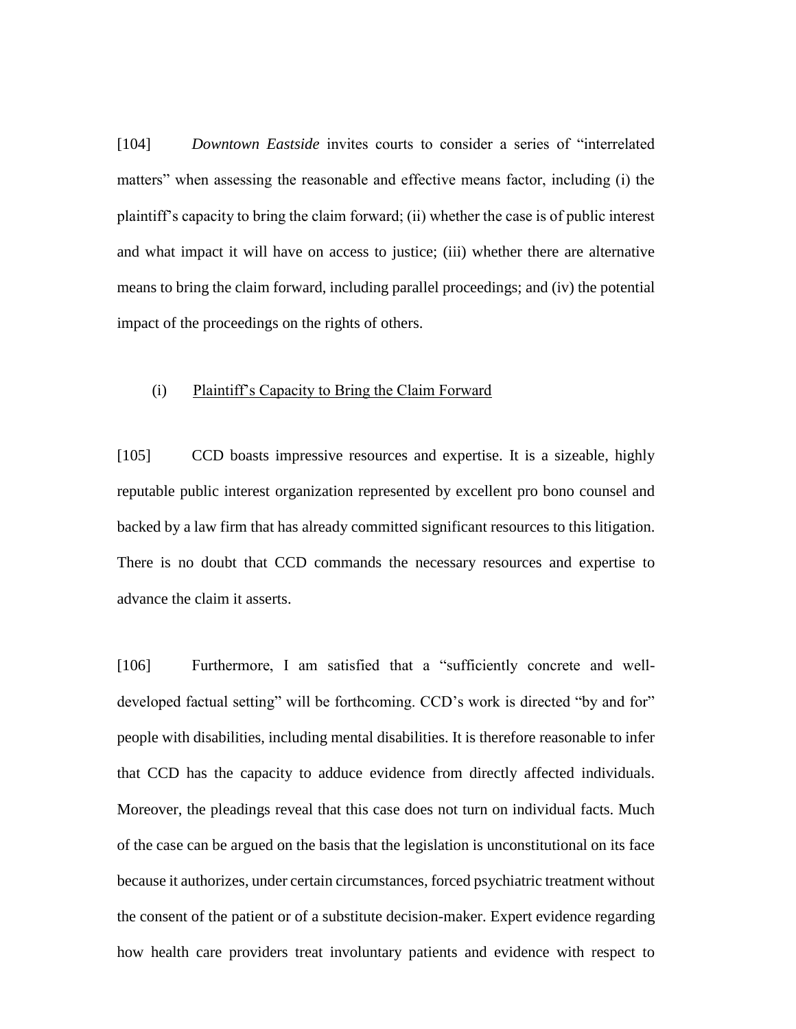[104] *Downtown Eastside* invites courts to consider a series of "interrelated matters" when assessing the reasonable and effective means factor, including (i) the plaintiff's capacity to bring the claim forward; (ii) whether the case is of public interest and what impact it will have on access to justice; (iii) whether there are alternative means to bring the claim forward, including parallel proceedings; and (iv) the potential impact of the proceedings on the rights of others.

(i) Plaintiff's Capacity to Bring the Claim Forward

[105] CCD boasts impressive resources and expertise. It is a sizeable, highly reputable public interest organization represented by excellent pro bono counsel and backed by a law firm that has already committed significant resources to this litigation. There is no doubt that CCD commands the necessary resources and expertise to advance the claim it asserts.

[106] Furthermore, I am satisfied that a "sufficiently concrete and well-developed factual setting" will be forthcoming. CCD's work is directed "by and for" people with disabilities, including mental disabilities. It is therefore reasonable to infer that CCD has the capacity to adduce evidence from directly affected individuals. Moreover, the pleadings reveal that this case does not turn on individual facts. Much of the case can be argued on the basis that the legislation is unconstitutional on its face because it authorizes, under certain circumstances, forced psychiatric treatment without the consent of the patient or of a substitute decision-maker. Expert evidence regarding how health care providers treat involuntary patients and evidence with respect to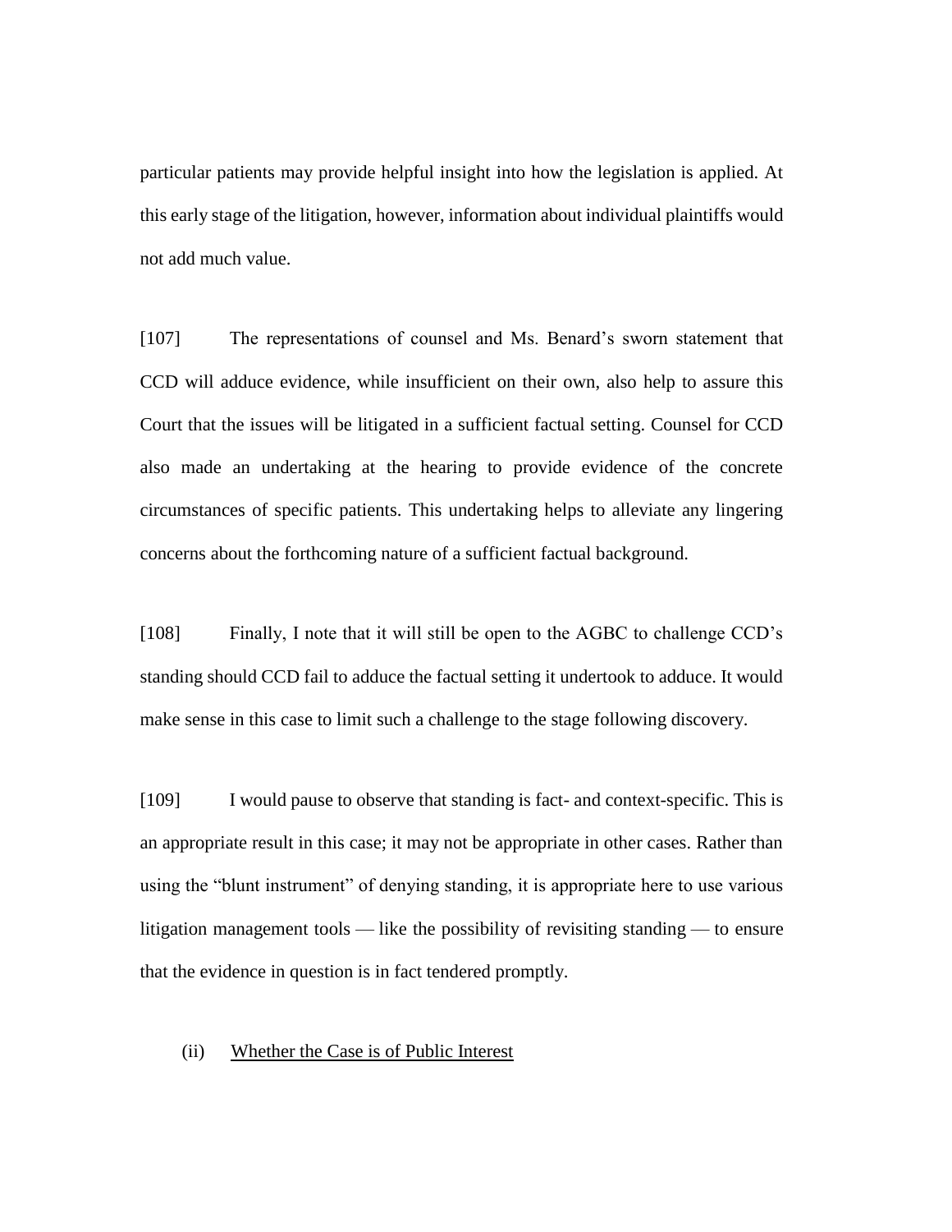particular patients may provide helpful insight into how the legislation is applied. At this early stage of the litigation, however, information about individual plaintiffs would not add much value.

[107] The representations of counsel and Ms. Benard's sworn statement that CCD will adduce evidence, while insufficient on their own, also help to assure this Court that the issues will be litigated in a sufficient factual setting. Counsel for CCD also made an undertaking at the hearing to provide evidence of the concrete circumstances of specific patients. This undertaking helps to alleviate any lingering concerns about the forthcoming nature of a sufficient factual background.

[108] Finally, I note that it will still be open to the AGBC to challenge CCD's standing should CCD fail to adduce the factual setting it undertook to adduce. It would make sense in this case to limit such a challenge to the stage following discovery.

[109] I would pause to observe that standing is fact- and context-specific. This is an appropriate result in this case; it may not be appropriate in other cases. Rather than using the "blunt instrument" of denying standing, it is appropriate here to use various litigation management tools — like the possibility of revisiting standing — to ensure that the evidence in question is in fact tendered promptly.

(ii) Whether the Case is of Public Interest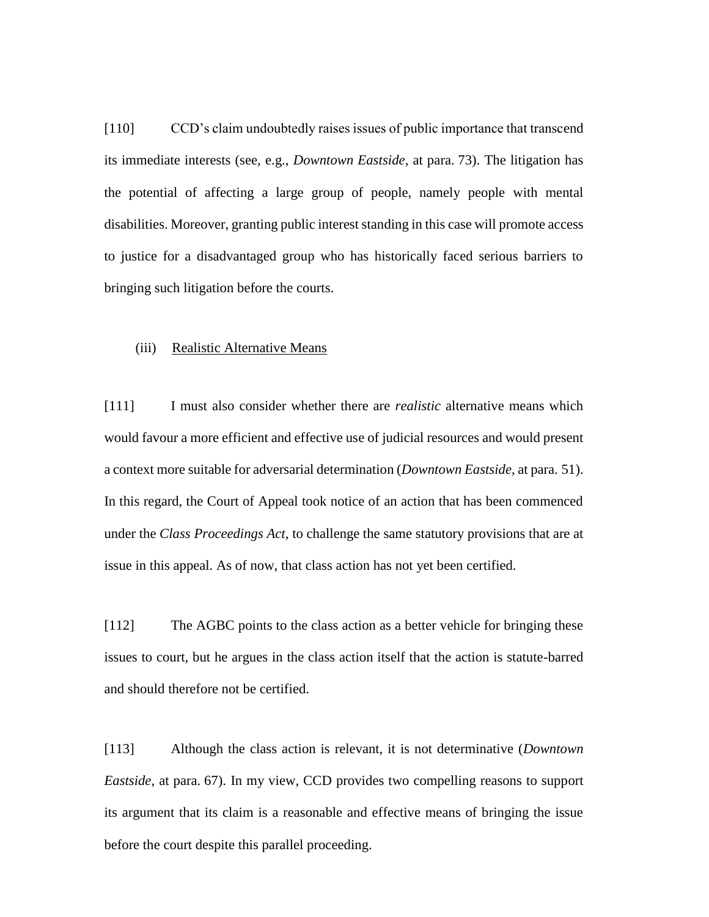[110] CCD's claim undoubtedly raises issues of public importance that transcend its immediate interests (see, e.g., *Downtown Eastside*, at para. 73). The litigation has the potential of affecting a large group of people, namely people with mental disabilities. Moreover, granting public interest standing in this case will promote access to justice for a disadvantaged group who has historically faced serious barriers to bringing such litigation before the courts.

### (iii) Realistic Alternative Means

[111] I must also consider whether there are *realistic* alternative means which would favour a more efficient and effective use of judicial resources and would present a context more suitable for adversarial determination (*Downtown Eastside*, at para. 51). In this regard, the Court of Appeal took notice of an action that has been commenced under the *Class Proceedings Act*, to challenge the same statutory provisions that are at issue in this appeal. As of now, that class action has not yet been certified.

[112] The AGBC points to the class action as a better vehicle for bringing these issues to court, but he argues in the class action itself that the action is statute-barred and should therefore not be certified.

[113] Although the class action is relevant, it is not determinative (*Downtown Eastside*, at para. 67). In my view, CCD provides two compelling reasons to support its argument that its claim is a reasonable and effective means of bringing the issue before the court despite this parallel proceeding.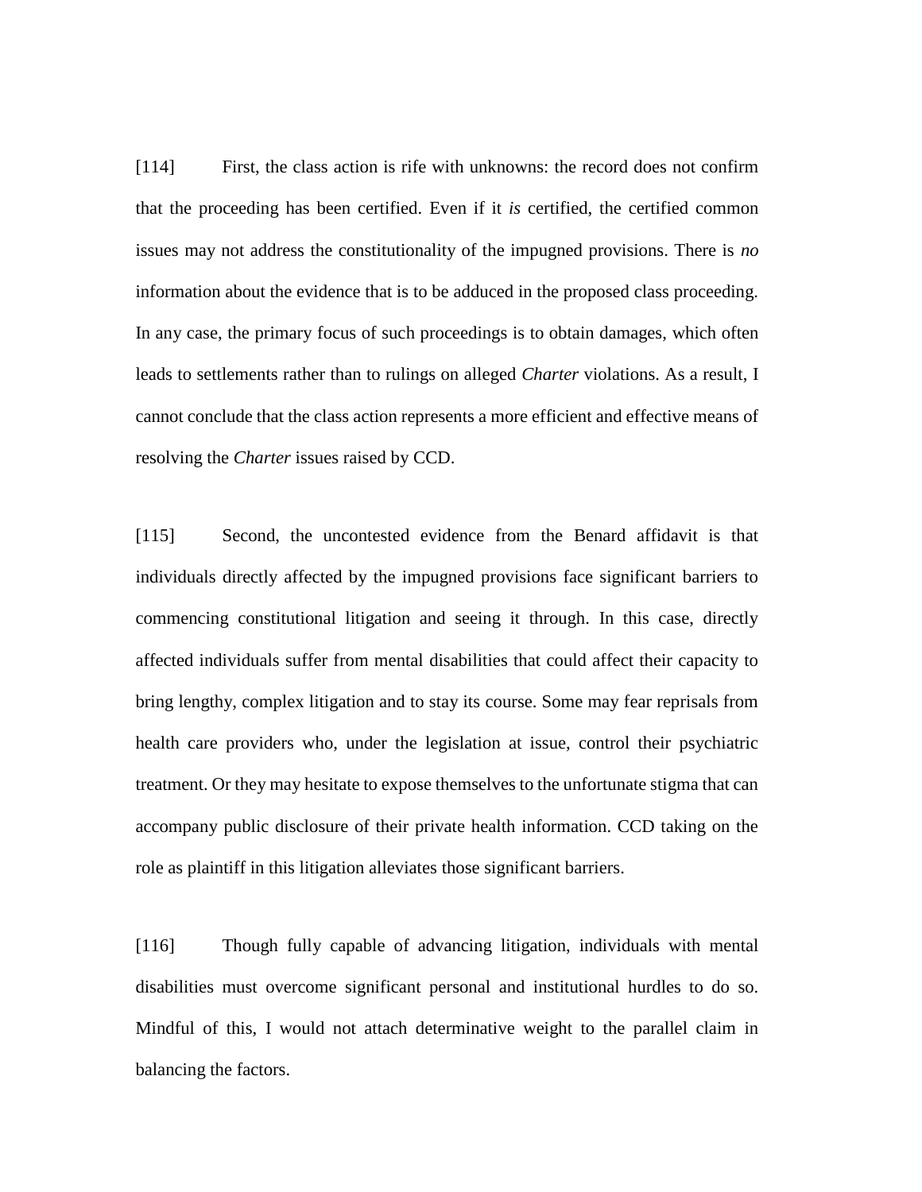[114] First, the class action is rife with unknowns: the record does not confirm that the proceeding has been certified. Even if it *is* certified, the certified common issues may not address the constitutionality of the impugned provisions. There is *no* information about the evidence that is to be adduced in the proposed class proceeding. In any case, the primary focus of such proceedings is to obtain damages, which often leads to settlements rather than to rulings on alleged *Charter* violations. As a result, I cannot conclude that the class action represents a more efficient and effective means of resolving the *Charter* issues raised by CCD.

[115] Second, the uncontested evidence from the Benard affidavit is that individuals directly affected by the impugned provisions face significant barriers to commencing constitutional litigation and seeing it through. In this case, directly affected individuals suffer from mental disabilities that could affect their capacity to bring lengthy, complex litigation and to stay its course. Some may fear reprisals from health care providers who, under the legislation at issue, control their psychiatric treatment. Or they may hesitate to expose themselves to the unfortunate stigma that can accompany public disclosure of their private health information. CCD taking on the role as plaintiff in this litigation alleviates those significant barriers.

[116] Though fully capable of advancing litigation, individuals with mental disabilities must overcome significant personal and institutional hurdles to do so. Mindful of this, I would not attach determinative weight to the parallel claim in balancing the factors.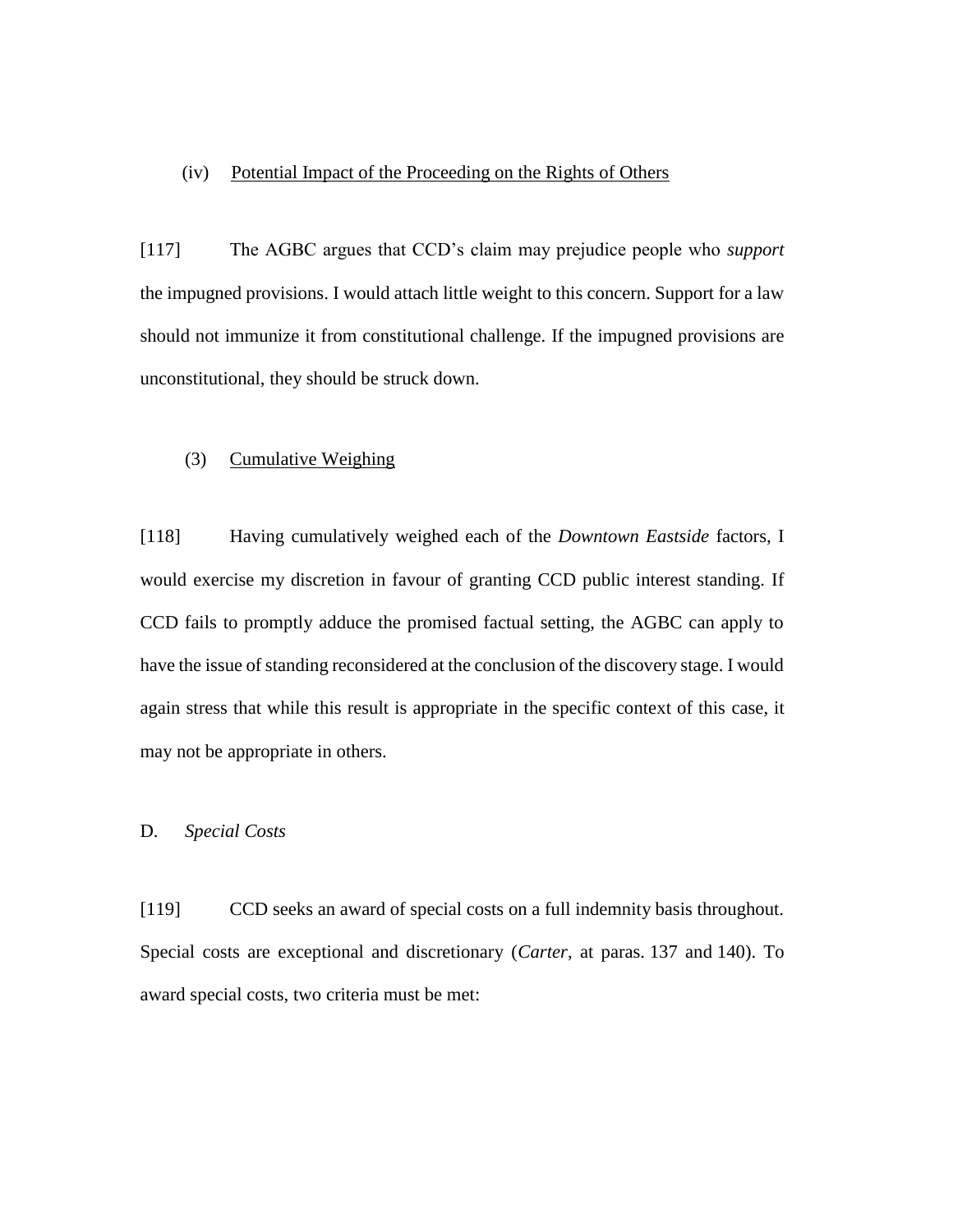### (iv) Potential Impact of the Proceeding on the Rights of Others

[117] The AGBC argues that CCD's claim may prejudice people who *support* the impugned provisions. I would attach little weight to this concern. Support for a law should not immunize it from constitutional challenge. If the impugned provisions are unconstitutional, they should be struck down.

### (3) Cumulative Weighing

[118] Having cumulatively weighed each of the *Downtown Eastside* factors, I would exercise my discretion in favour of granting CCD public interest standing. If CCD fails to promptly adduce the promised factual setting, the AGBC can apply to have the issue of standing reconsidered at the conclusion of the discovery stage. I would again stress that while this result is appropriate in the specific context of this case, it may not be appropriate in others.

## D. *Special Costs*

[119] CCD seeks an award of special costs on a full indemnity basis throughout. Special costs are exceptional and discretionary (*Carter*, at paras. 137 and 140). To award special costs, two criteria must be met: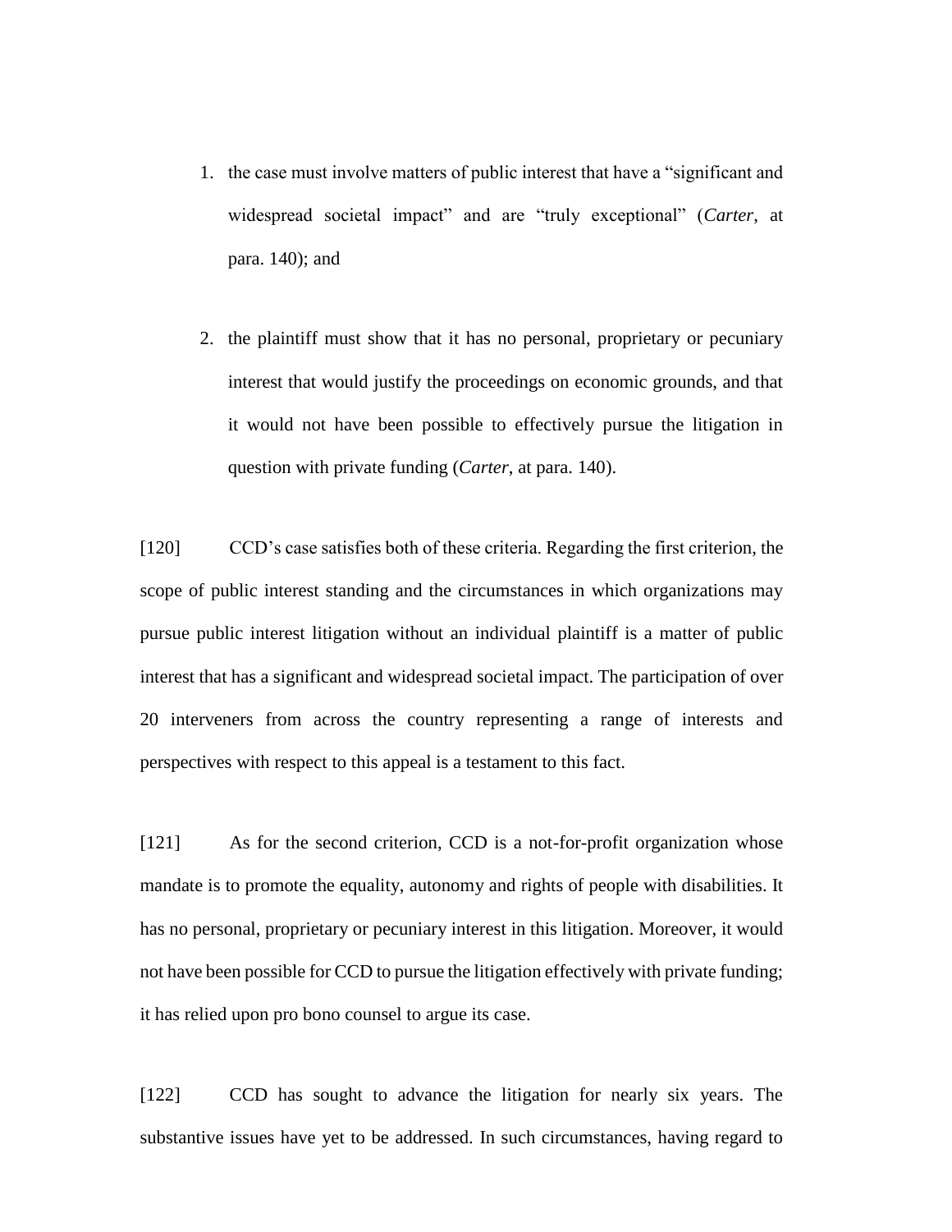1. the case must involve matters of public interest that have a “significant and widespread societal impact” and are “truly exceptional” (*Carter*, at para. 140); and

2. the plaintiff must show that it has no personal, proprietary or pecuniary interest that would justify the proceedings on economic grounds, and that it would not have been possible to effectively pursue the litigation in question with private funding (*Carter*, at para. 140).

[120] CCD’s case satisfies both of these criteria. Regarding the first criterion, the scope of public interest standing and the circumstances in which organizations may pursue public interest litigation without an individual plaintiff is a matter of public interest that has a significant and widespread societal impact. The participation of over 20 interveners from across the country representing a range of interests and perspectives with respect to this appeal is a testament to this fact.

[121] As for the second criterion, CCD is a not-for-profit organization whose mandate is to promote the equality, autonomy and rights of people with disabilities. It has no personal, proprietary or pecuniary interest in this litigation. Moreover, it would not have been possible for CCD to pursue the litigation effectively with private funding; it has relied upon pro bono counsel to argue its case.

[122] CCD has sought to advance the litigation for nearly six years. The substantive issues have yet to be addressed. In such circumstances, having regard to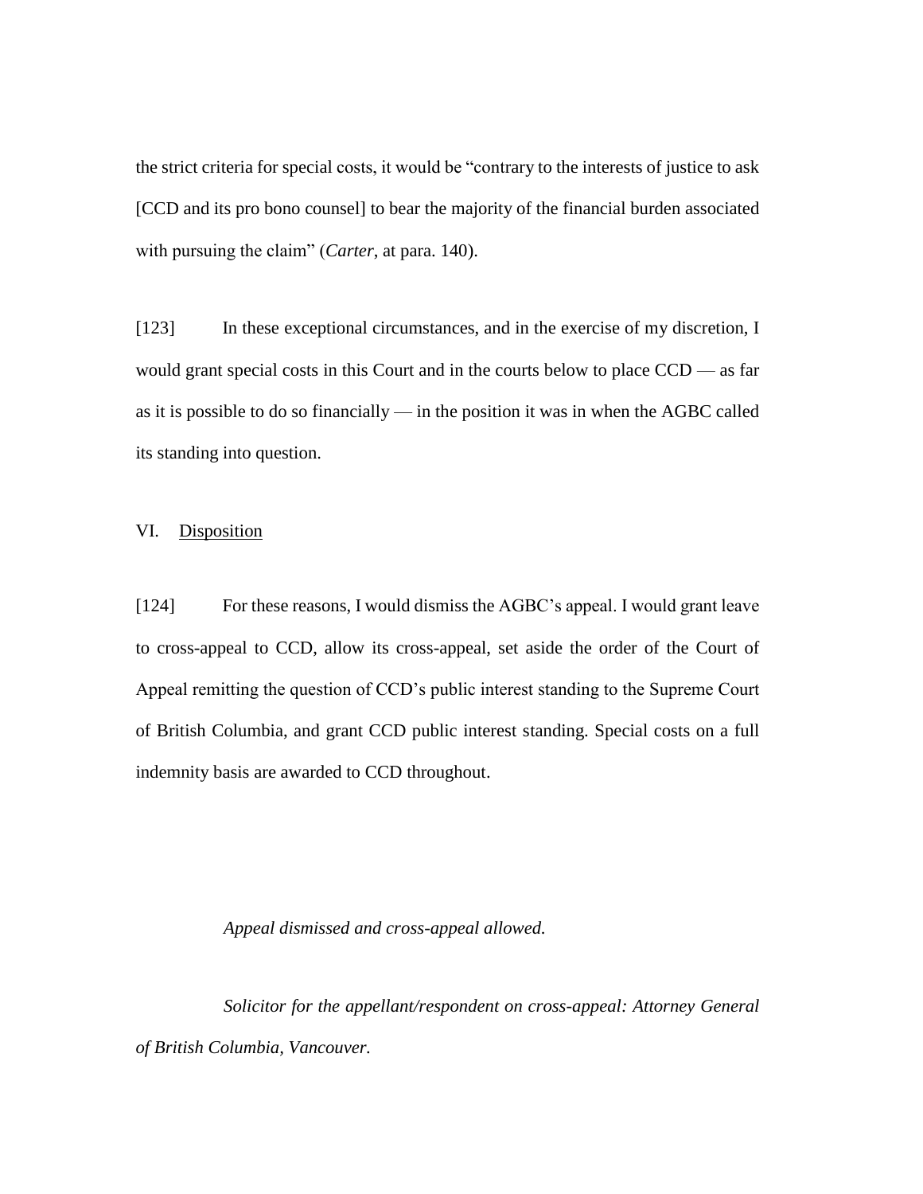the strict criteria for special costs, it would be "contrary to the interests of justice to ask [CCD and its pro bono counsel] to bear the majority of the financial burden associated with pursuing the claim" (*Carter*, at para. 140).

[123] In these exceptional circumstances, and in the exercise of my discretion, I would grant special costs in this Court and in the courts below to place CCD — as far as it is possible to do so financially — in the position it was in when the AGBC called its standing into question.

## VI. Disposition

[124] For these reasons, I would dismiss the AGBC's appeal. I would grant leave to cross-appeal to CCD, allow its cross-appeal, set aside the order of the Court of Appeal remitting the question of CCD's public interest standing to the Supreme Court of British Columbia, and grant CCD public interest standing. Special costs on a full indemnity basis are awarded to CCD throughout.

*Appeal dismissed and cross-appeal allowed.*

*Solicitor for the appellant/respondent on cross-appeal: Attorney General of British Columbia, Vancouver.*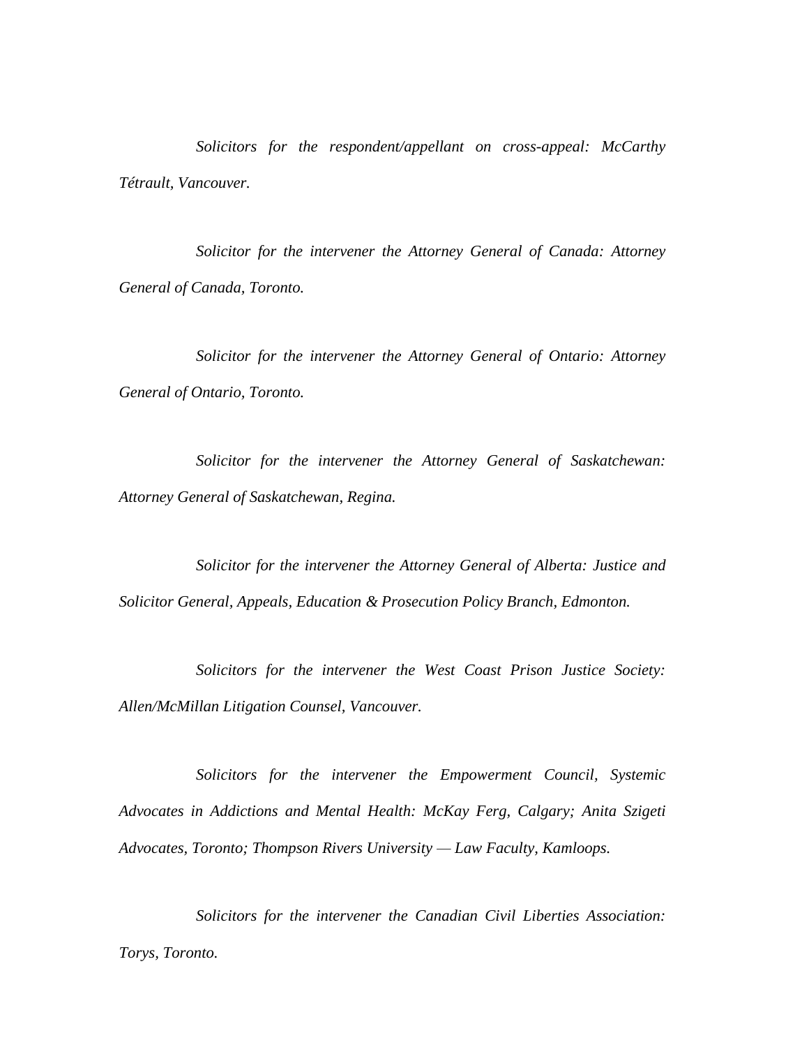*Solicitors for the respondent/appellant on cross-appeal: McCarthy Tétrault, Vancouver.*

*Solicitor for the intervener the Attorney General of Canada: Attorney General of Canada, Toronto.*

*Solicitor for the intervener the Attorney General of Ontario: Attorney General of Ontario, Toronto.*

*Solicitor for the intervener the Attorney General of Saskatchewan: Attorney General of Saskatchewan, Regina.*

*Solicitor for the intervener the Attorney General of Alberta: Justice and Solicitor General, Appeals, Education & Prosecution Policy Branch, Edmonton.*

*Solicitors for the intervener the West Coast Prison Justice Society: Allen/McMillan Litigation Counsel, Vancouver.*

*Solicitors for the intervener the Empowerment Council, Systemic Advocates in Addictions and Mental Health: McKay Ferg, Calgary; Anita Szigeti Advocates, Toronto; Thompson Rivers University — Law Faculty, Kamloops.*

*Solicitors for the intervener the Canadian Civil Liberties Association: Torys, Toronto.*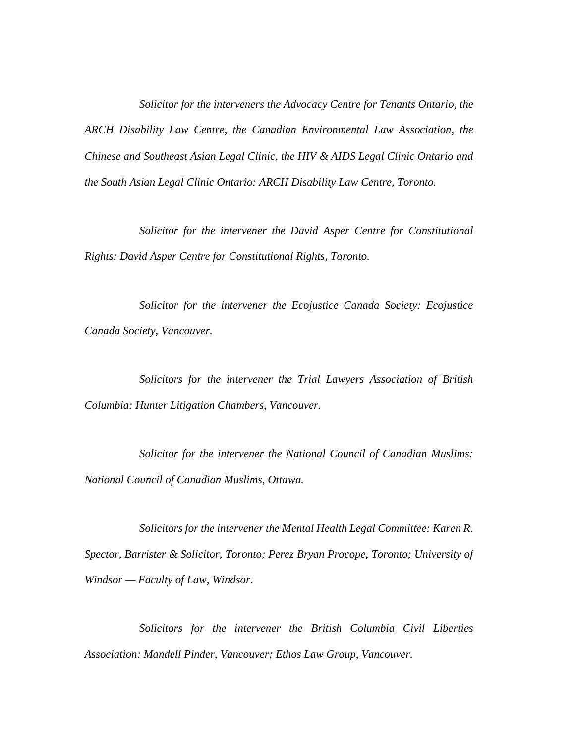*Solicitor for the interveners the Advocacy Centre for Tenants Ontario, the ARCH Disability Law Centre, the Canadian Environmental Law Association, the Chinese and Southeast Asian Legal Clinic, the HIV & AIDS Legal Clinic Ontario and the South Asian Legal Clinic Ontario: ARCH Disability Law Centre, Toronto.*

*Solicitor for the intervener the David Asper Centre for Constitutional Rights: David Asper Centre for Constitutional Rights, Toronto.*

*Solicitor for the intervener the Ecojustice Canada Society: Ecojustice Canada Society, Vancouver.*

*Solicitors for the intervener the Trial Lawyers Association of British Columbia: Hunter Litigation Chambers, Vancouver.*

*Solicitor for the intervener the National Council of Canadian Muslims: National Council of Canadian Muslims, Ottawa.*

*Solicitors for the intervener the Mental Health Legal Committee: Karen R. Spector, Barrister & Solicitor, Toronto; Perez Bryan Procope, Toronto; University of Windsor — Faculty of Law, Windsor.*

*Solicitors for the intervener the British Columbia Civil Liberties Association: Mandell Pinder, Vancouver; Ethos Law Group, Vancouver.*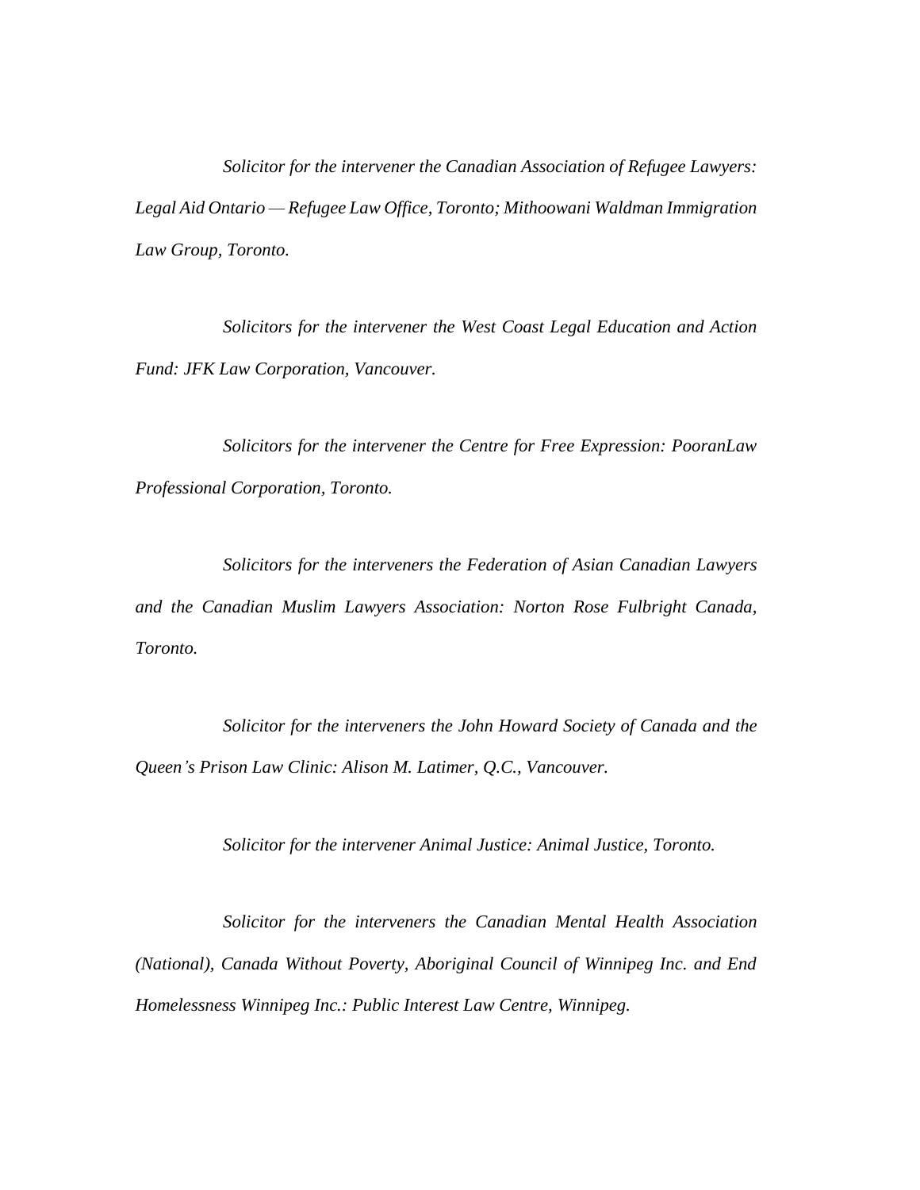*Solicitor for the intervener the Canadian Association of Refugee Lawyers: Legal Aid Ontario — Refugee Law Office, Toronto; Mithoowani Waldman Immigration Law Group, Toronto.*

*Solicitors for the intervener the West Coast Legal Education and Action Fund: JFK Law Corporation, Vancouver.*

*Solicitors for the intervener the Centre for Free Expression: PooranLaw Professional Corporation, Toronto.*

*Solicitors for the interveners the Federation of Asian Canadian Lawyers and the Canadian Muslim Lawyers Association: Norton Rose Fulbright Canada, Toronto.*

*Solicitor for the interveners the John Howard Society of Canada and the Queen's Prison Law Clinic: Alison M. Latimer, Q.C., Vancouver.*

*Solicitor for the intervener Animal Justice: Animal Justice, Toronto.*

*Solicitor for the interveners the Canadian Mental Health Association (National), Canada Without Poverty, Aboriginal Council of Winnipeg Inc. and End Homelessness Winnipeg Inc.: Public Interest Law Centre, Winnipeg.*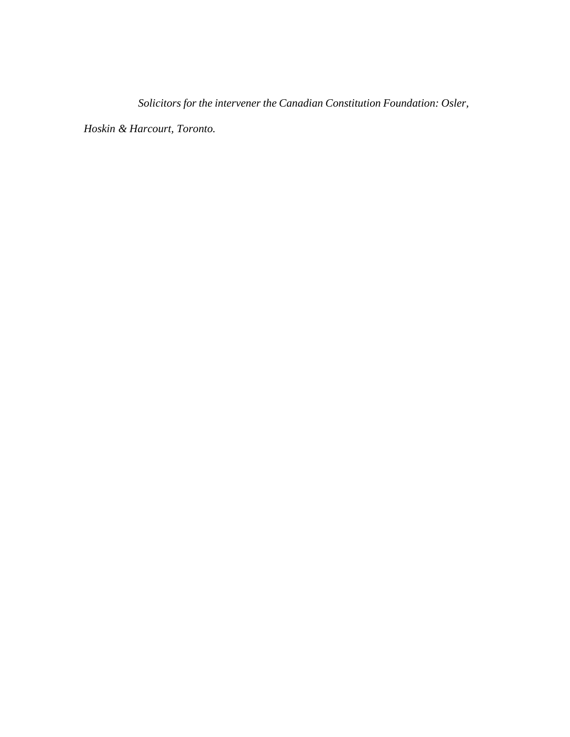*Solicitors for the intervener the Canadian Constitution Foundation: Osler, Hoskin & Harcourt, Toronto.*